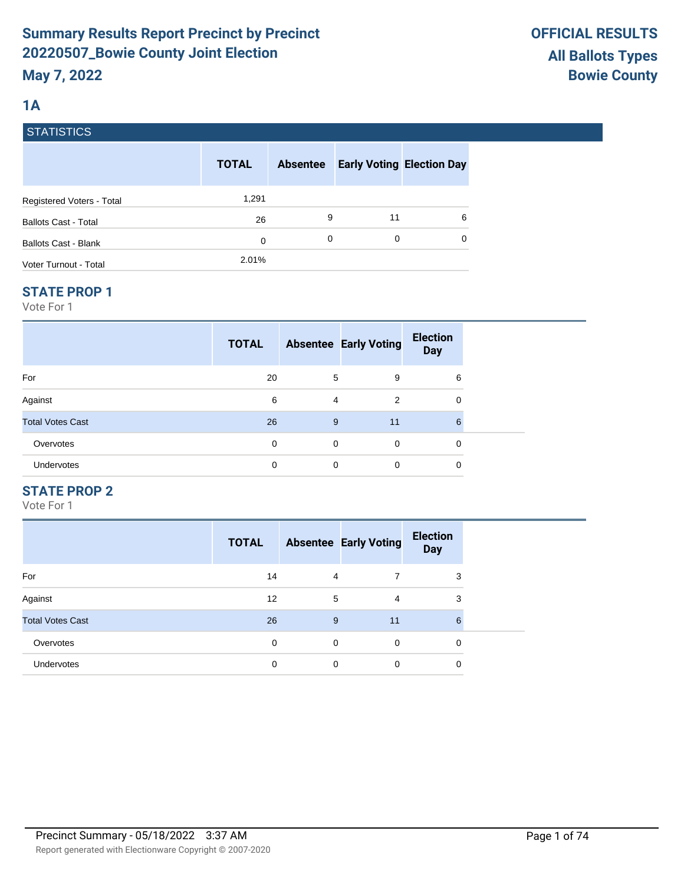# Summary Results Report Precinct by Precinct 20220507_Bowie County Joint Election

**May 7, 2022**

**OFFICIAL RESULTS**
**All Ballots Types**
**Bowie County**

## 1A

### STATISTICS

| | TOTAL | Absentee | Early Voting | Election Day |
|---|---|---|---|---|
| Registered Voters - Total | 1,291 | | | |
| Ballots Cast - Total | 26 | 9 | 11 | 6 |
| Ballots Cast - Blank | 0 | 0 | 0 | 0 |
| Voter Turnout - Total | 2.01% | | | |

### STATE PROP 1

Vote For 1

| | TOTAL | Absentee | Early Voting | Election Day |
|---|---|---|---|---|
| For | 20 | 5 | 9 | 6 |
| Against | 6 | 4 | 2 | 0 |
| Total Votes Cast | 26 | 9 | 11 | 6 |
| Overvotes | 0 | 0 | 0 | 0 |
| Undervotes | 0 | 0 | 0 | 0 |

### STATE PROP 2

Vote For 1

| | TOTAL | Absentee | Early Voting | Election Day |
|---|---|---|---|---|
| For | 14 | 4 | 7 | 3 |
| Against | 12 | 5 | 4 | 3 |
| Total Votes Cast | 26 | 9 | 11 | 6 |
| Overvotes | 0 | 0 | 0 | 0 |
| Undervotes | 0 | 0 | 0 | 0 |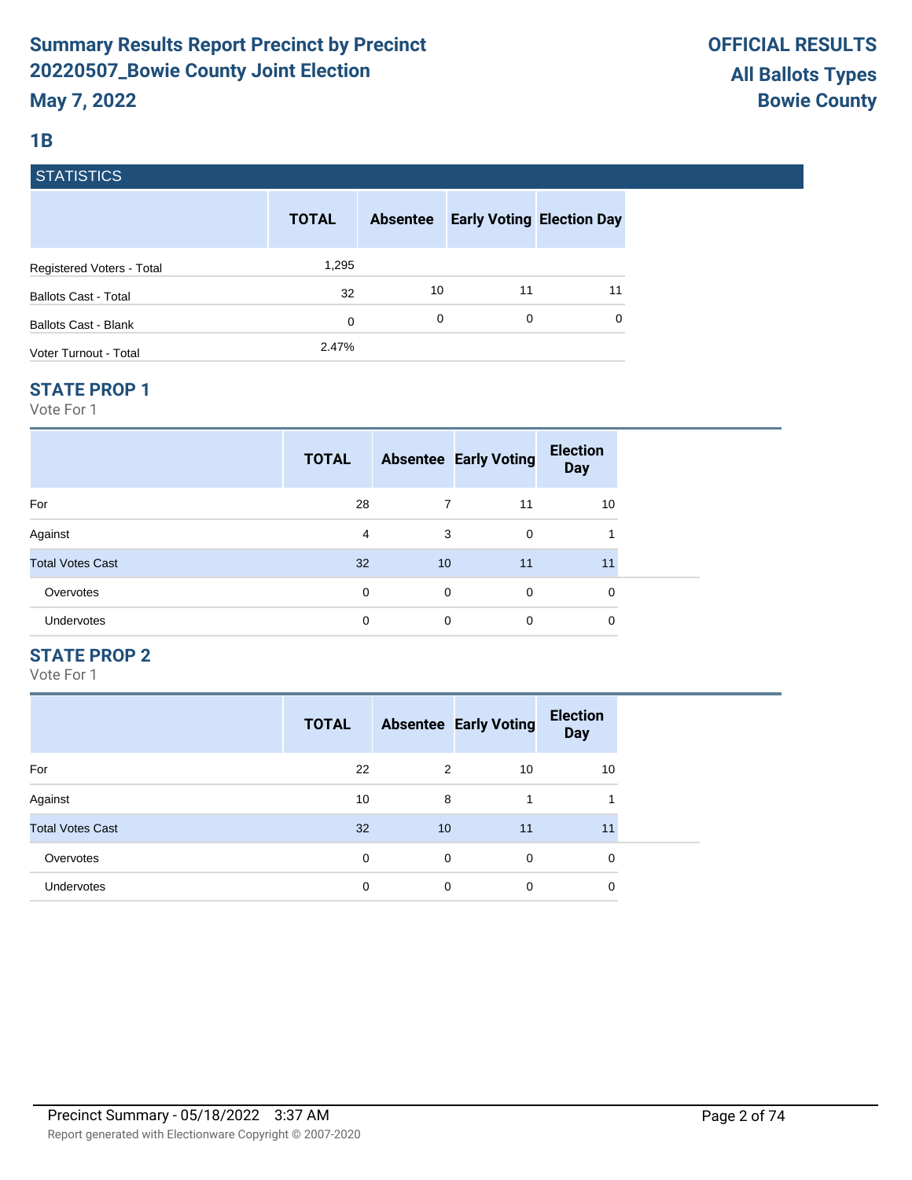# Summary Results Report Precinct by Precinct 20220507_Bowie County Joint Election

**May 7, 2022**

**OFFICIAL RESULTS**
**All Ballots Types**
**Bowie County**

## 1B

### STATISTICS

| | TOTAL | Absentee | Early Voting | Election Day |
|---|---|---|---|---|
| Registered Voters - Total | 1,295 | | | |
| Ballots Cast - Total | 32 | 10 | 11 | 11 |
| Ballots Cast - Blank | 0 | 0 | 0 | 0 |
| Voter Turnout - Total | 2.47% | | | |

### STATE PROP 1

Vote For 1

| | TOTAL | Absentee | Early Voting | Election Day |
|---|---|---|---|---|
| For | 28 | 7 | 11 | 10 |
| Against | 4 | 3 | 0 | 1 |
| Total Votes Cast | 32 | 10 | 11 | 11 |
| Overvotes | 0 | 0 | 0 | 0 |
| Undervotes | 0 | 0 | 0 | 0 |

### STATE PROP 2

Vote For 1

| | TOTAL | Absentee | Early Voting | Election Day |
|---|---|---|---|---|
| For | 22 | 2 | 10 | 10 |
| Against | 10 | 8 | 1 | 1 |
| Total Votes Cast | 32 | 10 | 11 | 11 |
| Overvotes | 0 | 0 | 0 | 0 |
| Undervotes | 0 | 0 | 0 | 0 |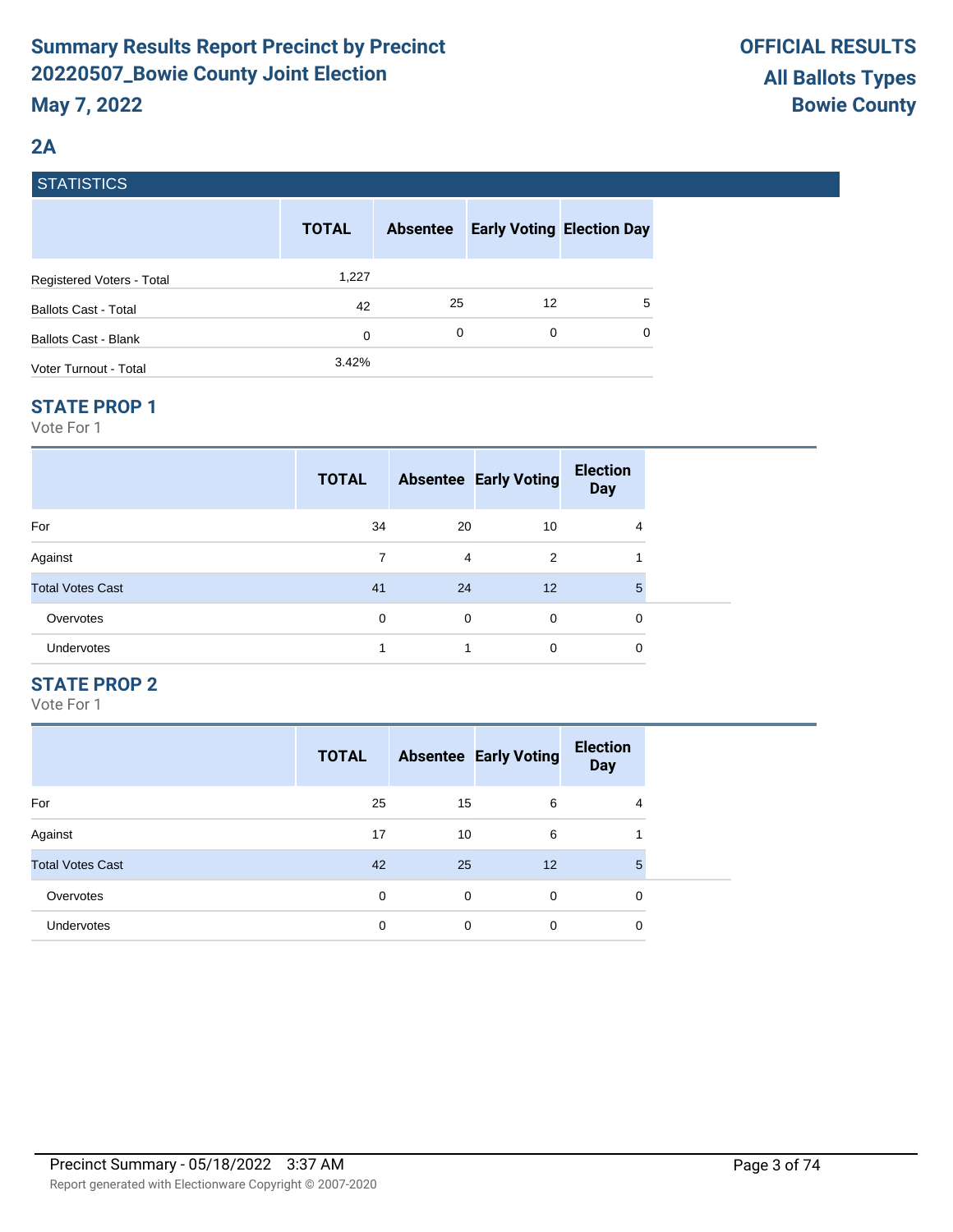# Summary Results Report Precinct by Precinct
# 20220507_Bowie County Joint Election
## May 7, 2022

**OFFICIAL RESULTS**
**All Ballots Types**
**Bowie County**

## 2A

### STATISTICS

| | TOTAL | Absentee | Early Voting | Election Day |
|---|---|---|---|---|
| Registered Voters - Total | 1,227 | | | |
| Ballots Cast - Total | 42 | 25 | 12 | 5 |
| Ballots Cast - Blank | 0 | 0 | 0 | 0 |
| Voter Turnout - Total | 3.42% | | | |

### STATE PROP 1

Vote For 1

| | TOTAL | Absentee | Early Voting | Election Day |
|---|---|---|---|---|
| For | 34 | 20 | 10 | 4 |
| Against | 7 | 4 | 2 | 1 |
| Total Votes Cast | 41 | 24 | 12 | 5 |
| Overvotes | 0 | 0 | 0 | 0 |
| Undervotes | 1 | 1 | 0 | 0 |

### STATE PROP 2

Vote For 1

| | TOTAL | Absentee | Early Voting | Election Day |
|---|---|---|---|---|
| For | 25 | 15 | 6 | 4 |
| Against | 17 | 10 | 6 | 1 |
| Total Votes Cast | 42 | 25 | 12 | 5 |
| Overvotes | 0 | 0 | 0 | 0 |
| Undervotes | 0 | 0 | 0 | 0 |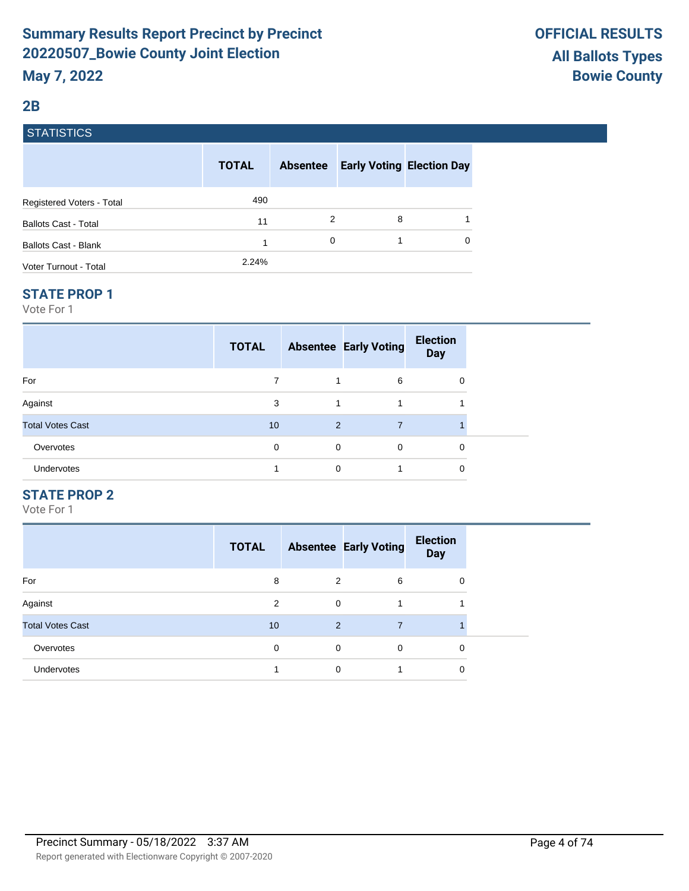# Summary Results Report Precinct by Precinct
# 20220507_Bowie County Joint Election
# May 7, 2022

**OFFICIAL RESULTS**
**All Ballots Types**
**Bowie County**

## 2B

### STATISTICS

| | TOTAL | Absentee | Early Voting | Election Day |
|---|---|---|---|---|
| Registered Voters - Total | 490 | | | |
| Ballots Cast - Total | 11 | 2 | 8 | 1 |
| Ballots Cast - Blank | 1 | 0 | 1 | 0 |
| Voter Turnout - Total | 2.24% | | | |

### STATE PROP 1

Vote For 1

| | TOTAL | Absentee | Early Voting | Election Day |
|---|---|---|---|---|
| For | 7 | 1 | 6 | 0 |
| Against | 3 | 1 | 1 | 1 |
| Total Votes Cast | 10 | 2 | 7 | 1 |
| Overvotes | 0 | 0 | 0 | 0 |
| Undervotes | 1 | 0 | 1 | 0 |

### STATE PROP 2

Vote For 1

| | TOTAL | Absentee | Early Voting | Election Day |
|---|---|---|---|---|
| For | 8 | 2 | 6 | 0 |
| Against | 2 | 0 | 1 | 1 |
| Total Votes Cast | 10 | 2 | 7 | 1 |
| Overvotes | 0 | 0 | 0 | 0 |
| Undervotes | 1 | 0 | 1 | 0 |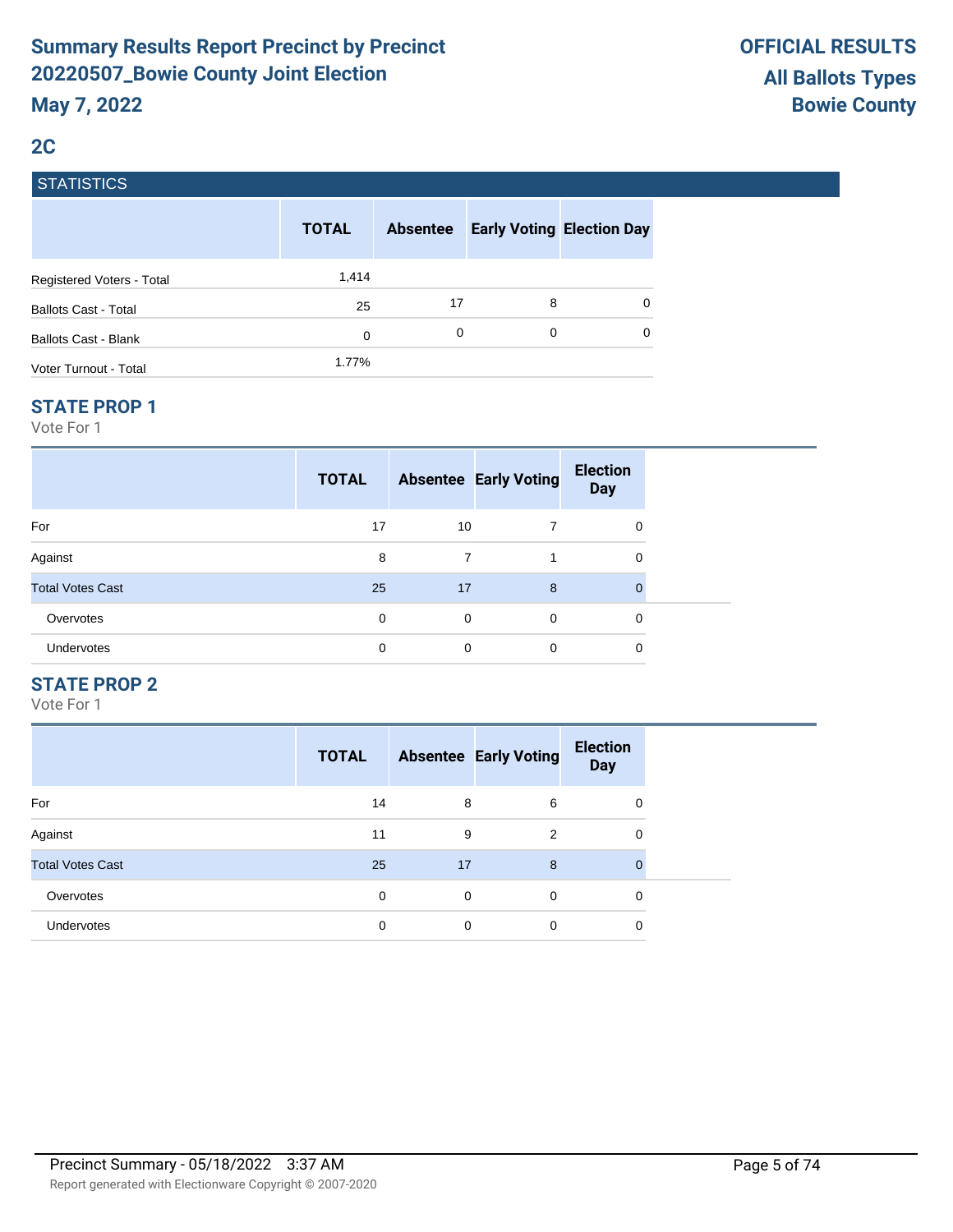# Summary Results Report Precinct by Precinct
# 20220507_Bowie County Joint Election
# May 7, 2022

**OFFICIAL RESULTS**
**All Ballots Types**
**Bowie County**

## 2C

### STATISTICS

| | TOTAL | Absentee | Early Voting | Election Day |
|---|---|---|---|---|
| Registered Voters - Total | 1,414 | | | |
| Ballots Cast - Total | 25 | 17 | 8 | 0 |
| Ballots Cast - Blank | 0 | 0 | 0 | 0 |
| Voter Turnout - Total | 1.77% | | | |

### STATE PROP 1

Vote For 1

| | TOTAL | Absentee | Early Voting | Election Day |
|---|---|---|---|---|
| For | 17 | 10 | 7 | 0 |
| Against | 8 | 7 | 1 | 0 |
| Total Votes Cast | 25 | 17 | 8 | 0 |
| Overvotes | 0 | 0 | 0 | 0 |
| Undervotes | 0 | 0 | 0 | 0 |

### STATE PROP 2

Vote For 1

| | TOTAL | Absentee | Early Voting | Election Day |
|---|---|---|---|---|
| For | 14 | 8 | 6 | 0 |
| Against | 11 | 9 | 2 | 0 |
| Total Votes Cast | 25 | 17 | 8 | 0 |
| Overvotes | 0 | 0 | 0 | 0 |
| Undervotes | 0 | 0 | 0 | 0 |

Precinct Summary - 05/18/2022 3:37 AM

Report generated with Electionware Copyright © 2007-2020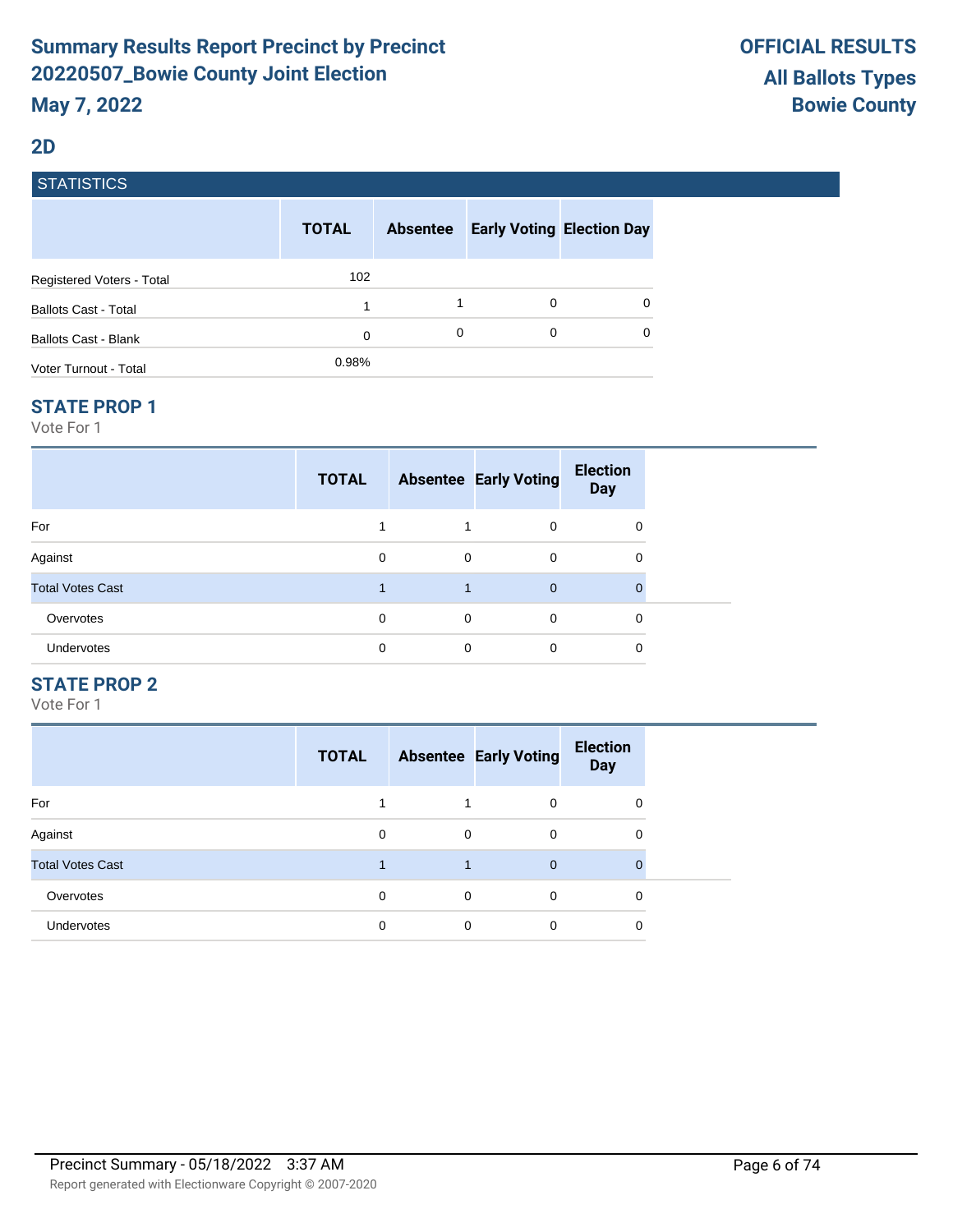# Summary Results Report Precinct by Precinct
# 20220507_Bowie County Joint Election
# May 7, 2022

**OFFICIAL RESULTS**
**All Ballots Types**
**Bowie County**

## 2D

### STATISTICS

| | TOTAL | Absentee | Early Voting | Election Day |
|---|---|---|---|---|
| Registered Voters - Total | 102 | | | |
| Ballots Cast - Total | 1 | 1 | 0 | 0 |
| Ballots Cast - Blank | 0 | 0 | 0 | 0 |
| Voter Turnout - Total | 0.98% | | | |

### STATE PROP 1

Vote For 1

| | TOTAL | Absentee | Early Voting | Election Day |
|---|---|---|---|---|
| For | 1 | 1 | 0 | 0 |
| Against | 0 | 0 | 0 | 0 |
| Total Votes Cast | 1 | 1 | 0 | 0 |
| Overvotes | 0 | 0 | 0 | 0 |
| Undervotes | 0 | 0 | 0 | 0 |

### STATE PROP 2

Vote For 1

| | TOTAL | Absentee | Early Voting | Election Day |
|---|---|---|---|---|
| For | 1 | 1 | 0 | 0 |
| Against | 0 | 0 | 0 | 0 |
| Total Votes Cast | 1 | 1 | 0 | 0 |
| Overvotes | 0 | 0 | 0 | 0 |
| Undervotes | 0 | 0 | 0 | 0 |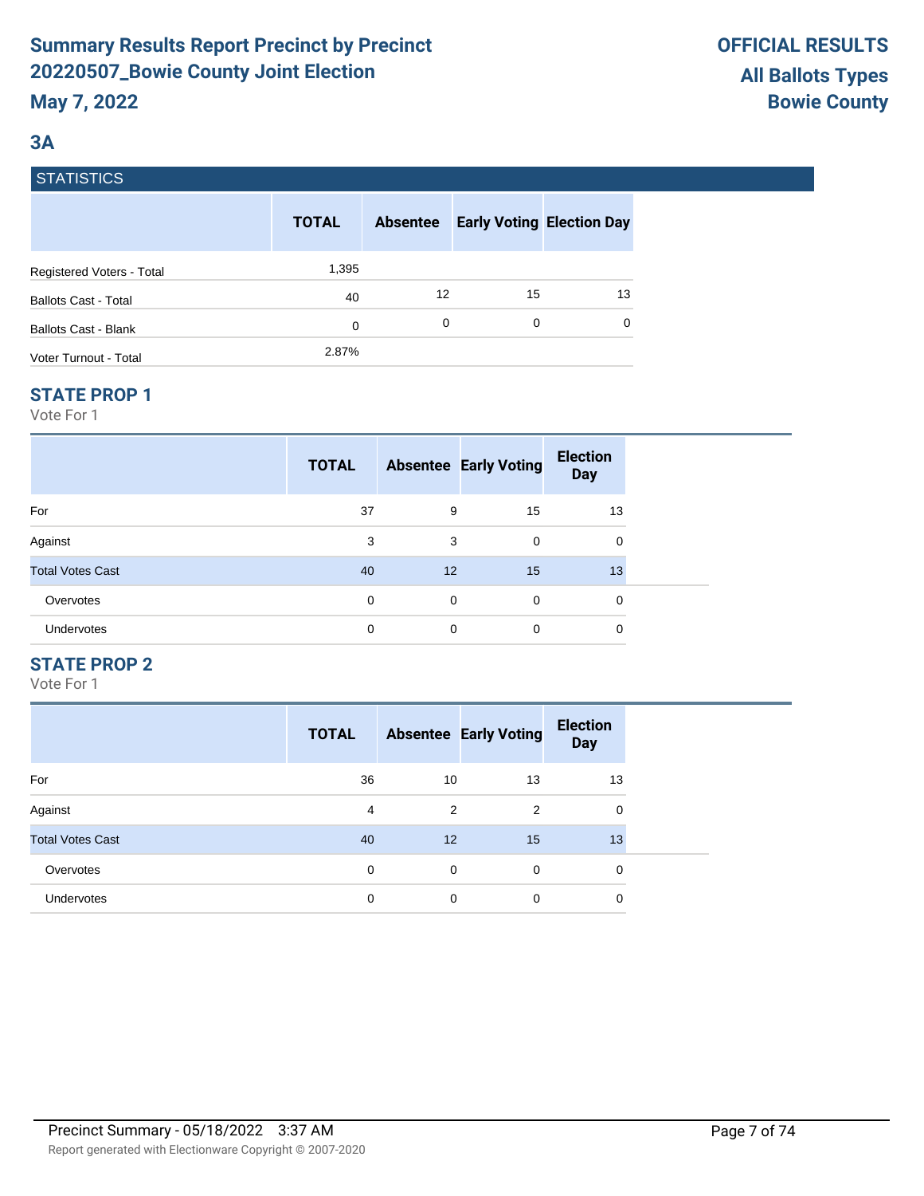# Summary Results Report Precinct by Precinct 20220507_Bowie County Joint Election

**May 7, 2022**

**OFFICIAL RESULTS**
**All Ballots Types**
**Bowie County**

## 3A

### STATISTICS

| | TOTAL | Absentee | Early Voting | Election Day |
|---|---|---|---|---|
| Registered Voters - Total | 1,395 | | | |
| Ballots Cast - Total | 40 | 12 | 15 | 13 |
| Ballots Cast - Blank | 0 | 0 | 0 | 0 |
| Voter Turnout - Total | 2.87% | | | |

### STATE PROP 1

Vote For 1

| | TOTAL | Absentee | Early Voting | Election Day |
|---|---|---|---|---|
| For | 37 | 9 | 15 | 13 |
| Against | 3 | 3 | 0 | 0 |
| Total Votes Cast | 40 | 12 | 15 | 13 |
| Overvotes | 0 | 0 | 0 | 0 |
| Undervotes | 0 | 0 | 0 | 0 |

### STATE PROP 2

Vote For 1

| | TOTAL | Absentee | Early Voting | Election Day |
|---|---|---|---|---|
| For | 36 | 10 | 13 | 13 |
| Against | 4 | 2 | 2 | 0 |
| Total Votes Cast | 40 | 12 | 15 | 13 |
| Overvotes | 0 | 0 | 0 | 0 |
| Undervotes | 0 | 0 | 0 | 0 |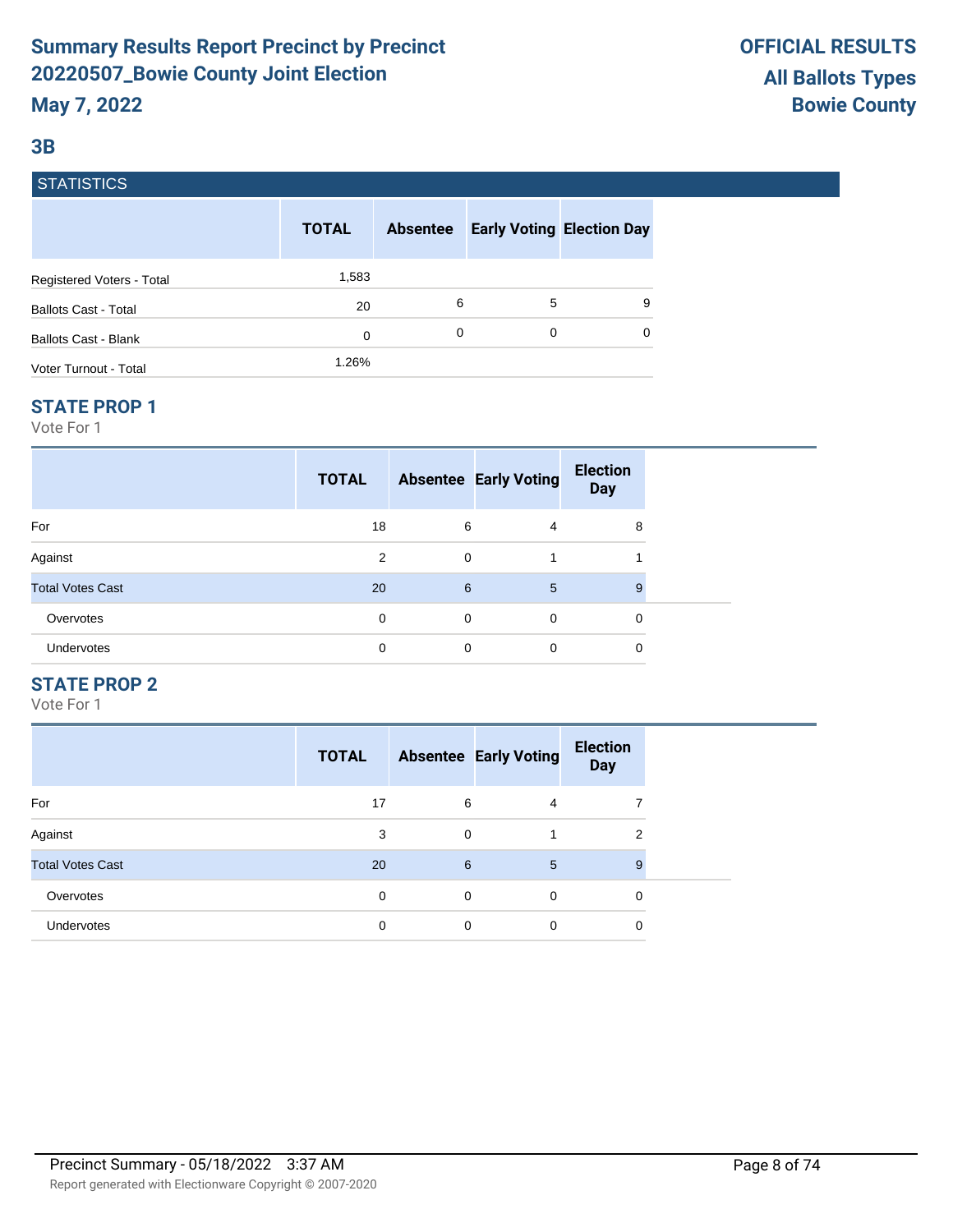# Summary Results Report Precinct by Precinct 20220507_Bowie County Joint Election

**May 7, 2022**

**OFFICIAL RESULTS**
**All Ballots Types**
**Bowie County**

## 3B

### STATISTICS

| | TOTAL | Absentee | Early Voting | Election Day |
|---|---|---|---|---|
| Registered Voters - Total | 1,583 | | | |
| Ballots Cast - Total | 20 | 6 | 5 | 9 |
| Ballots Cast - Blank | 0 | 0 | 0 | 0 |
| Voter Turnout - Total | 1.26% | | | |

### STATE PROP 1

Vote For 1

| | TOTAL | Absentee | Early Voting | Election Day |
|---|---|---|---|---|
| For | 18 | 6 | 4 | 8 |
| Against | 2 | 0 | 1 | 1 |
| Total Votes Cast | 20 | 6 | 5 | 9 |
| Overvotes | 0 | 0 | 0 | 0 |
| Undervotes | 0 | 0 | 0 | 0 |

### STATE PROP 2

Vote For 1

| | TOTAL | Absentee | Early Voting | Election Day |
|---|---|---|---|---|
| For | 17 | 6 | 4 | 7 |
| Against | 3 | 0 | 1 | 2 |
| Total Votes Cast | 20 | 6 | 5 | 9 |
| Overvotes | 0 | 0 | 0 | 0 |
| Undervotes | 0 | 0 | 0 | 0 |

Precinct Summary - 05/18/2022 3:37 AM

Report generated with Electionware Copyright © 2007-2020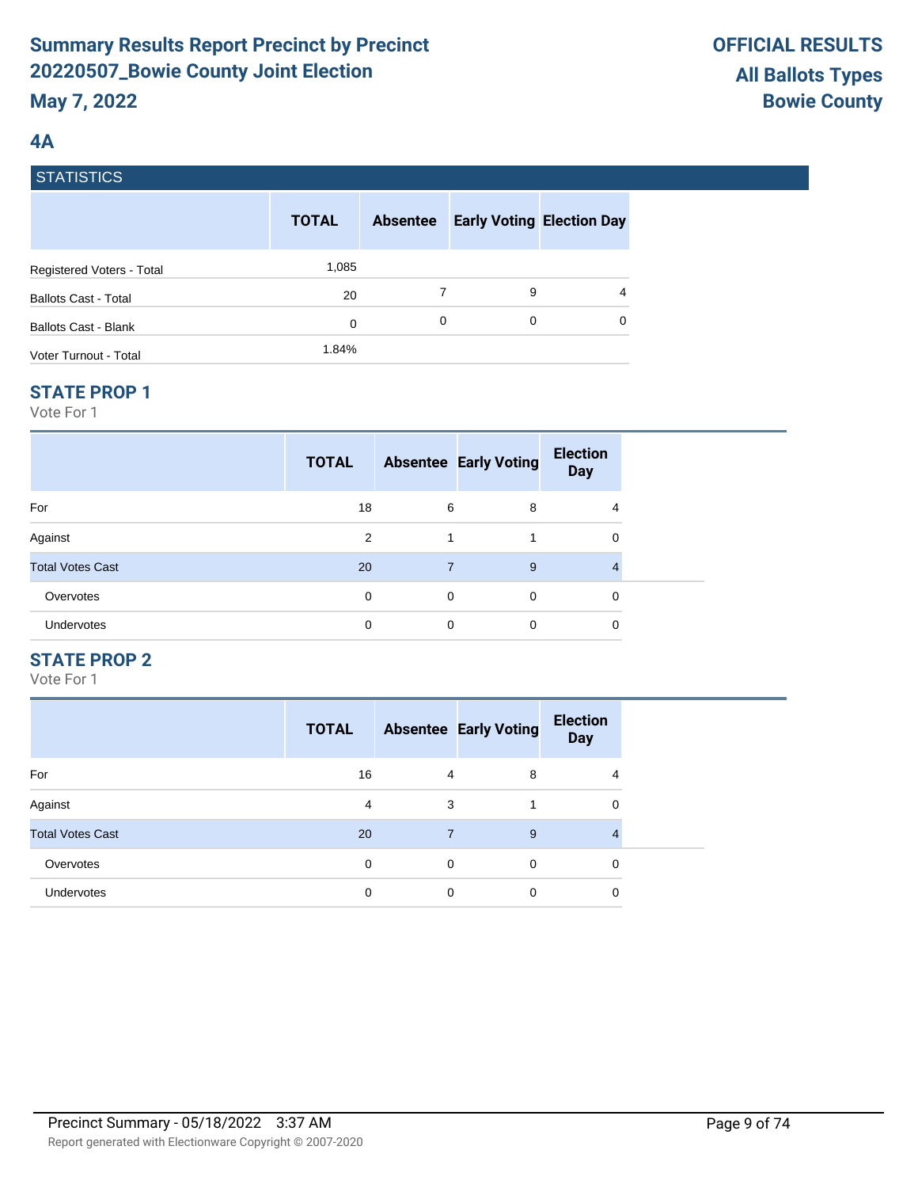# Summary Results Report Precinct by Precinct
# 20220507_Bowie County Joint Election
**May 7, 2022**

**OFFICIAL RESULTS**
**All Ballots Types**
**Bowie County**

## 4A

### STATISTICS

| | TOTAL | Absentee | Early Voting | Election Day |
|---|---|---|---|---|
| Registered Voters - Total | 1,085 | | | |
| Ballots Cast - Total | 20 | 7 | 9 | 4 |
| Ballots Cast - Blank | 0 | 0 | 0 | 0 |
| Voter Turnout - Total | 1.84% | | | |

### STATE PROP 1

Vote For 1

| | TOTAL | Absentee | Early Voting | Election Day |
|---|---|---|---|---|
| For | 18 | 6 | 8 | 4 |
| Against | 2 | 1 | 1 | 0 |
| Total Votes Cast | 20 | 7 | 9 | 4 |
| Overvotes | 0 | 0 | 0 | 0 |
| Undervotes | 0 | 0 | 0 | 0 |

### STATE PROP 2

Vote For 1

| | TOTAL | Absentee | Early Voting | Election Day |
|---|---|---|---|---|
| For | 16 | 4 | 8 | 4 |
| Against | 4 | 3 | 1 | 0 |
| Total Votes Cast | 20 | 7 | 9 | 4 |
| Overvotes | 0 | 0 | 0 | 0 |
| Undervotes | 0 | 0 | 0 | 0 |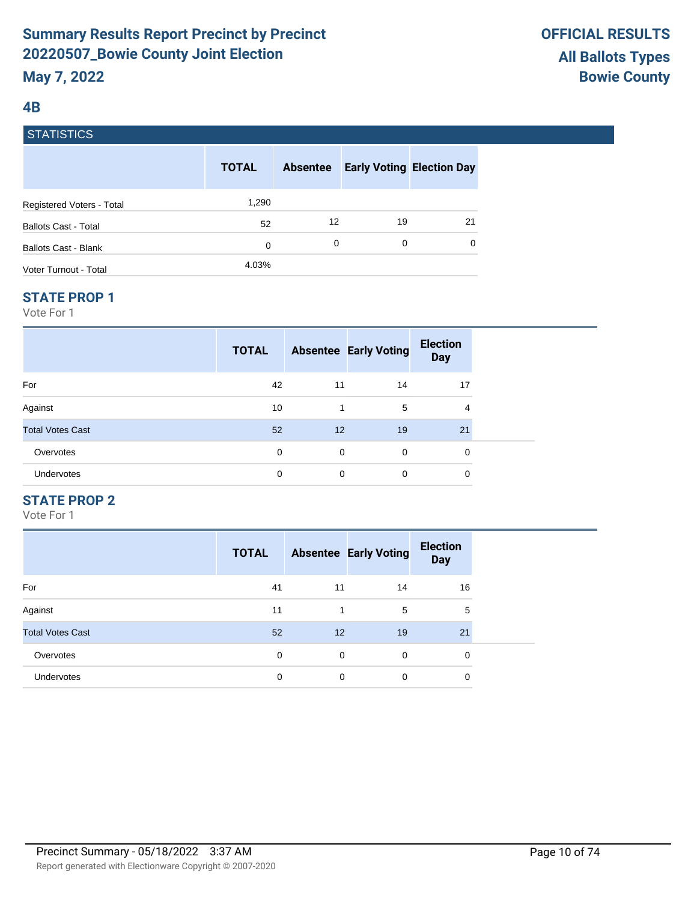# Summary Results Report Precinct by Precinct 20220507_Bowie County Joint Election

**May 7, 2022**

**OFFICIAL RESULTS**
**All Ballots Types**
**Bowie County**

## 4B

### STATISTICS

| | TOTAL | Absentee | Early Voting | Election Day |
|---|---|---|---|---|
| Registered Voters - Total | 1,290 | | | |
| Ballots Cast - Total | 52 | 12 | 19 | 21 |
| Ballots Cast - Blank | 0 | 0 | 0 | 0 |
| Voter Turnout - Total | 4.03% | | | |

### STATE PROP 1

Vote For 1

| | TOTAL | Absentee | Early Voting | Election Day |
|---|---|---|---|---|
| For | 42 | 11 | 14 | 17 |
| Against | 10 | 1 | 5 | 4 |
| Total Votes Cast | 52 | 12 | 19 | 21 |
| Overvotes | 0 | 0 | 0 | 0 |
| Undervotes | 0 | 0 | 0 | 0 |

### STATE PROP 2

Vote For 1

| | TOTAL | Absentee | Early Voting | Election Day |
|---|---|---|---|---|
| For | 41 | 11 | 14 | 16 |
| Against | 11 | 1 | 5 | 5 |
| Total Votes Cast | 52 | 12 | 19 | 21 |
| Overvotes | 0 | 0 | 0 | 0 |
| Undervotes | 0 | 0 | 0 | 0 |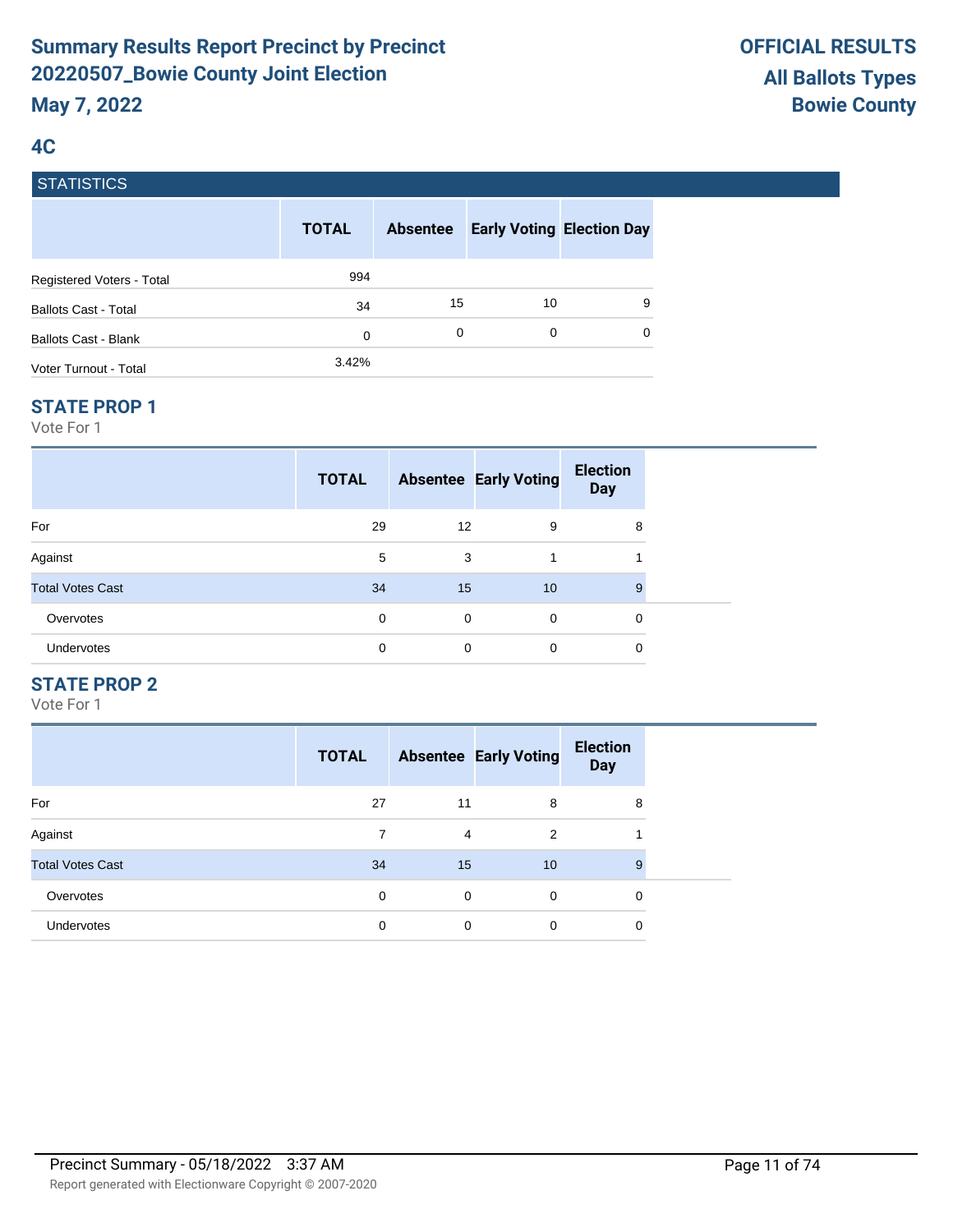# Summary Results Report Precinct by Precinct 20220507_Bowie County Joint Election

**May 7, 2022**

**OFFICIAL RESULTS**
**All Ballots Types**
**Bowie County**

## 4C

### STATISTICS

| | TOTAL | Absentee | Early Voting | Election Day |
|---|---|---|---|---|
| Registered Voters - Total | 994 | | | |
| Ballots Cast - Total | 34 | 15 | 10 | 9 |
| Ballots Cast - Blank | 0 | 0 | 0 | 0 |
| Voter Turnout - Total | 3.42% | | | |

### STATE PROP 1

Vote For 1

| | TOTAL | Absentee | Early Voting | Election Day |
|---|---|---|---|---|
| For | 29 | 12 | 9 | 8 |
| Against | 5 | 3 | 1 | 1 |
| Total Votes Cast | 34 | 15 | 10 | 9 |
| Overvotes | 0 | 0 | 0 | 0 |
| Undervotes | 0 | 0 | 0 | 0 |

### STATE PROP 2

Vote For 1

| | TOTAL | Absentee | Early Voting | Election Day |
|---|---|---|---|---|
| For | 27 | 11 | 8 | 8 |
| Against | 7 | 4 | 2 | 1 |
| Total Votes Cast | 34 | 15 | 10 | 9 |
| Overvotes | 0 | 0 | 0 | 0 |
| Undervotes | 0 | 0 | 0 | 0 |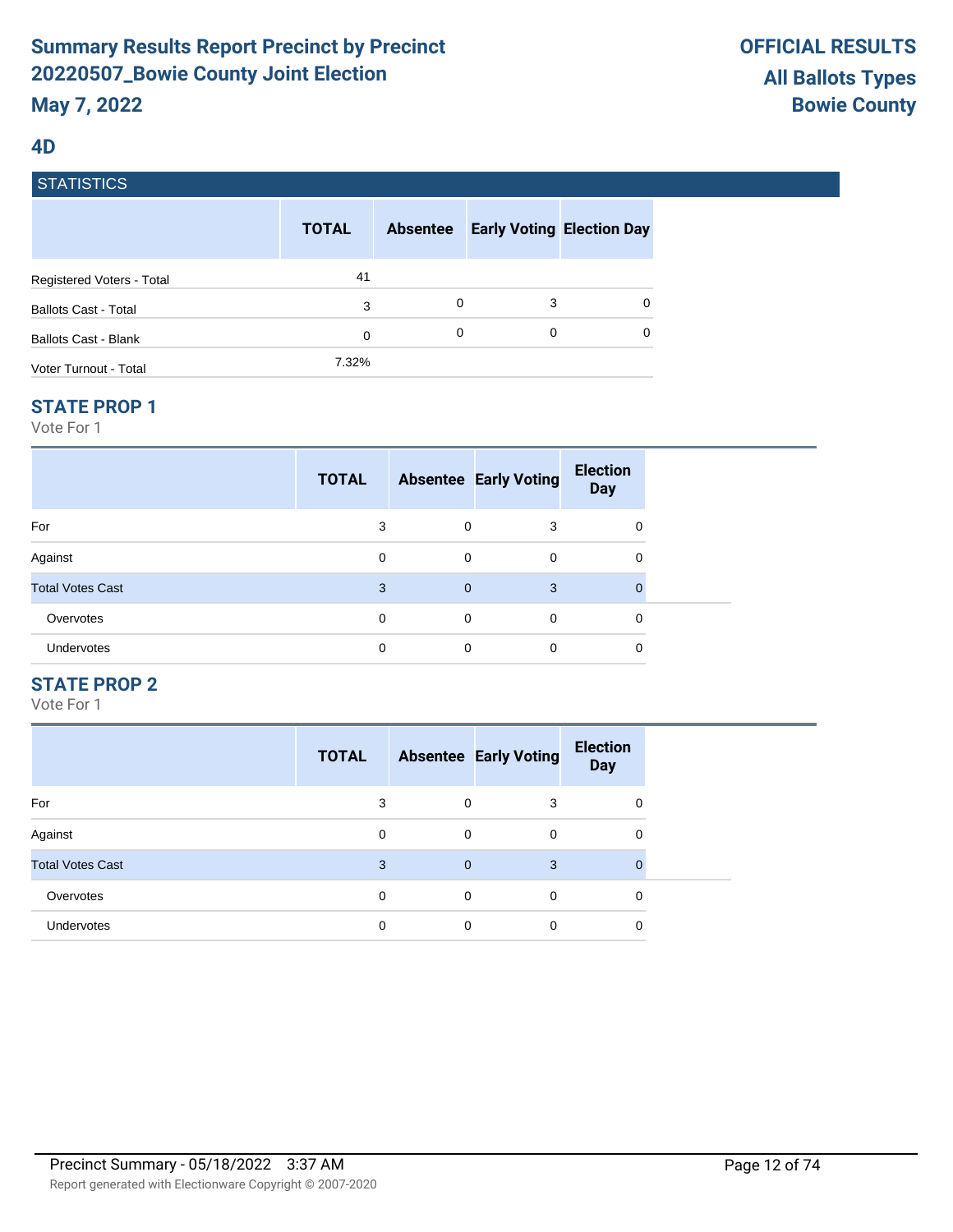# Summary Results Report Precinct by Precinct 20220507_Bowie County Joint Election

**May 7, 2022**

**OFFICIAL RESULTS**
**All Ballots Types**
**Bowie County**

## 4D

### STATISTICS

| | TOTAL | Absentee | Early Voting | Election Day |
|---|---|---|---|---|
| Registered Voters - Total | 41 | | | |
| Ballots Cast - Total | 3 | 0 | 3 | 0 |
| Ballots Cast - Blank | 0 | 0 | 0 | 0 |
| Voter Turnout - Total | 7.32% | | | |

### STATE PROP 1

Vote For 1

| | TOTAL | Absentee | Early Voting | Election Day |
|---|---|---|---|---|
| For | 3 | 0 | 3 | 0 |
| Against | 0 | 0 | 0 | 0 |
| Total Votes Cast | 3 | 0 | 3 | 0 |
| Overvotes | 0 | 0 | 0 | 0 |
| Undervotes | 0 | 0 | 0 | 0 |

### STATE PROP 2

Vote For 1

| | TOTAL | Absentee | Early Voting | Election Day |
|---|---|---|---|---|
| For | 3 | 0 | 3 | 0 |
| Against | 0 | 0 | 0 | 0 |
| Total Votes Cast | 3 | 0 | 3 | 0 |
| Overvotes | 0 | 0 | 0 | 0 |
| Undervotes | 0 | 0 | 0 | 0 |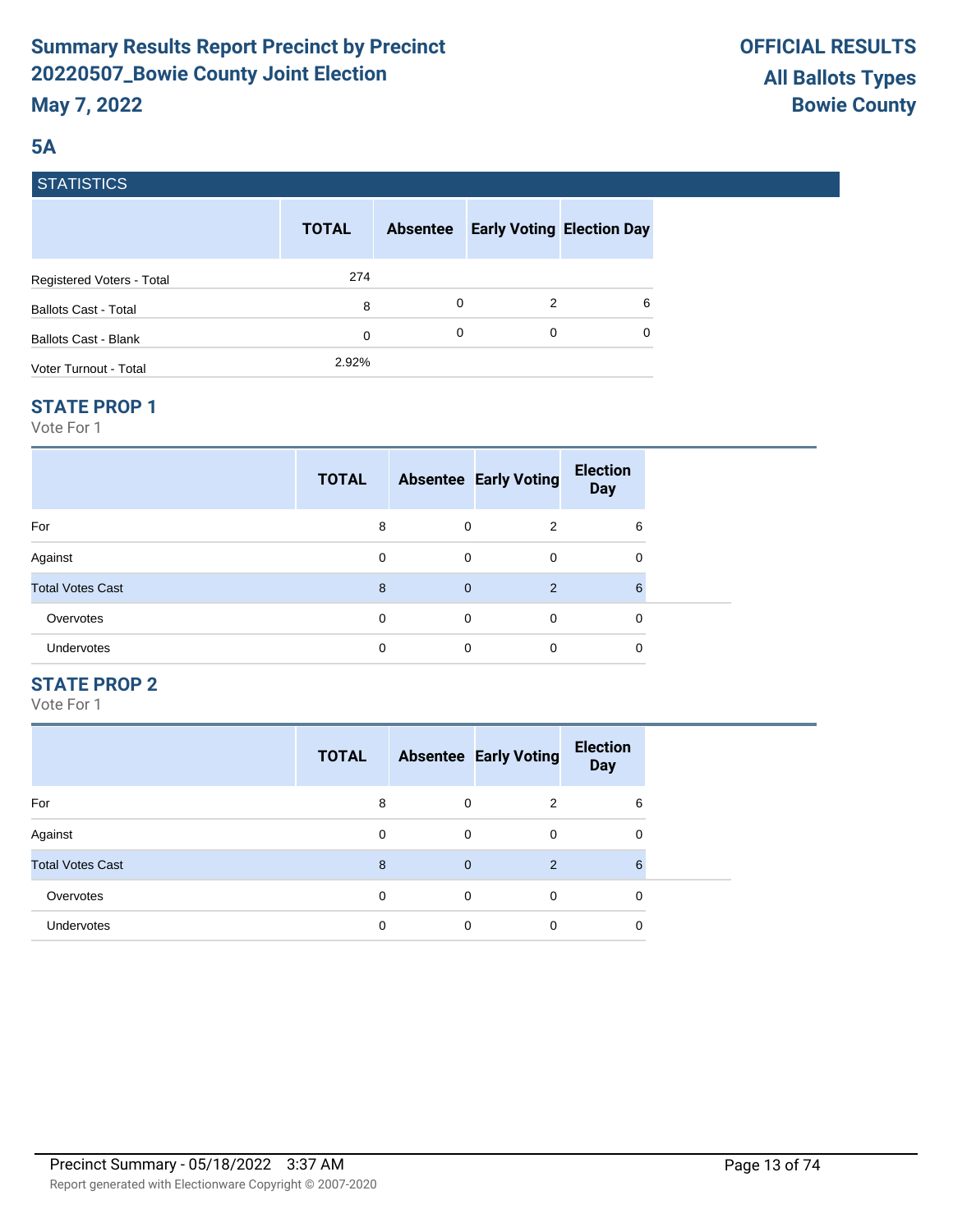# Summary Results Report Precinct by Precinct
# 20220507_Bowie County Joint Election
## May 7, 2022

**OFFICIAL RESULTS**
**All Ballots Types**
**Bowie County**

## 5A

### STATISTICS

| | TOTAL | Absentee | Early Voting | Election Day |
|---|---|---|---|---|
| Registered Voters - Total | 274 | | | |
| Ballots Cast - Total | 8 | 0 | 2 | 6 |
| Ballots Cast - Blank | 0 | 0 | 0 | 0 |
| Voter Turnout - Total | 2.92% | | | |

### STATE PROP 1

Vote For 1

| | TOTAL | Absentee | Early Voting | Election Day |
|---|---|---|---|---|
| For | 8 | 0 | 2 | 6 |
| Against | 0 | 0 | 0 | 0 |
| Total Votes Cast | 8 | 0 | 2 | 6 |
| Overvotes | 0 | 0 | 0 | 0 |
| Undervotes | 0 | 0 | 0 | 0 |

### STATE PROP 2

Vote For 1

| | TOTAL | Absentee | Early Voting | Election Day |
|---|---|---|---|---|
| For | 8 | 0 | 2 | 6 |
| Against | 0 | 0 | 0 | 0 |
| Total Votes Cast | 8 | 0 | 2 | 6 |
| Overvotes | 0 | 0 | 0 | 0 |
| Undervotes | 0 | 0 | 0 | 0 |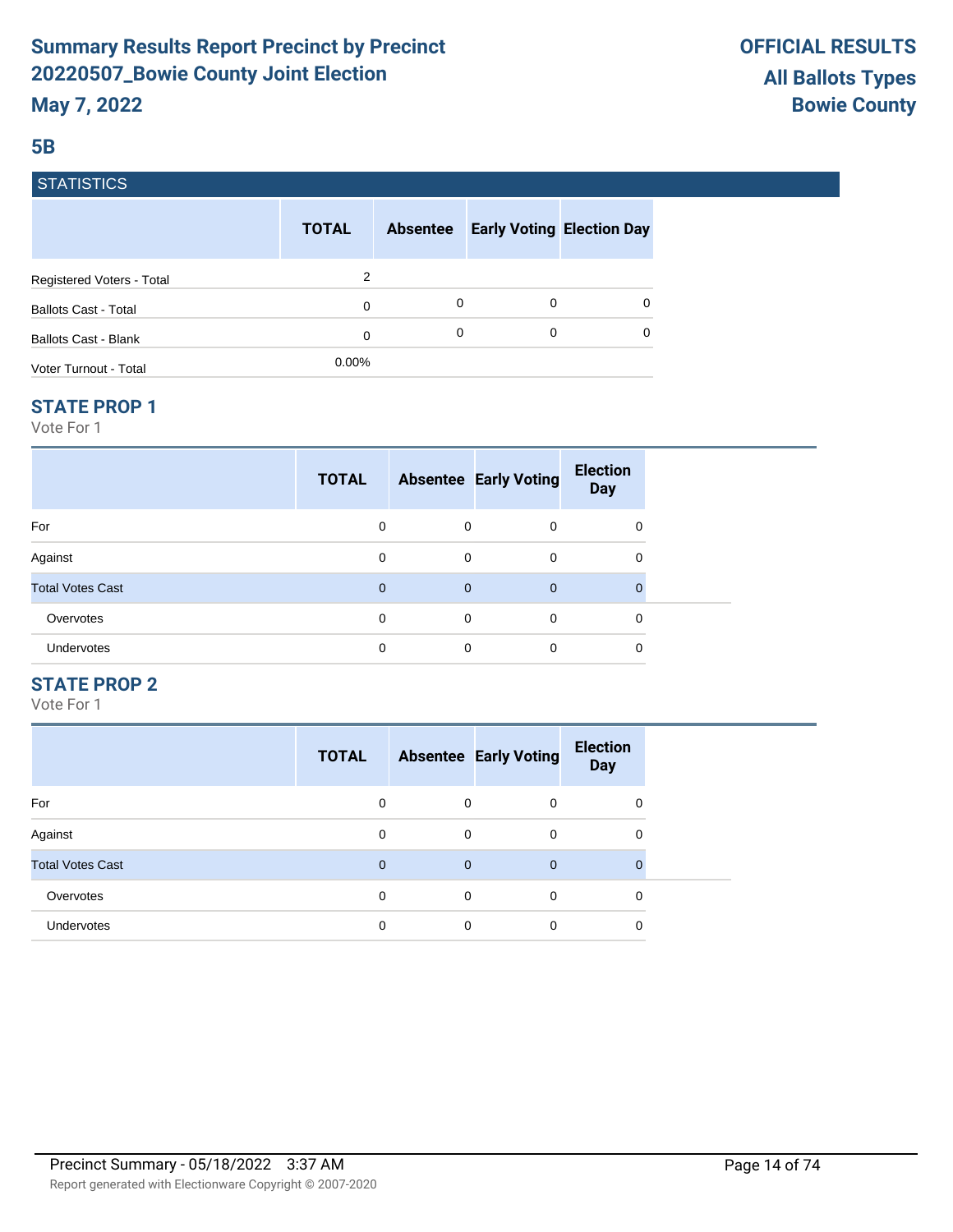# Summary Results Report Precinct by Precinct
# 20220507_Bowie County Joint Election
**May 7, 2022**

**OFFICIAL RESULTS**
**All Ballots Types**
**Bowie County**

## 5B

### STATISTICS

| | TOTAL | Absentee | Early Voting | Election Day |
|---|---|---|---|---|
| Registered Voters - Total | 2 | | | |
| Ballots Cast - Total | 0 | 0 | 0 | 0 |
| Ballots Cast - Blank | 0 | 0 | 0 | 0 |
| Voter Turnout - Total | 0.00% | | | |

### STATE PROP 1

Vote For 1

| | TOTAL | Absentee | Early Voting | Election Day |
|---|---|---|---|---|
| For | 0 | 0 | 0 | 0 |
| Against | 0 | 0 | 0 | 0 |
| Total Votes Cast | 0 | 0 | 0 | 0 |
| Overvotes | 0 | 0 | 0 | 0 |
| Undervotes | 0 | 0 | 0 | 0 |

### STATE PROP 2

Vote For 1

| | TOTAL | Absentee | Early Voting | Election Day |
|---|---|---|---|---|
| For | 0 | 0 | 0 | 0 |
| Against | 0 | 0 | 0 | 0 |
| Total Votes Cast | 0 | 0 | 0 | 0 |
| Overvotes | 0 | 0 | 0 | 0 |
| Undervotes | 0 | 0 | 0 | 0 |

Precinct Summary - 05/18/2022 3:37 AM

Report generated with Electionware Copyright © 2007-2020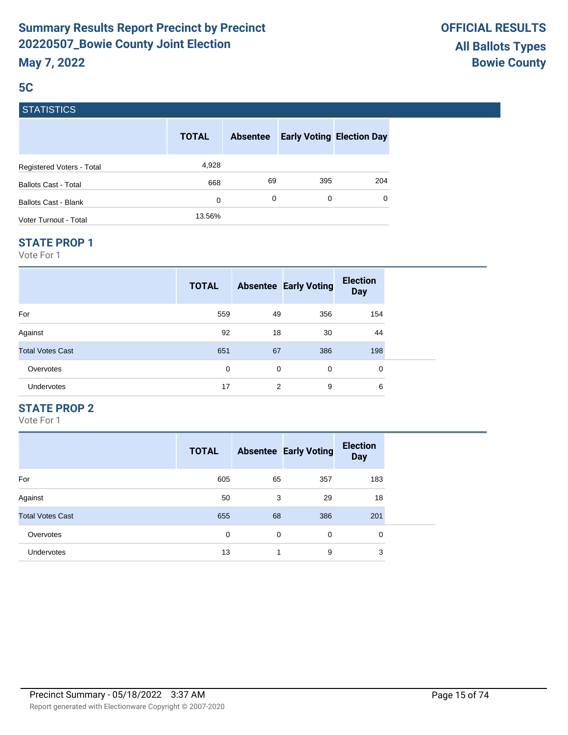# Summary Results Report Precinct by Precinct
# 20220507_Bowie County Joint Election
## May 7, 2022

**OFFICIAL RESULTS**
**All Ballots Types**
**Bowie County**

## 5C

### STATISTICS

| | TOTAL | Absentee | Early Voting | Election Day |
|---|---|---|---|---|
| Registered Voters - Total | 4,928 | | | |
| Ballots Cast - Total | 668 | 69 | 395 | 204 |
| Ballots Cast - Blank | 0 | 0 | 0 | 0 |
| Voter Turnout - Total | 13.56% | | | |

### STATE PROP 1

Vote For 1

| | TOTAL | Absentee | Early Voting | Election Day |
|---|---|---|---|---|
| For | 559 | 49 | 356 | 154 |
| Against | 92 | 18 | 30 | 44 |
| Total Votes Cast | 651 | 67 | 386 | 198 |
| Overvotes | 0 | 0 | 0 | 0 |
| Undervotes | 17 | 2 | 9 | 6 |

### STATE PROP 2

Vote For 1

| | TOTAL | Absentee | Early Voting | Election Day |
|---|---|---|---|---|
| For | 605 | 65 | 357 | 183 |
| Against | 50 | 3 | 29 | 18 |
| Total Votes Cast | 655 | 68 | 386 | 201 |
| Overvotes | 0 | 0 | 0 | 0 |
| Undervotes | 13 | 1 | 9 | 3 |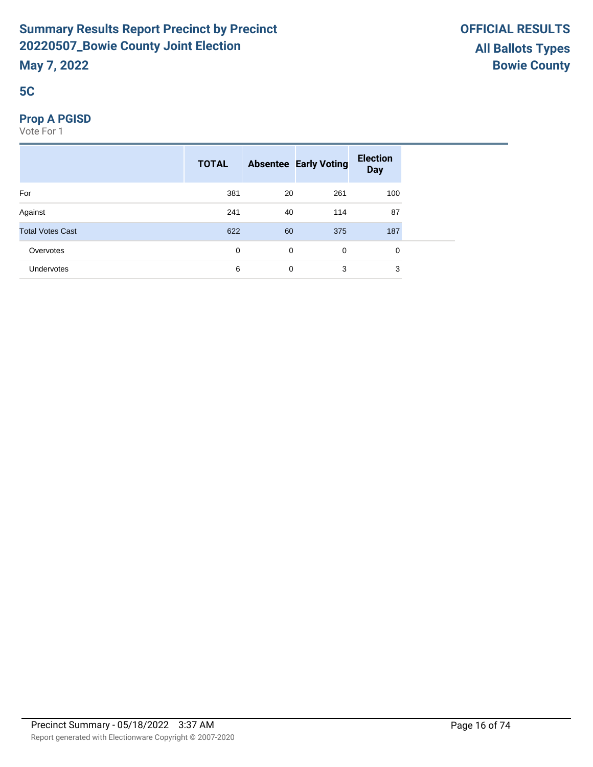## 5C

### Prop A PGISD

Vote For 1

| | TOTAL | Absentee | Early Voting | Election Day |
|---|---|---|---|---|
| For | 381 | 20 | 261 | 100 |
| Against | 241 | 40 | 114 | 87 |
| Total Votes Cast | 622 | 60 | 375 | 187 |
| Overvotes | 0 | 0 | 0 | 0 |
| Undervotes | 6 | 0 | 3 | 3 |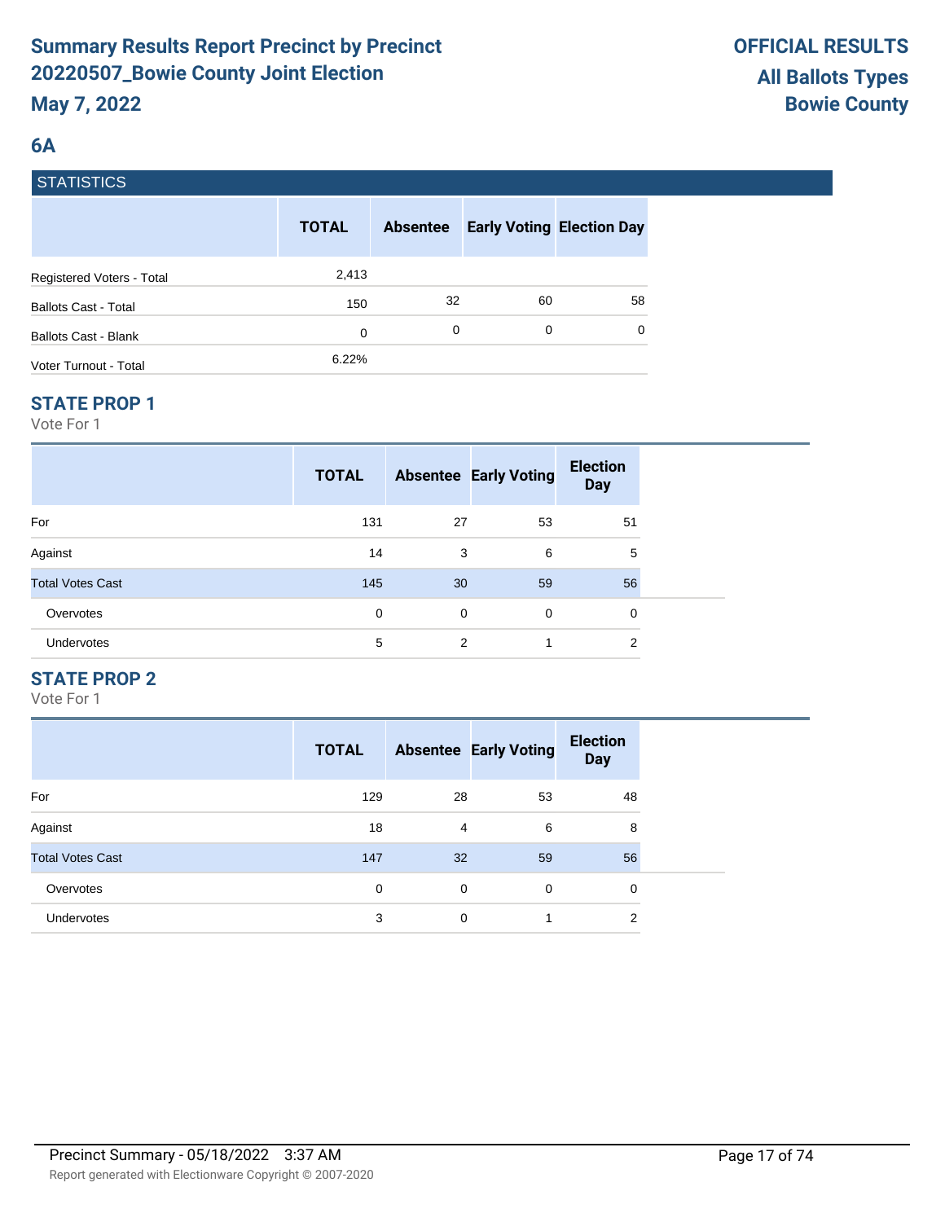# Summary Results Report Precinct by Precinct 20220507_Bowie County Joint Election

**May 7, 2022**

**OFFICIAL RESULTS**
**All Ballots Types**
**Bowie County**

## 6A

### STATISTICS

| | TOTAL | Absentee | Early Voting | Election Day |
|---|---|---|---|---|
| Registered Voters - Total | 2,413 | | | |
| Ballots Cast - Total | 150 | 32 | 60 | 58 |
| Ballots Cast - Blank | 0 | 0 | 0 | 0 |
| Voter Turnout - Total | 6.22% | | | |

### STATE PROP 1

Vote For 1

| | TOTAL | Absentee | Early Voting | Election Day |
|---|---|---|---|---|
| For | 131 | 27 | 53 | 51 |
| Against | 14 | 3 | 6 | 5 |
| Total Votes Cast | 145 | 30 | 59 | 56 |
| Overvotes | 0 | 0 | 0 | 0 |
| Undervotes | 5 | 2 | 1 | 2 |

### STATE PROP 2

Vote For 1

| | TOTAL | Absentee | Early Voting | Election Day |
|---|---|---|---|---|
| For | 129 | 28 | 53 | 48 |
| Against | 18 | 4 | 6 | 8 |
| Total Votes Cast | 147 | 32 | 59 | 56 |
| Overvotes | 0 | 0 | 0 | 0 |
| Undervotes | 3 | 0 | 1 | 2 |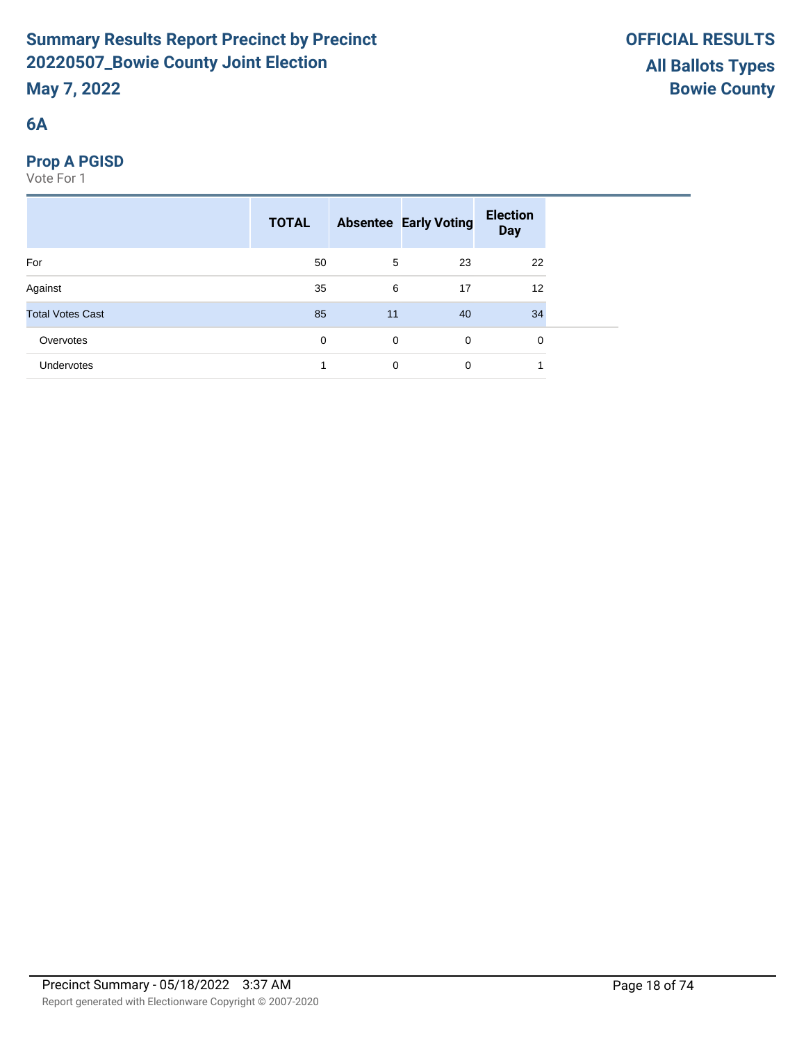# Summary Results Report Precinct by Precinct
# 20220507_Bowie County Joint Election
## May 7, 2022

**OFFICIAL RESULTS**
**All Ballots Types**
**Bowie County**

## 6A

### Prop A PGISD
Vote For 1

| | TOTAL | Absentee | Early Voting | Election Day |
|---|---|---|---|---|
| For | 50 | 5 | 23 | 22 |
| Against | 35 | 6 | 17 | 12 |
| Total Votes Cast | 85 | 11 | 40 | 34 |
| Overvotes | 0 | 0 | 0 | 0 |
| Undervotes | 1 | 0 | 0 | 1 |

Precinct Summary - 05/18/2022 3:37 AM

Report generated with Electionware Copyright © 2007-2020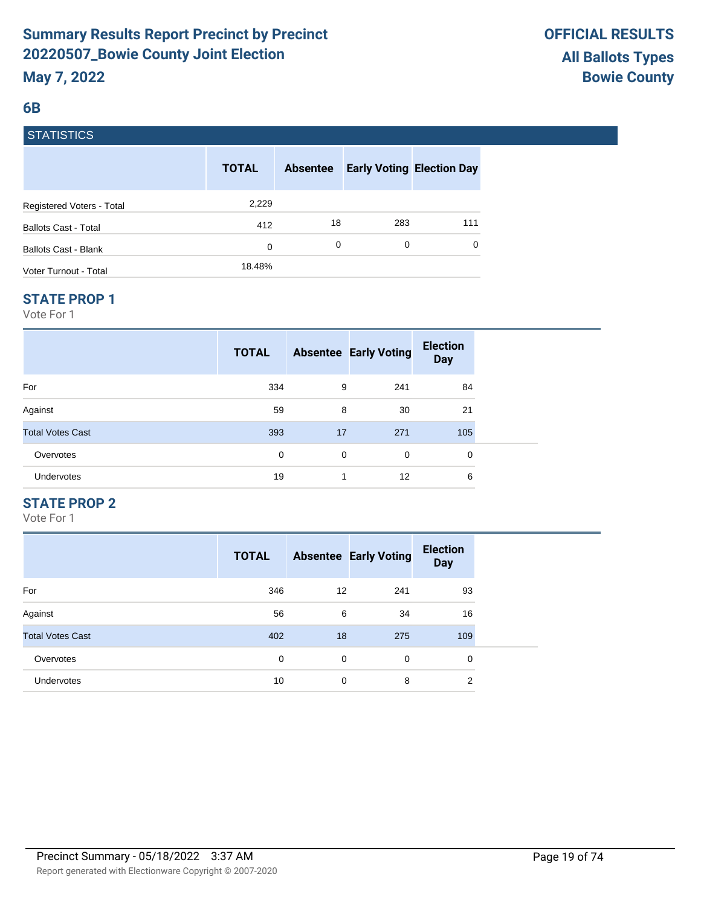# Summary Results Report Precinct by Precinct 20220507_Bowie County Joint Election

**May 7, 2022**

**OFFICIAL RESULTS**
**All Ballots Types**
**Bowie County**

## 6B

### STATISTICS

| | TOTAL | Absentee | Early Voting | Election Day |
|---|---|---|---|---|
| Registered Voters - Total | 2,229 | | | |
| Ballots Cast - Total | 412 | 18 | 283 | 111 |
| Ballots Cast - Blank | 0 | 0 | 0 | 0 |
| Voter Turnout - Total | 18.48% | | | |

### STATE PROP 1

Vote For 1

| | TOTAL | Absentee | Early Voting | Election Day |
|---|---|---|---|---|
| For | 334 | 9 | 241 | 84 |
| Against | 59 | 8 | 30 | 21 |
| Total Votes Cast | 393 | 17 | 271 | 105 |
| Overvotes | 0 | 0 | 0 | 0 |
| Undervotes | 19 | 1 | 12 | 6 |

### STATE PROP 2

Vote For 1

| | TOTAL | Absentee | Early Voting | Election Day |
|---|---|---|---|---|
| For | 346 | 12 | 241 | 93 |
| Against | 56 | 6 | 34 | 16 |
| Total Votes Cast | 402 | 18 | 275 | 109 |
| Overvotes | 0 | 0 | 0 | 0 |
| Undervotes | 10 | 0 | 8 | 2 |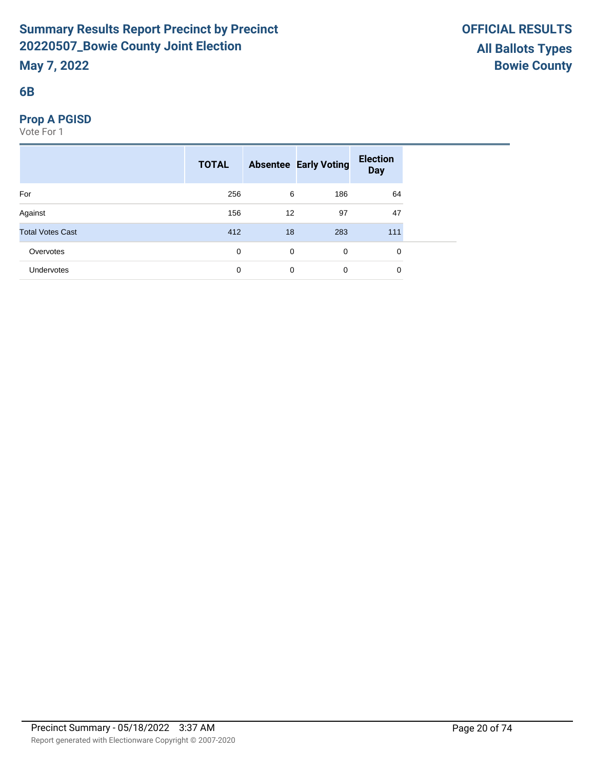# Summary Results Report Precinct by Precinct 20220507_Bowie County Joint Election

**May 7, 2022**

**OFFICIAL RESULTS**
**All Ballots Types**
**Bowie County**

## 6B

### Prop A PGISD

Vote For 1

| | TOTAL | Absentee | Early Voting | Election Day |
|---|---|---|---|---|
| For | 256 | 6 | 186 | 64 |
| Against | 156 | 12 | 97 | 47 |
| Total Votes Cast | 412 | 18 | 283 | 111 |
| Overvotes | 0 | 0 | 0 | 0 |
| Undervotes | 0 | 0 | 0 | 0 |

Precinct Summary - 05/18/2022 3:37 AM

Report generated with Electionware Copyright © 2007-2020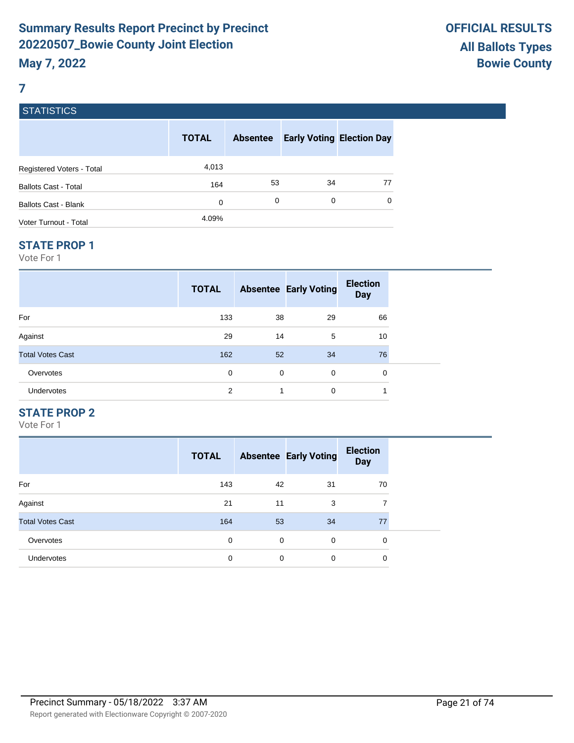# Summary Results Report Precinct by Precinct 20220507_Bowie County Joint Election

**May 7, 2022**

**OFFICIAL RESULTS**
**All Ballots Types**
**Bowie County**

## 7

### STATISTICS

| | TOTAL | Absentee | Early Voting | Election Day |
|---|---|---|---|---|
| Registered Voters - Total | 4,013 | | | |
| Ballots Cast - Total | 164 | 53 | 34 | 77 |
| Ballots Cast - Blank | 0 | 0 | 0 | 0 |
| Voter Turnout - Total | 4.09% | | | |

### STATE PROP 1

Vote For 1

| | TOTAL | Absentee | Early Voting | Election Day |
|---|---|---|---|---|
| For | 133 | 38 | 29 | 66 |
| Against | 29 | 14 | 5 | 10 |
| Total Votes Cast | 162 | 52 | 34 | 76 |
| Overvotes | 0 | 0 | 0 | 0 |
| Undervotes | 2 | 1 | 0 | 1 |

### STATE PROP 2

Vote For 1

| | TOTAL | Absentee | Early Voting | Election Day |
|---|---|---|---|---|
| For | 143 | 42 | 31 | 70 |
| Against | 21 | 11 | 3 | 7 |
| Total Votes Cast | 164 | 53 | 34 | 77 |
| Overvotes | 0 | 0 | 0 | 0 |
| Undervotes | 0 | 0 | 0 | 0 |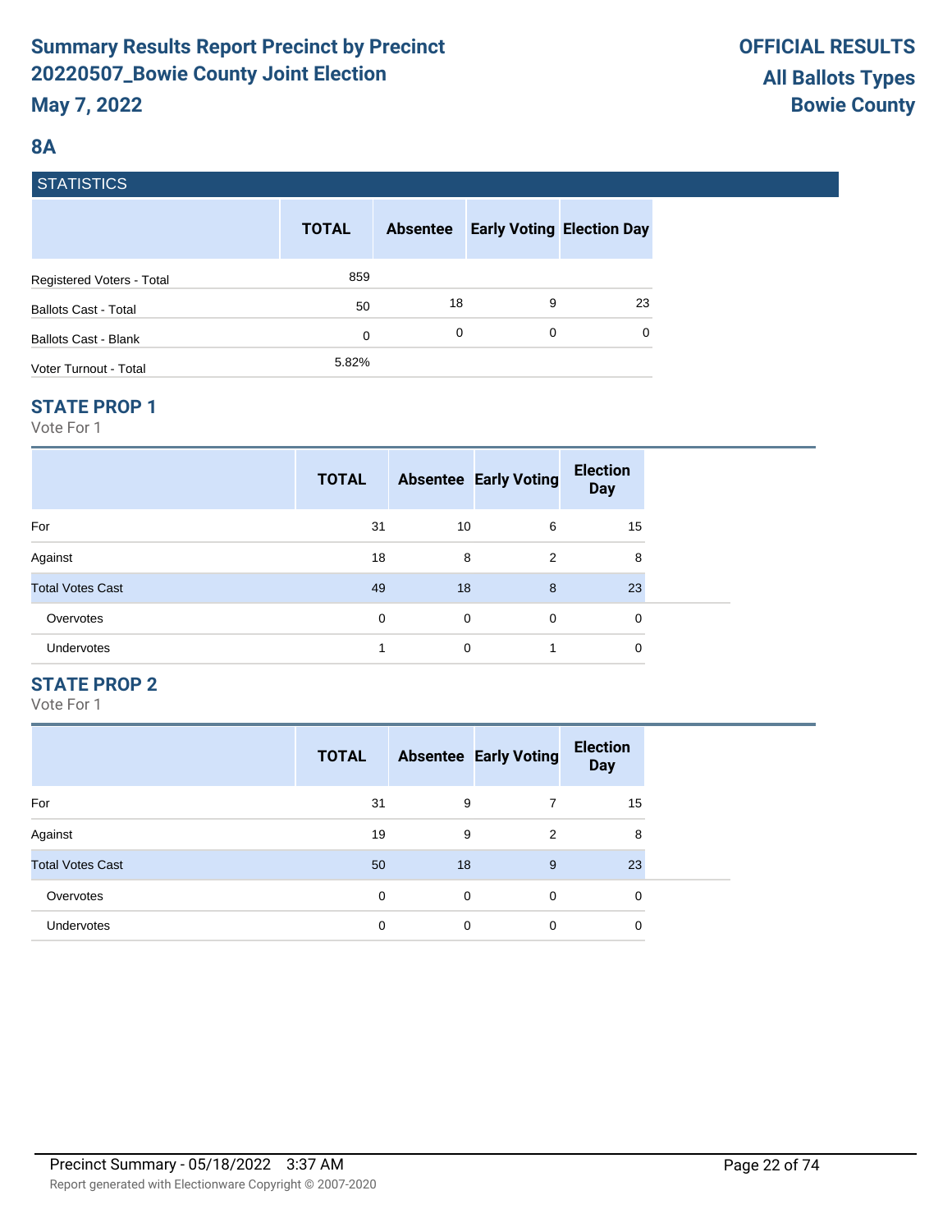# Summary Results Report Precinct by Precinct
# 20220507_Bowie County Joint Election
## May 7, 2022

**OFFICIAL RESULTS**
**All Ballots Types**
**Bowie County**

## 8A

### STATISTICS

| | TOTAL | Absentee | Early Voting | Election Day |
|---|---|---|---|---|
| Registered Voters - Total | 859 | | | |
| Ballots Cast - Total | 50 | 18 | 9 | 23 |
| Ballots Cast - Blank | 0 | 0 | 0 | 0 |
| Voter Turnout - Total | 5.82% | | | |

### STATE PROP 1

Vote For 1

| | TOTAL | Absentee | Early Voting | Election Day |
|---|---|---|---|---|
| For | 31 | 10 | 6 | 15 |
| Against | 18 | 8 | 2 | 8 |
| Total Votes Cast | 49 | 18 | 8 | 23 |
| Overvotes | 0 | 0 | 0 | 0 |
| Undervotes | 1 | 0 | 1 | 0 |

### STATE PROP 2

Vote For 1

| | TOTAL | Absentee | Early Voting | Election Day |
|---|---|---|---|---|
| For | 31 | 9 | 7 | 15 |
| Against | 19 | 9 | 2 | 8 |
| Total Votes Cast | 50 | 18 | 9 | 23 |
| Overvotes | 0 | 0 | 0 | 0 |
| Undervotes | 0 | 0 | 0 | 0 |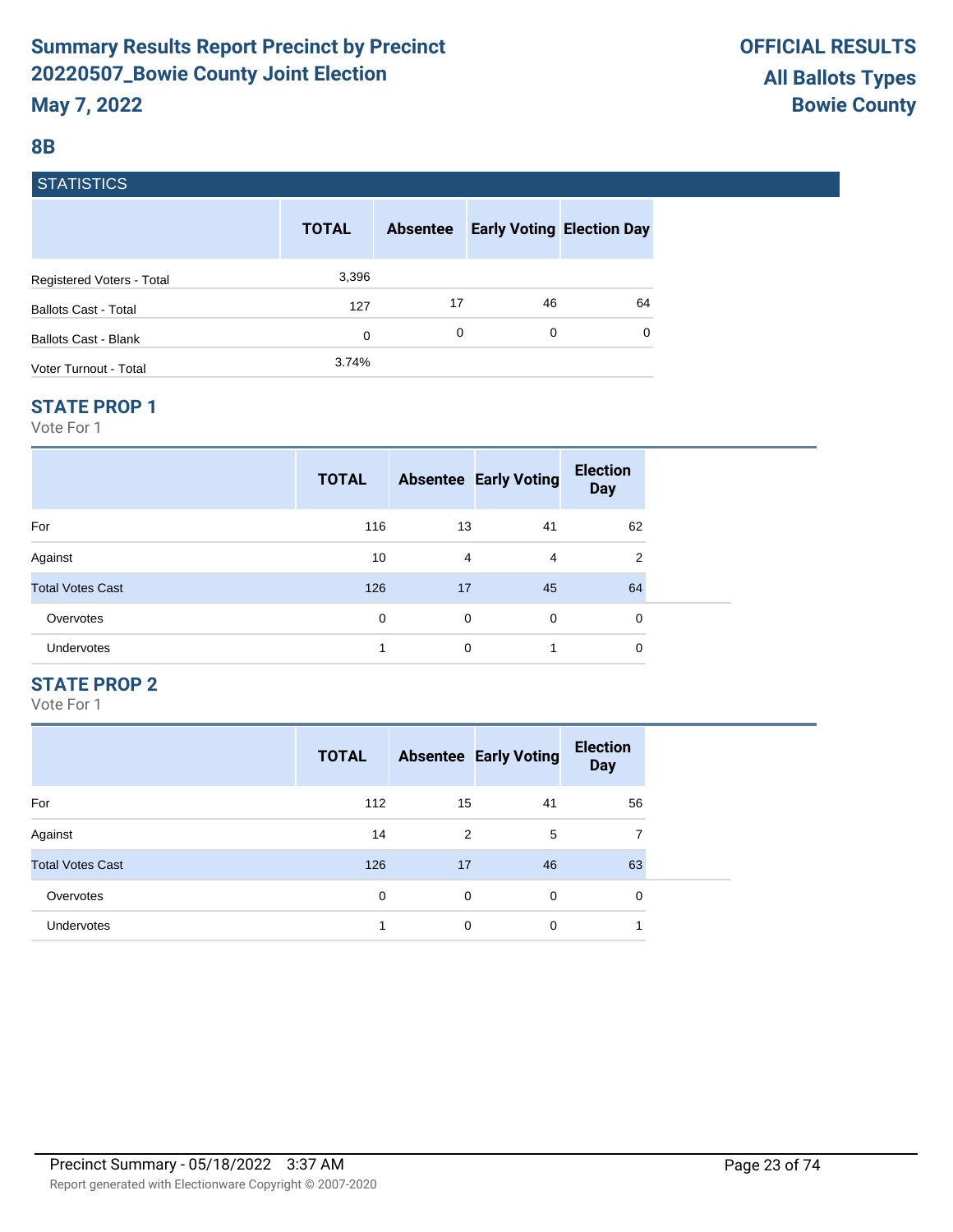# Summary Results Report Precinct by Precinct 20220507_Bowie County Joint Election

**May 7, 2022**

**OFFICIAL RESULTS**
**All Ballots Types**
**Bowie County**

## 8B

### STATISTICS

| | TOTAL | Absentee | Early Voting | Election Day |
|---|---|---|---|---|
| Registered Voters - Total | 3,396 | | | |
| Ballots Cast - Total | 127 | 17 | 46 | 64 |
| Ballots Cast - Blank | 0 | 0 | 0 | 0 |
| Voter Turnout - Total | 3.74% | | | |

### STATE PROP 1

Vote For 1

| | TOTAL | Absentee | Early Voting | Election Day |
|---|---|---|---|---|
| For | 116 | 13 | 41 | 62 |
| Against | 10 | 4 | 4 | 2 |
| Total Votes Cast | 126 | 17 | 45 | 64 |
| Overvotes | 0 | 0 | 0 | 0 |
| Undervotes | 1 | 0 | 1 | 0 |

### STATE PROP 2

Vote For 1

| | TOTAL | Absentee | Early Voting | Election Day |
|---|---|---|---|---|
| For | 112 | 15 | 41 | 56 |
| Against | 14 | 2 | 5 | 7 |
| Total Votes Cast | 126 | 17 | 46 | 63 |
| Overvotes | 0 | 0 | 0 | 0 |
| Undervotes | 1 | 0 | 0 | 1 |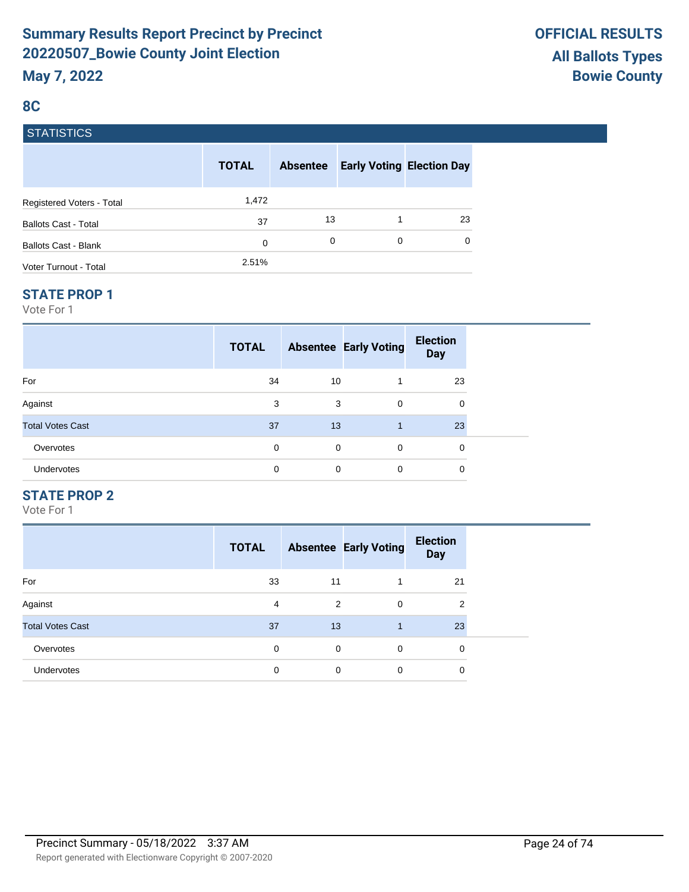# Summary Results Report Precinct by Precinct 20220507_Bowie County Joint Election

**May 7, 2022**

**OFFICIAL RESULTS**
**All Ballots Types**
**Bowie County**

## 8C

### STATISTICS

| | TOTAL | Absentee | Early Voting | Election Day |
|---|---|---|---|---|
| Registered Voters - Total | 1,472 | | | |
| Ballots Cast - Total | 37 | 13 | 1 | 23 |
| Ballots Cast - Blank | 0 | 0 | 0 | 0 |
| Voter Turnout - Total | 2.51% | | | |

### STATE PROP 1

Vote For 1

| | TOTAL | Absentee | Early Voting | Election Day |
|---|---|---|---|---|
| For | 34 | 10 | 1 | 23 |
| Against | 3 | 3 | 0 | 0 |
| Total Votes Cast | 37 | 13 | 1 | 23 |
| Overvotes | 0 | 0 | 0 | 0 |
| Undervotes | 0 | 0 | 0 | 0 |

### STATE PROP 2

Vote For 1

| | TOTAL | Absentee | Early Voting | Election Day |
|---|---|---|---|---|
| For | 33 | 11 | 1 | 21 |
| Against | 4 | 2 | 0 | 2 |
| Total Votes Cast | 37 | 13 | 1 | 23 |
| Overvotes | 0 | 0 | 0 | 0 |
| Undervotes | 0 | 0 | 0 | 0 |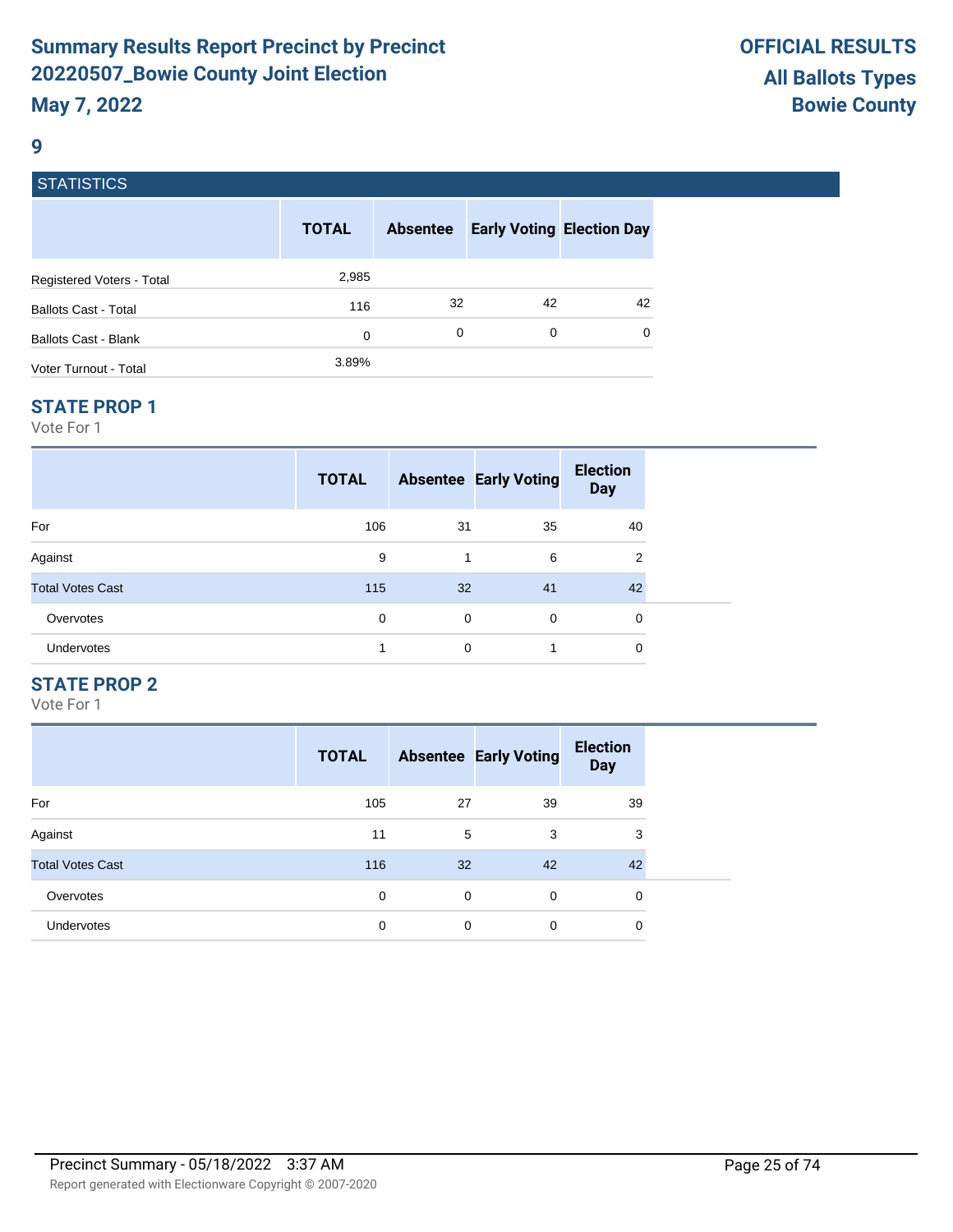# Summary Results Report Precinct by Precinct
## 20220507_Bowie County Joint Election
## May 7, 2022

**OFFICIAL RESULTS**
**All Ballots Types**
**Bowie County**

### 9

#### STATISTICS

| | TOTAL | Absentee | Early Voting | Election Day |
|---|---|---|---|---|
| Registered Voters - Total | 2,985 | | | |
| Ballots Cast - Total | 116 | 32 | 42 | 42 |
| Ballots Cast - Blank | 0 | 0 | 0 | 0 |
| Voter Turnout - Total | 3.89% | | | |

### STATE PROP 1

Vote For 1

| | TOTAL | Absentee | Early Voting | Election Day |
|---|---|---|---|---|
| For | 106 | 31 | 35 | 40 |
| Against | 9 | 1 | 6 | 2 |
| Total Votes Cast | 115 | 32 | 41 | 42 |
| Overvotes | 0 | 0 | 0 | 0 |
| Undervotes | 1 | 0 | 1 | 0 |

### STATE PROP 2

Vote For 1

| | TOTAL | Absentee | Early Voting | Election Day |
|---|---|---|---|---|
| For | 105 | 27 | 39 | 39 |
| Against | 11 | 5 | 3 | 3 |
| Total Votes Cast | 116 | 32 | 42 | 42 |
| Overvotes | 0 | 0 | 0 | 0 |
| Undervotes | 0 | 0 | 0 | 0 |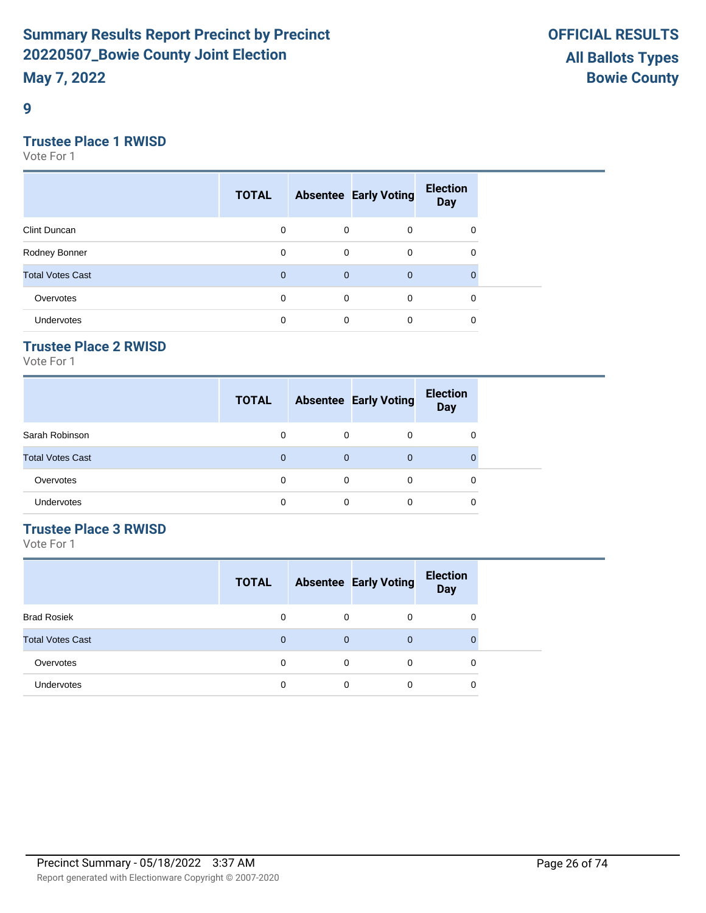## 9

### Trustee Place 1 RWISD

Vote For 1

| | TOTAL | Absentee | Early Voting | Election Day |
|---|---|---|---|---|
| Clint Duncan | 0 | 0 | 0 | 0 |
| Rodney Bonner | 0 | 0 | 0 | 0 |
| Total Votes Cast | 0 | 0 | 0 | 0 |
| Overvotes | 0 | 0 | 0 | 0 |
| Undervotes | 0 | 0 | 0 | 0 |

### Trustee Place 2 RWISD

Vote For 1

| | TOTAL | Absentee | Early Voting | Election Day |
|---|---|---|---|---|
| Sarah Robinson | 0 | 0 | 0 | 0 |
| Total Votes Cast | 0 | 0 | 0 | 0 |
| Overvotes | 0 | 0 | 0 | 0 |
| Undervotes | 0 | 0 | 0 | 0 |

### Trustee Place 3 RWISD

Vote For 1

| | TOTAL | Absentee | Early Voting | Election Day |
|---|---|---|---|---|
| Brad Rosiek | 0 | 0 | 0 | 0 |
| Total Votes Cast | 0 | 0 | 0 | 0 |
| Overvotes | 0 | 0 | 0 | 0 |
| Undervotes | 0 | 0 | 0 | 0 |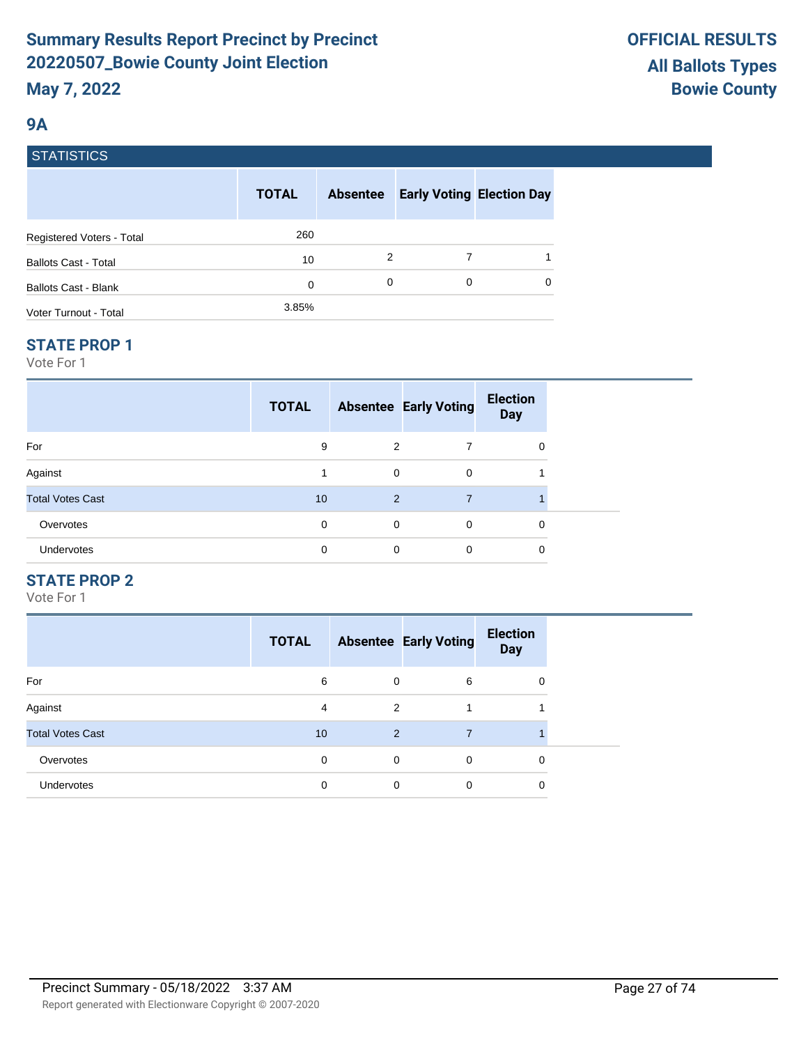# Summary Results Report Precinct by Precinct
# 20220507_Bowie County Joint Election
**May 7, 2022**

**OFFICIAL RESULTS**
**All Ballots Types**
**Bowie County**

## 9A

### STATISTICS

| | TOTAL | Absentee | Early Voting | Election Day |
|---|---|---|---|---|
| Registered Voters - Total | 260 | | | |
| Ballots Cast - Total | 10 | 2 | 7 | 1 |
| Ballots Cast - Blank | 0 | 0 | 0 | 0 |
| Voter Turnout - Total | 3.85% | | | |

### STATE PROP 1

Vote For 1

| | TOTAL | Absentee | Early Voting | Election Day |
|---|---|---|---|---|
| For | 9 | 2 | 7 | 0 |
| Against | 1 | 0 | 0 | 1 |
| Total Votes Cast | 10 | 2 | 7 | 1 |
| Overvotes | 0 | 0 | 0 | 0 |
| Undervotes | 0 | 0 | 0 | 0 |

### STATE PROP 2

Vote For 1

| | TOTAL | Absentee | Early Voting | Election Day |
|---|---|---|---|---|
| For | 6 | 0 | 6 | 0 |
| Against | 4 | 2 | 1 | 1 |
| Total Votes Cast | 10 | 2 | 7 | 1 |
| Overvotes | 0 | 0 | 0 | 0 |
| Undervotes | 0 | 0 | 0 | 0 |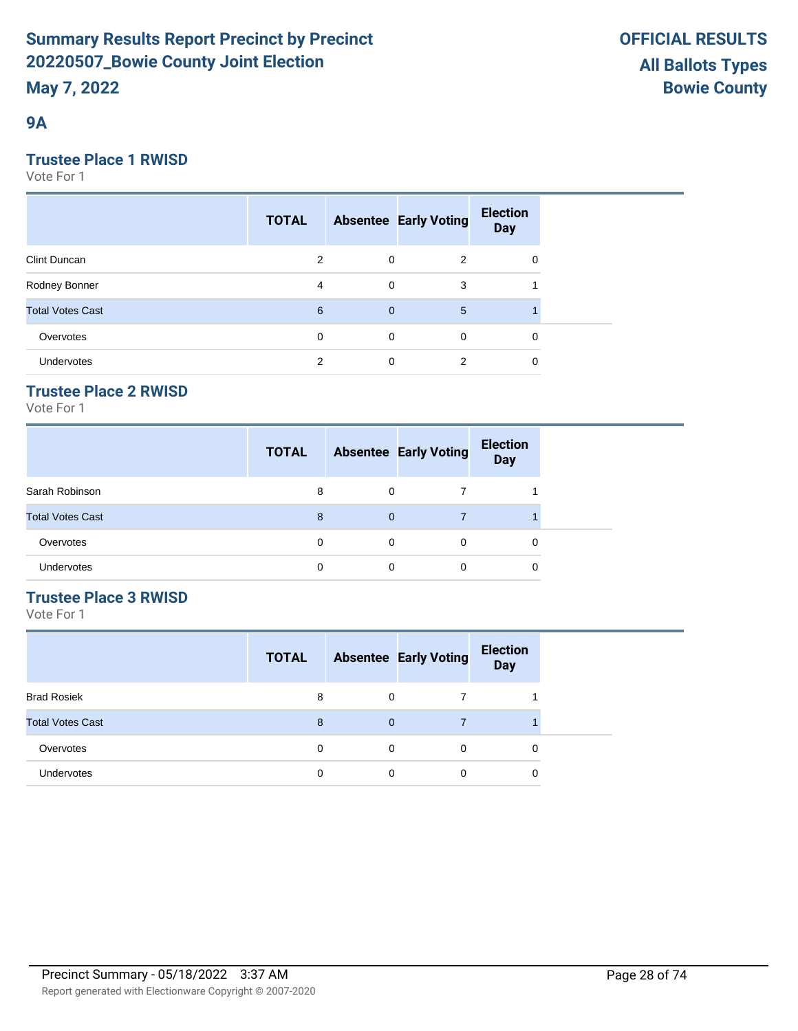# Summary Results Report Precinct by Precinct 20220507_Bowie County Joint Election

**May 7, 2022**

**OFFICIAL RESULTS**
**All Ballots Types**
**Bowie County**

## 9A

### Trustee Place 1 RWISD

Vote For 1

| | TOTAL | Absentee | Early Voting | Election Day |
|---|---|---|---|---|
| Clint Duncan | 2 | 0 | 2 | 0 |
| Rodney Bonner | 4 | 0 | 3 | 1 |
| Total Votes Cast | 6 | 0 | 5 | 1 |
| Overvotes | 0 | 0 | 0 | 0 |
| Undervotes | 2 | 0 | 2 | 0 |

### Trustee Place 2 RWISD

Vote For 1

| | TOTAL | Absentee | Early Voting | Election Day |
|---|---|---|---|---|
| Sarah Robinson | 8 | 0 | 7 | 1 |
| Total Votes Cast | 8 | 0 | 7 | 1 |
| Overvotes | 0 | 0 | 0 | 0 |
| Undervotes | 0 | 0 | 0 | 0 |

### Trustee Place 3 RWISD

Vote For 1

| | TOTAL | Absentee | Early Voting | Election Day |
|---|---|---|---|---|
| Brad Rosiek | 8 | 0 | 7 | 1 |
| Total Votes Cast | 8 | 0 | 7 | 1 |
| Overvotes | 0 | 0 | 0 | 0 |
| Undervotes | 0 | 0 | 0 | 0 |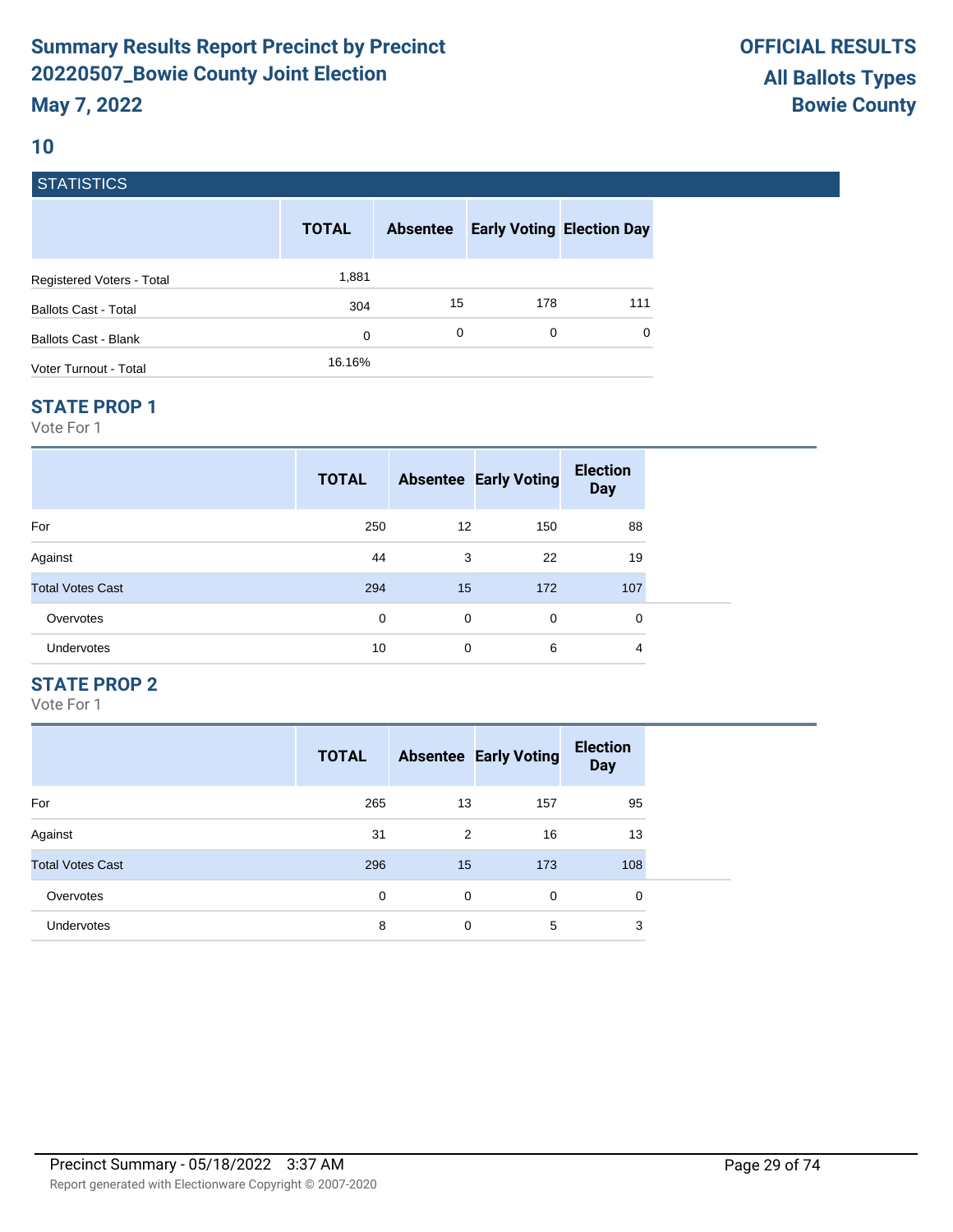# Summary Results Report Precinct by Precinct 20220507_Bowie County Joint Election

**May 7, 2022**

**OFFICIAL RESULTS**
**All Ballots Types**
**Bowie County**

## 10

### STATISTICS

| | TOTAL | Absentee | Early Voting | Election Day |
|---|---|---|---|---|
| Registered Voters - Total | 1,881 | | | |
| Ballots Cast - Total | 304 | 15 | 178 | 111 |
| Ballots Cast - Blank | 0 | 0 | 0 | 0 |
| Voter Turnout - Total | 16.16% | | | |

### STATE PROP 1

Vote For 1

| | TOTAL | Absentee | Early Voting | Election Day |
|---|---|---|---|---|
| For | 250 | 12 | 150 | 88 |
| Against | 44 | 3 | 22 | 19 |
| Total Votes Cast | 294 | 15 | 172 | 107 |
| Overvotes | 0 | 0 | 0 | 0 |
| Undervotes | 10 | 0 | 6 | 4 |

### STATE PROP 2

Vote For 1

| | TOTAL | Absentee | Early Voting | Election Day |
|---|---|---|---|---|
| For | 265 | 13 | 157 | 95 |
| Against | 31 | 2 | 16 | 13 |
| Total Votes Cast | 296 | 15 | 173 | 108 |
| Overvotes | 0 | 0 | 0 | 0 |
| Undervotes | 8 | 0 | 5 | 3 |

Precinct Summary - 05/18/2022 3:37 AM

Report generated with Electionware Copyright © 2007-2020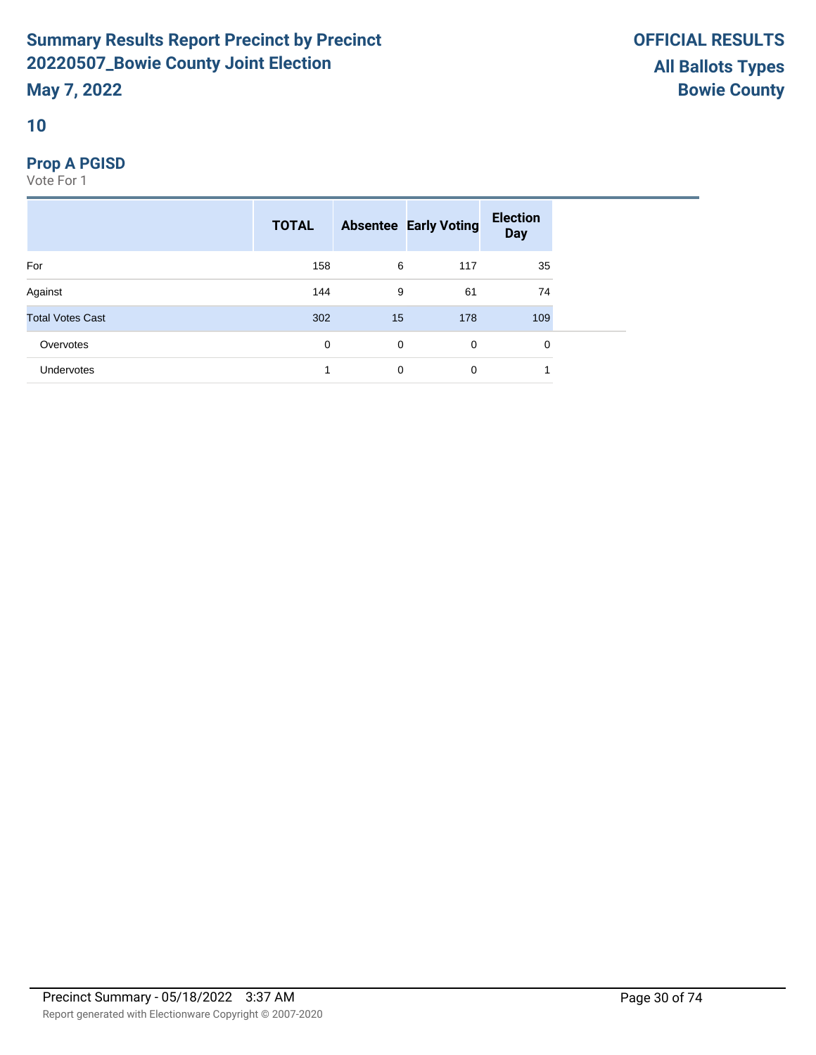# Summary Results Report Precinct by Precinct 20220507_Bowie County Joint Election

**May 7, 2022**

**OFFICIAL RESULTS**
**All Ballots Types**
**Bowie County**

## 10

### Prop A PGISD

Vote For 1

| | TOTAL | Absentee | Early Voting | Election Day |
|---|---|---|---|---|
| For | 158 | 6 | 117 | 35 |
| Against | 144 | 9 | 61 | 74 |
| Total Votes Cast | 302 | 15 | 178 | 109 |
| Overvotes | 0 | 0 | 0 | 0 |
| Undervotes | 1 | 0 | 0 | 1 |

Precinct Summary - 05/18/2022 3:37 AM

Report generated with Electionware Copyright © 2007-2020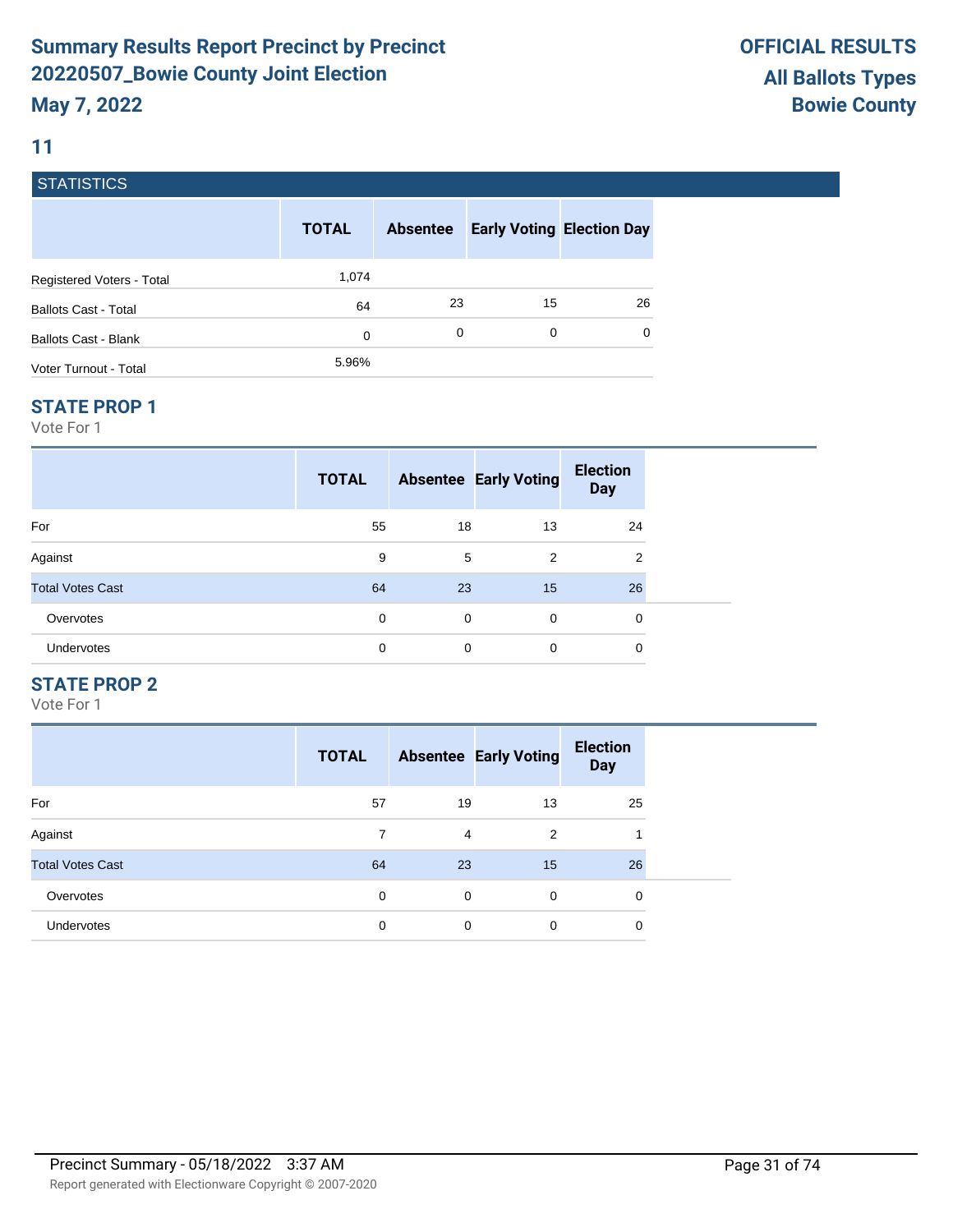# Summary Results Report Precinct by Precinct
# 20220507_Bowie County Joint Election
# May 7, 2022

**OFFICIAL RESULTS**
**All Ballots Types**
**Bowie County**

## 11

### STATISTICS

| | TOTAL | Absentee | Early Voting | Election Day |
|---|---|---|---|---|
| Registered Voters - Total | 1,074 | | | |
| Ballots Cast - Total | 64 | 23 | 15 | 26 |
| Ballots Cast - Blank | 0 | 0 | 0 | 0 |
| Voter Turnout - Total | 5.96% | | | |

### STATE PROP 1

Vote For 1

| | TOTAL | Absentee | Early Voting | Election Day |
|---|---|---|---|---|
| For | 55 | 18 | 13 | 24 |
| Against | 9 | 5 | 2 | 2 |
| Total Votes Cast | 64 | 23 | 15 | 26 |
| Overvotes | 0 | 0 | 0 | 0 |
| Undervotes | 0 | 0 | 0 | 0 |

### STATE PROP 2

Vote For 1

| | TOTAL | Absentee | Early Voting | Election Day |
|---|---|---|---|---|
| For | 57 | 19 | 13 | 25 |
| Against | 7 | 4 | 2 | 1 |
| Total Votes Cast | 64 | 23 | 15 | 26 |
| Overvotes | 0 | 0 | 0 | 0 |
| Undervotes | 0 | 0 | 0 | 0 |

Precinct Summary - 05/18/2022 3:37 AM

Report generated with Electionware Copyright © 2007-2020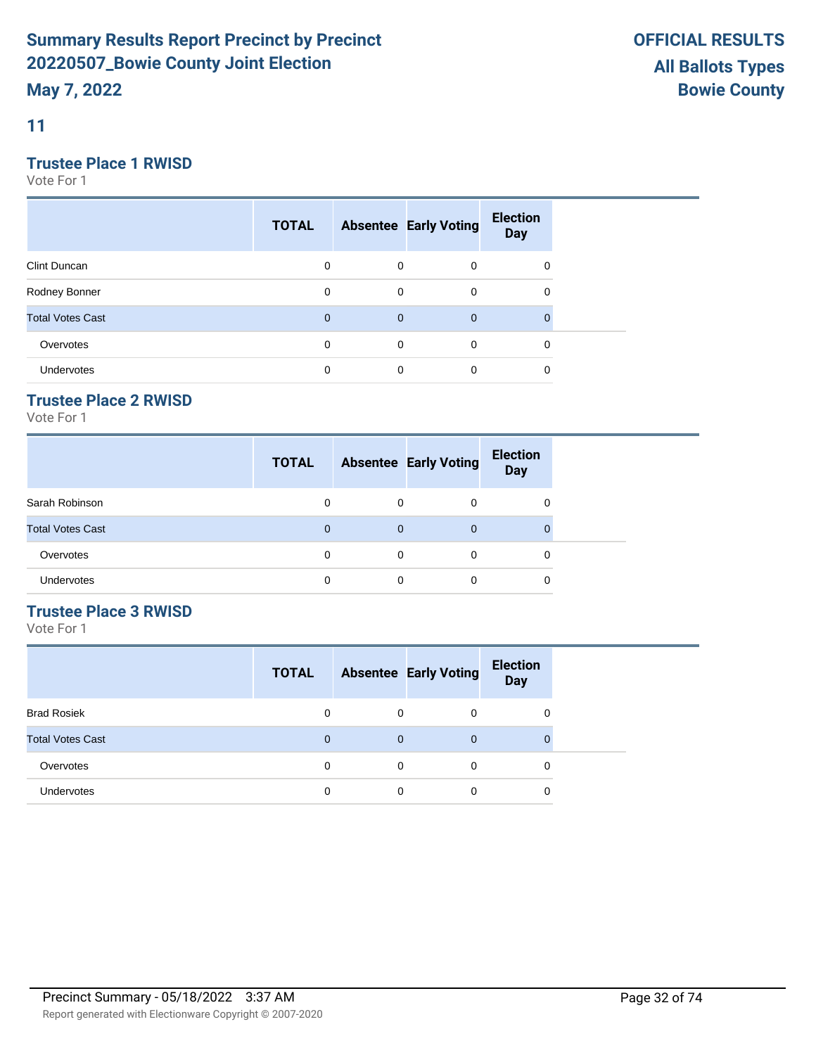# Summary Results Report Precinct by Precinct
# 20220507_Bowie County Joint Election
## May 7, 2022

**OFFICIAL RESULTS**
**All Ballots Types**
**Bowie County**

## 11

### Trustee Place 1 RWISD

Vote For 1

| | TOTAL | Absentee | Early Voting | Election Day |
|---|---|---|---|---|
| Clint Duncan | 0 | 0 | 0 | 0 |
| Rodney Bonner | 0 | 0 | 0 | 0 |
| Total Votes Cast | 0 | 0 | 0 | 0 |
| Overvotes | 0 | 0 | 0 | 0 |
| Undervotes | 0 | 0 | 0 | 0 |

### Trustee Place 2 RWISD

Vote For 1

| | TOTAL | Absentee | Early Voting | Election Day |
|---|---|---|---|---|
| Sarah Robinson | 0 | 0 | 0 | 0 |
| Total Votes Cast | 0 | 0 | 0 | 0 |
| Overvotes | 0 | 0 | 0 | 0 |
| Undervotes | 0 | 0 | 0 | 0 |

### Trustee Place 3 RWISD

Vote For 1

| | TOTAL | Absentee | Early Voting | Election Day |
|---|---|---|---|---|
| Brad Rosiek | 0 | 0 | 0 | 0 |
| Total Votes Cast | 0 | 0 | 0 | 0 |
| Overvotes | 0 | 0 | 0 | 0 |
| Undervotes | 0 | 0 | 0 | 0 |

Precinct Summary - 05/18/2022 3:37 AM

Report generated with Electionware Copyright © 2007-2020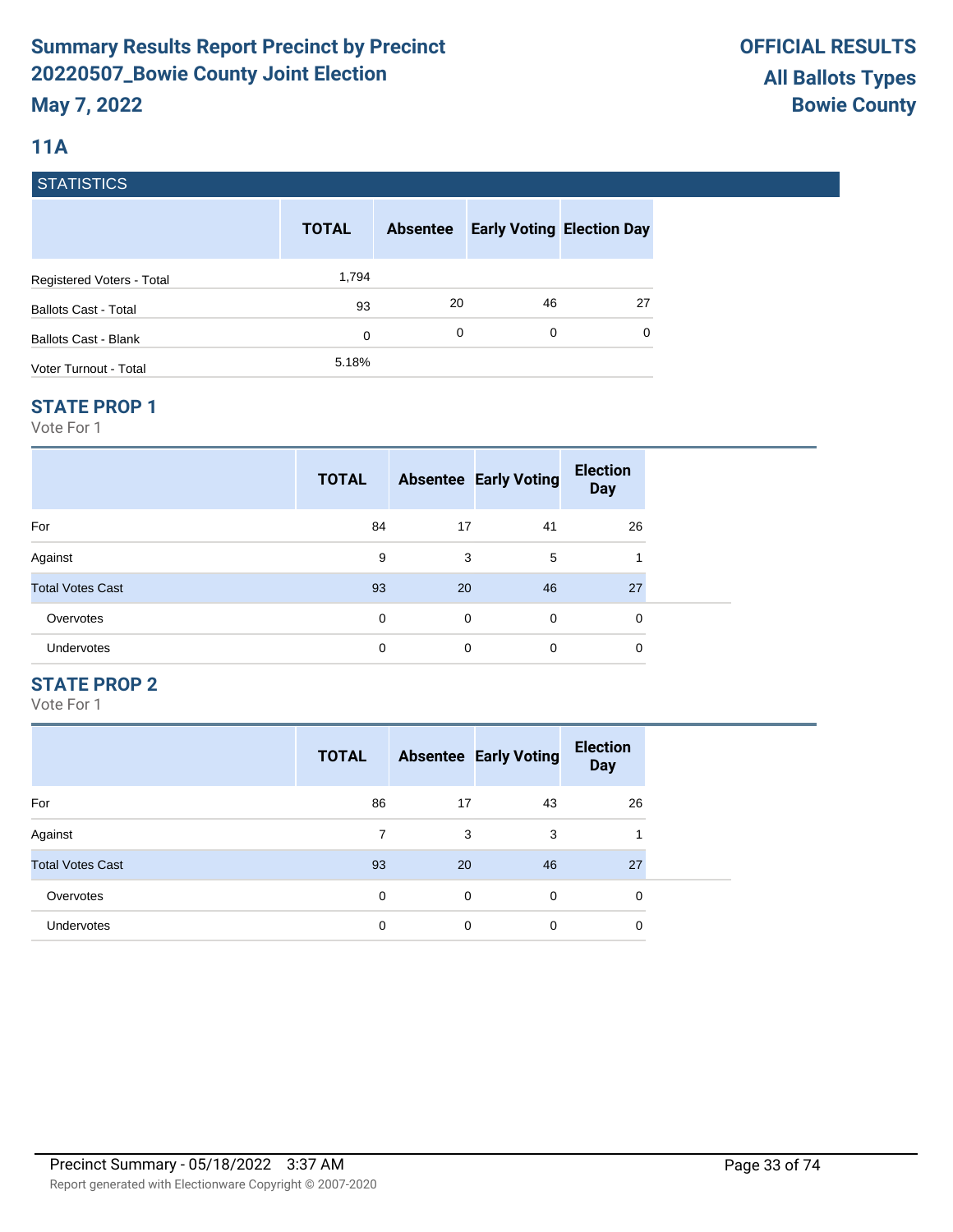# Summary Results Report Precinct by Precinct
# 20220507_Bowie County Joint Election
## May 7, 2022

**OFFICIAL RESULTS**
**All Ballots Types**
**Bowie County**

## 11A

### STATISTICS

| | TOTAL | Absentee | Early Voting | Election Day |
|---|---|---|---|---|
| Registered Voters - Total | 1,794 | | | |
| Ballots Cast - Total | 93 | 20 | 46 | 27 |
| Ballots Cast - Blank | 0 | 0 | 0 | 0 |
| Voter Turnout - Total | 5.18% | | | |

### STATE PROP 1

Vote For 1

| | TOTAL | Absentee | Early Voting | Election Day |
|---|---|---|---|---|
| For | 84 | 17 | 41 | 26 |
| Against | 9 | 3 | 5 | 1 |
| Total Votes Cast | 93 | 20 | 46 | 27 |
| Overvotes | 0 | 0 | 0 | 0 |
| Undervotes | 0 | 0 | 0 | 0 |

### STATE PROP 2

Vote For 1

| | TOTAL | Absentee | Early Voting | Election Day |
|---|---|---|---|---|
| For | 86 | 17 | 43 | 26 |
| Against | 7 | 3 | 3 | 1 |
| Total Votes Cast | 93 | 20 | 46 | 27 |
| Overvotes | 0 | 0 | 0 | 0 |
| Undervotes | 0 | 0 | 0 | 0 |

Precinct Summary - 05/18/2022 3:37 AM

Report generated with Electionware Copyright © 2007-2020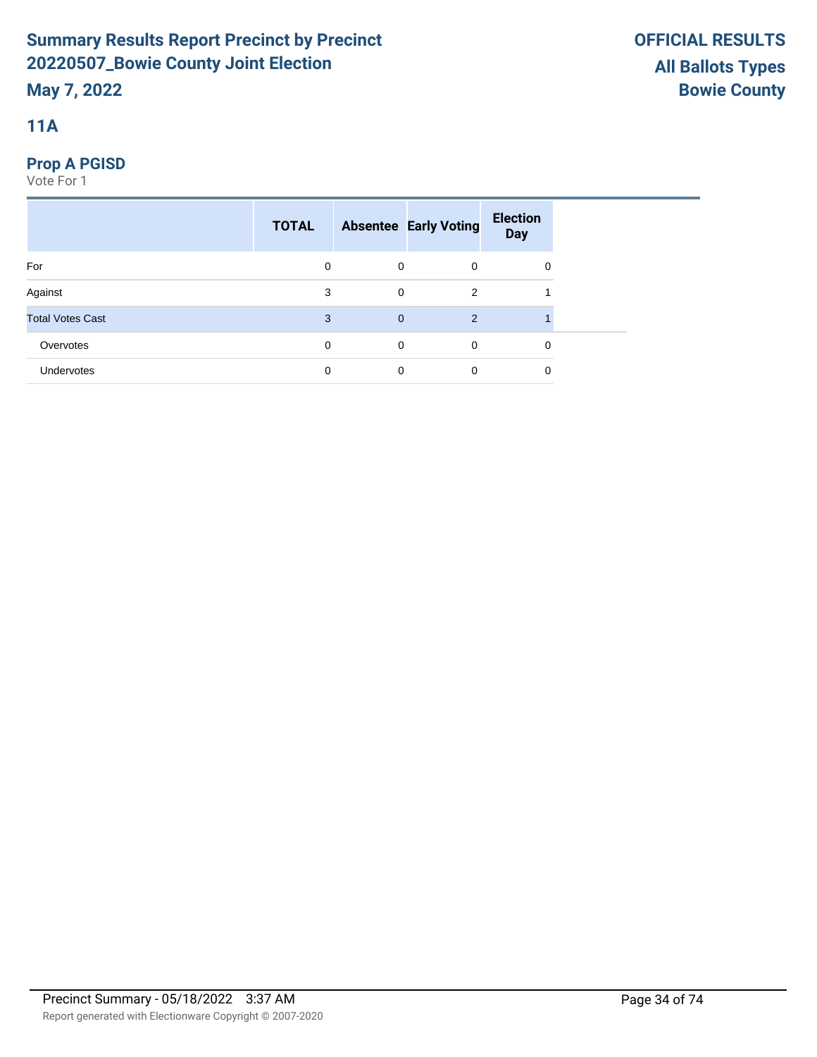## 11A

### Prop A PGISD

Vote For 1

| | TOTAL | Absentee | Early Voting | Election Day |
|---|---|---|---|---|
| For | 0 | 0 | 0 | 0 |
| Against | 3 | 0 | 2 | 1 |
| Total Votes Cast | 3 | 0 | 2 | 1 |
| Overvotes | 0 | 0 | 0 | 0 |
| Undervotes | 0 | 0 | 0 | 0 |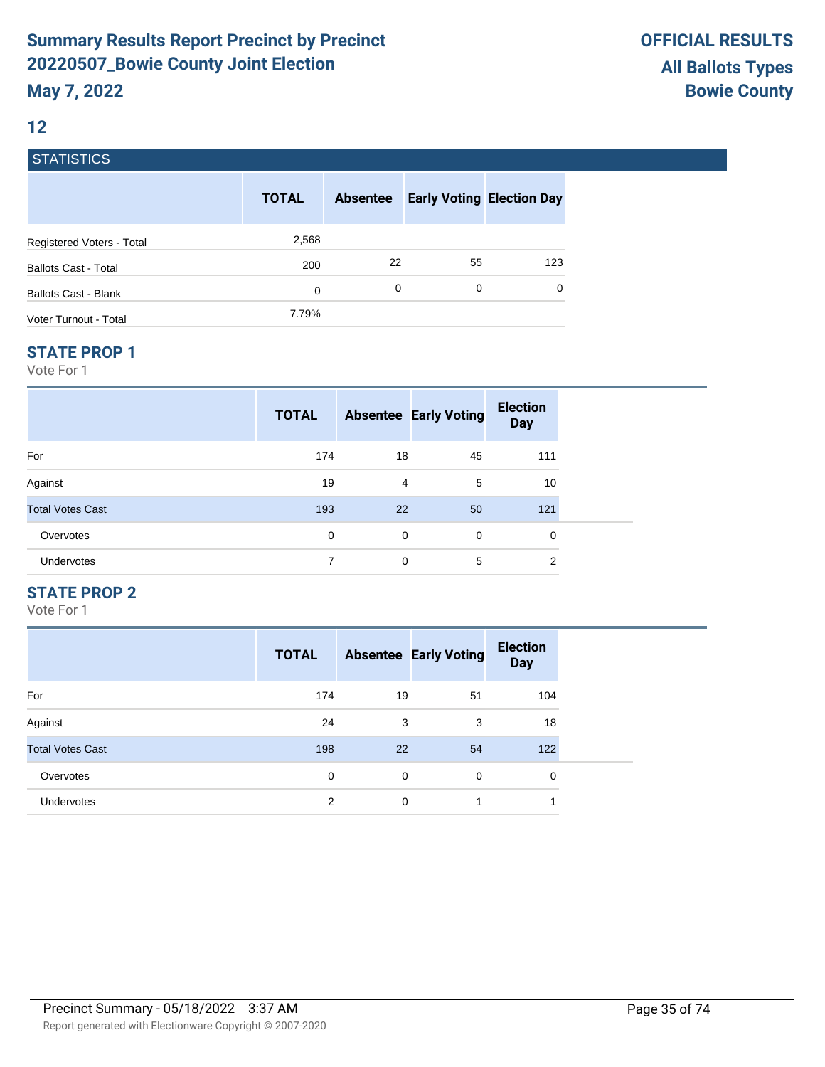# Summary Results Report Precinct by Precinct
# 20220507_Bowie County Joint Election
# May 7, 2022

**OFFICIAL RESULTS**
**All Ballots Types**
**Bowie County**

## 12

### STATISTICS

| | TOTAL | Absentee | Early Voting | Election Day |
|---|---|---|---|---|
| Registered Voters - Total | 2,568 | | | |
| Ballots Cast - Total | 200 | 22 | 55 | 123 |
| Ballots Cast - Blank | 0 | 0 | 0 | 0 |
| Voter Turnout - Total | 7.79% | | | |

### STATE PROP 1

Vote For 1

| | TOTAL | Absentee | Early Voting | Election Day |
|---|---|---|---|---|
| For | 174 | 18 | 45 | 111 |
| Against | 19 | 4 | 5 | 10 |
| Total Votes Cast | 193 | 22 | 50 | 121 |
| Overvotes | 0 | 0 | 0 | 0 |
| Undervotes | 7 | 0 | 5 | 2 |

### STATE PROP 2

Vote For 1

| | TOTAL | Absentee | Early Voting | Election Day |
|---|---|---|---|---|
| For | 174 | 19 | 51 | 104 |
| Against | 24 | 3 | 3 | 18 |
| Total Votes Cast | 198 | 22 | 54 | 122 |
| Overvotes | 0 | 0 | 0 | 0 |
| Undervotes | 2 | 0 | 1 | 1 |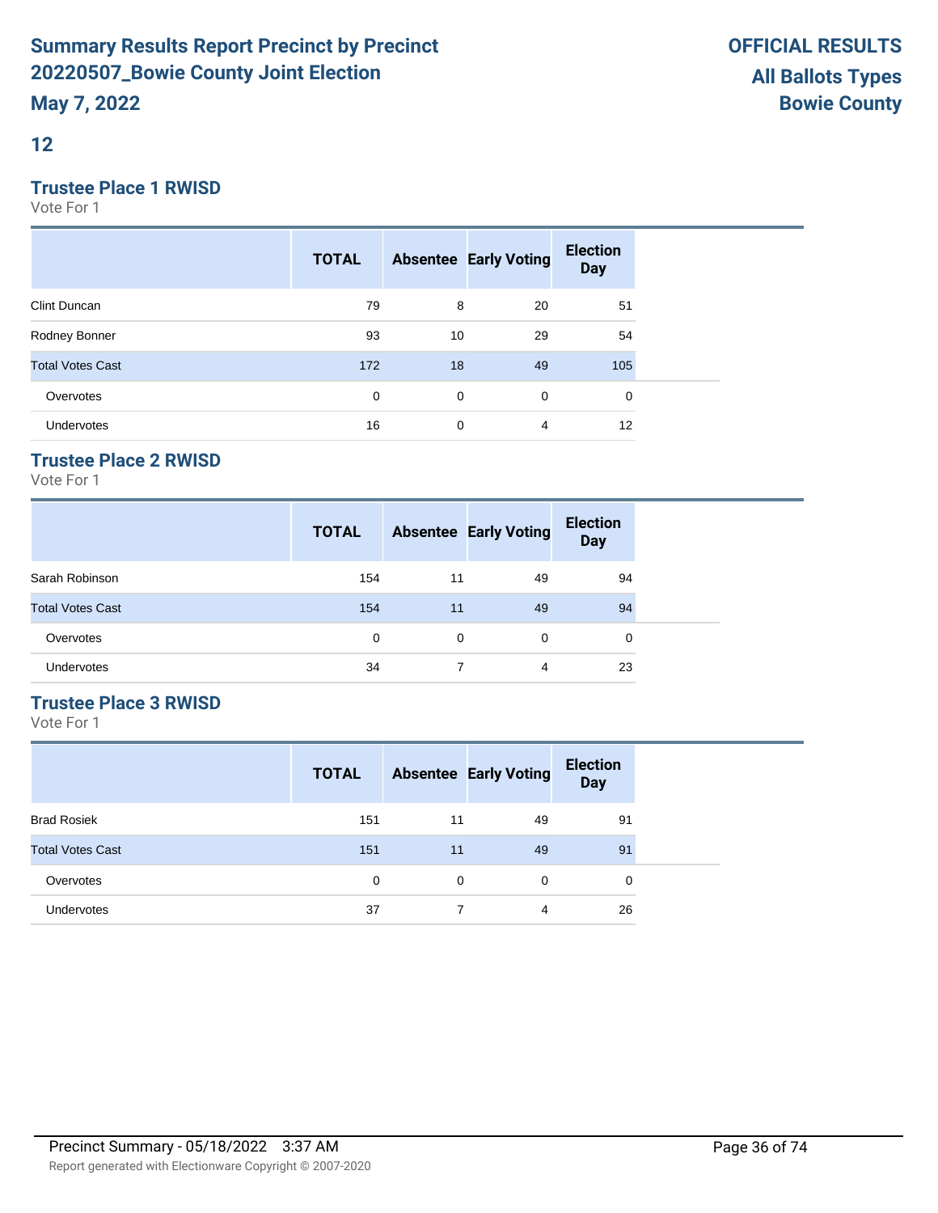# Summary Results Report Precinct by Precinct
# 20220507_Bowie County Joint Election

**May 7, 2022**

**OFFICIAL RESULTS**
**All Ballots Types**
**Bowie County**

## 12

### Trustee Place 1 RWISD

Vote For 1

| | TOTAL | Absentee | Early Voting | Election Day |
|---|---|---|---|---|
| Clint Duncan | 79 | 8 | 20 | 51 |
| Rodney Bonner | 93 | 10 | 29 | 54 |
| Total Votes Cast | 172 | 18 | 49 | 105 |
| Overvotes | 0 | 0 | 0 | 0 |
| Undervotes | 16 | 0 | 4 | 12 |

### Trustee Place 2 RWISD

Vote For 1

| | TOTAL | Absentee | Early Voting | Election Day |
|---|---|---|---|---|
| Sarah Robinson | 154 | 11 | 49 | 94 |
| Total Votes Cast | 154 | 11 | 49 | 94 |
| Overvotes | 0 | 0 | 0 | 0 |
| Undervotes | 34 | 7 | 4 | 23 |

### Trustee Place 3 RWISD

Vote For 1

| | TOTAL | Absentee | Early Voting | Election Day |
|---|---|---|---|---|
| Brad Rosiek | 151 | 11 | 49 | 91 |
| Total Votes Cast | 151 | 11 | 49 | 91 |
| Overvotes | 0 | 0 | 0 | 0 |
| Undervotes | 37 | 7 | 4 | 26 |

Precinct Summary - 05/18/2022 3:37 AM

Report generated with Electionware Copyright © 2007-2020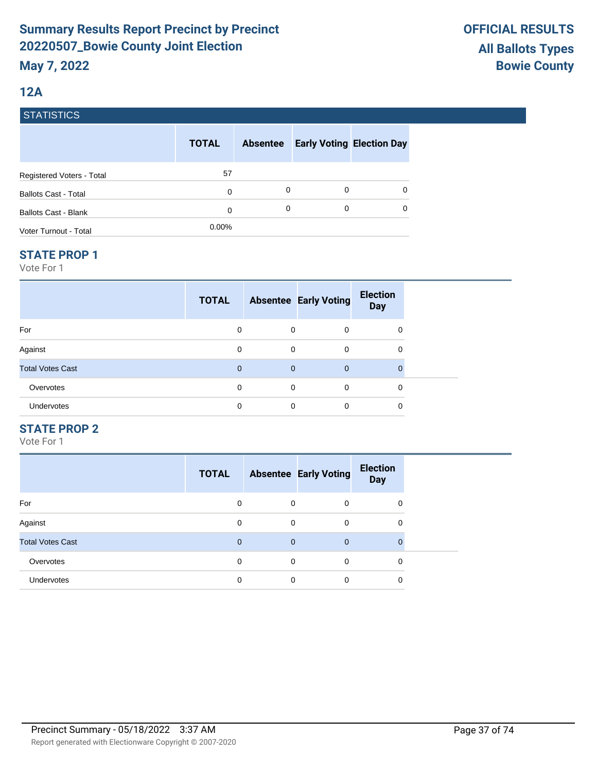# Summary Results Report Precinct by Precinct 20220507_Bowie County Joint Election

**May 7, 2022**

**OFFICIAL RESULTS**
**All Ballots Types**
**Bowie County**

## 12A

### STATISTICS

| | TOTAL | Absentee | Early Voting | Election Day |
|---|---|---|---|---|
| Registered Voters - Total | 57 | | | |
| Ballots Cast - Total | 0 | 0 | 0 | 0 |
| Ballots Cast - Blank | 0 | 0 | 0 | 0 |
| Voter Turnout - Total | 0.00% | | | |

### STATE PROP 1

Vote For 1

| | TOTAL | Absentee | Early Voting | Election Day |
|---|---|---|---|---|
| For | 0 | 0 | 0 | 0 |
| Against | 0 | 0 | 0 | 0 |
| Total Votes Cast | 0 | 0 | 0 | 0 |
| Overvotes | 0 | 0 | 0 | 0 |
| Undervotes | 0 | 0 | 0 | 0 |

### STATE PROP 2

Vote For 1

| | TOTAL | Absentee | Early Voting | Election Day |
|---|---|---|---|---|
| For | 0 | 0 | 0 | 0 |
| Against | 0 | 0 | 0 | 0 |
| Total Votes Cast | 0 | 0 | 0 | 0 |
| Overvotes | 0 | 0 | 0 | 0 |
| Undervotes | 0 | 0 | 0 | 0 |

Precinct Summary - 05/18/2022 3:37 AM

Report generated with Electionware Copyright © 2007-2020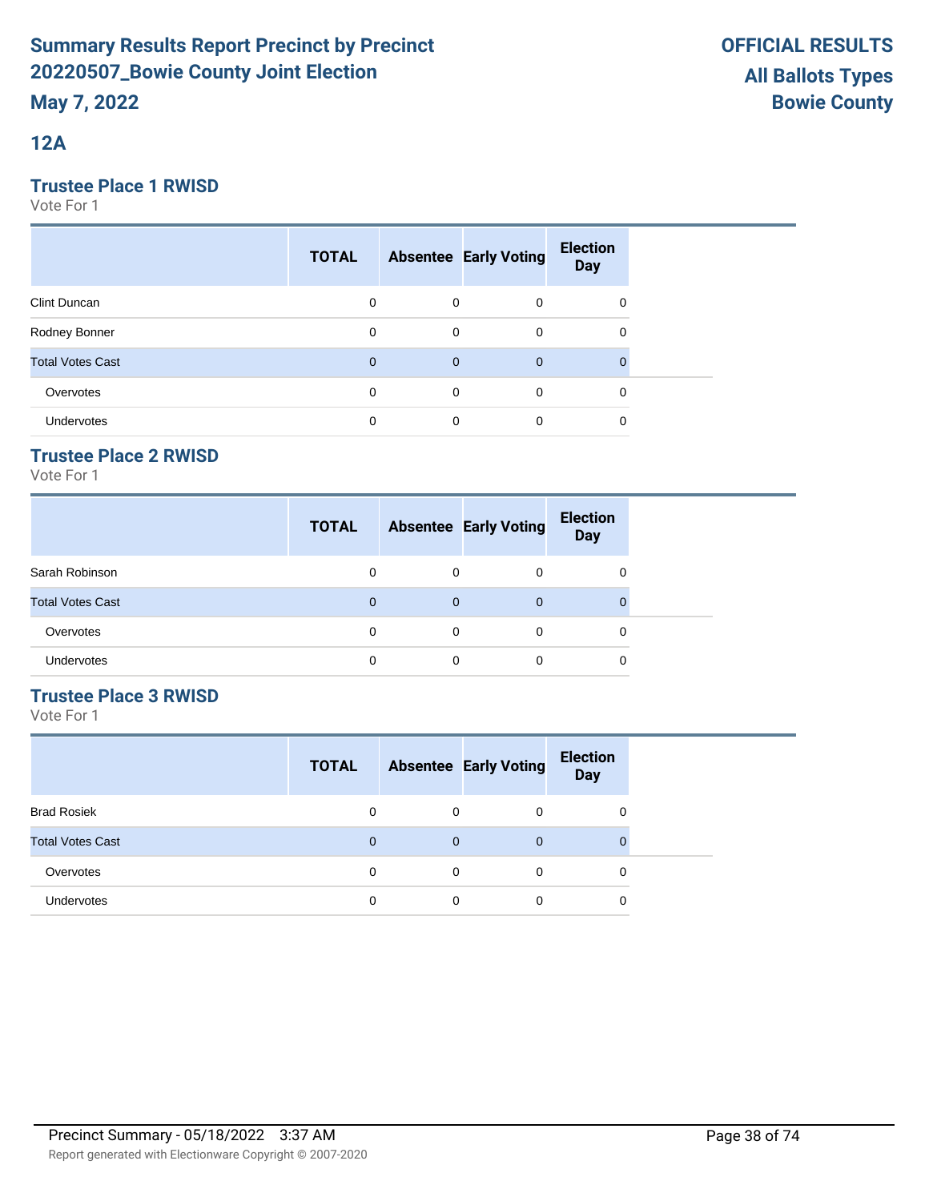# Summary Results Report Precinct by Precinct 20220507_Bowie County Joint Election

**May 7, 2022**

**OFFICIAL RESULTS**
**All Ballots Types**
**Bowie County**

## 12A

### Trustee Place 1 RWISD

Vote For 1

| | TOTAL | Absentee | Early Voting | Election Day |
|---|---|---|---|---|
| Clint Duncan | 0 | 0 | 0 | 0 |
| Rodney Bonner | 0 | 0 | 0 | 0 |
| Total Votes Cast | 0 | 0 | 0 | 0 |
| Overvotes | 0 | 0 | 0 | 0 |
| Undervotes | 0 | 0 | 0 | 0 |

### Trustee Place 2 RWISD

Vote For 1

| | TOTAL | Absentee | Early Voting | Election Day |
|---|---|---|---|---|
| Sarah Robinson | 0 | 0 | 0 | 0 |
| Total Votes Cast | 0 | 0 | 0 | 0 |
| Overvotes | 0 | 0 | 0 | 0 |
| Undervotes | 0 | 0 | 0 | 0 |

### Trustee Place 3 RWISD

Vote For 1

| | TOTAL | Absentee | Early Voting | Election Day |
|---|---|---|---|---|
| Brad Rosiek | 0 | 0 | 0 | 0 |
| Total Votes Cast | 0 | 0 | 0 | 0 |
| Overvotes | 0 | 0 | 0 | 0 |
| Undervotes | 0 | 0 | 0 | 0 |

Precinct Summary - 05/18/2022 3:37 AM

Report generated with Electionware Copyright © 2007-2020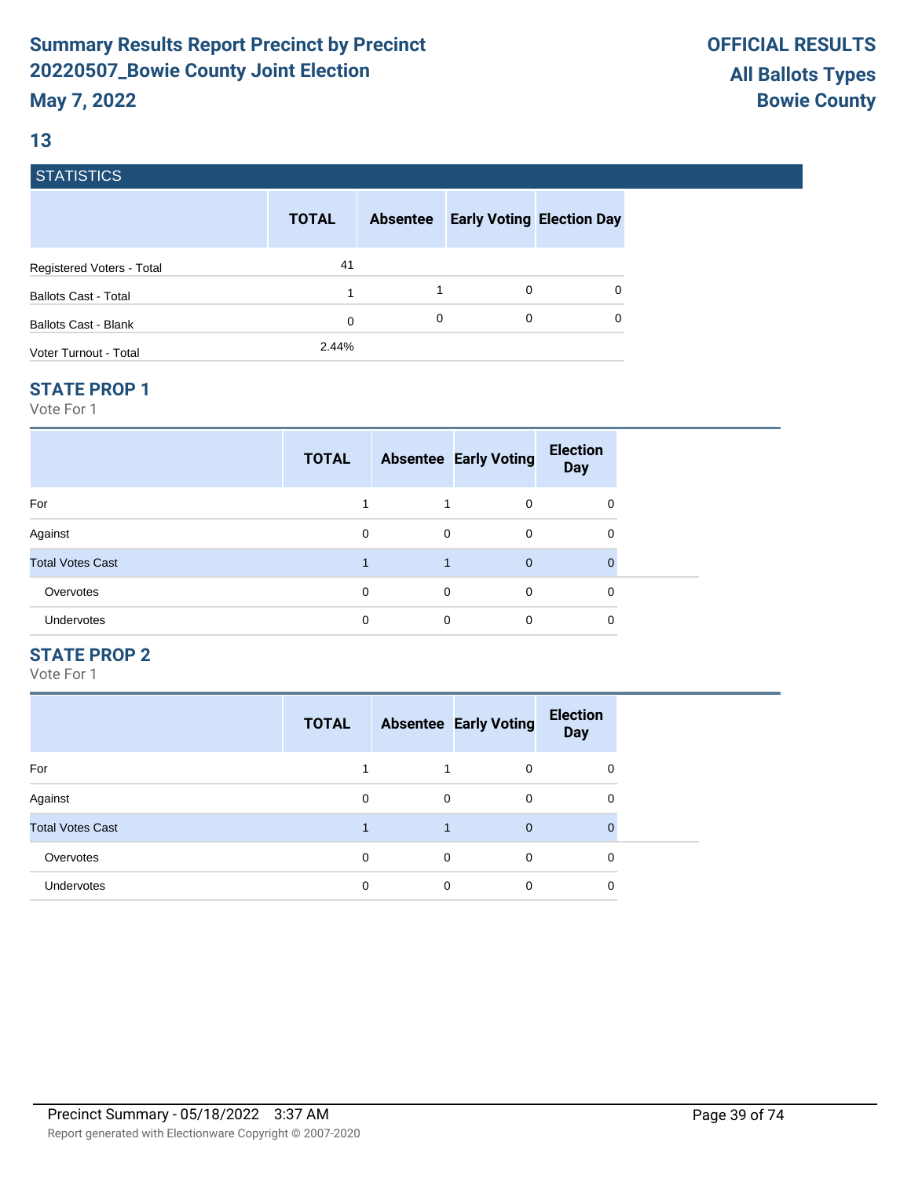# Summary Results Report Precinct by Precinct
# 20220507_Bowie County Joint Election
**May 7, 2022**

**OFFICIAL RESULTS**
**All Ballots Types**
**Bowie County**

## 13

### STATISTICS

| | TOTAL | Absentee | Early Voting | Election Day |
|---|---|---|---|---|
| Registered Voters - Total | 41 | | | |
| Ballots Cast - Total | 1 | 1 | 0 | 0 |
| Ballots Cast - Blank | 0 | 0 | 0 | 0 |
| Voter Turnout - Total | 2.44% | | | |

### STATE PROP 1

Vote For 1

| | TOTAL | Absentee | Early Voting | Election Day |
|---|---|---|---|---|
| For | 1 | 1 | 0 | 0 |
| Against | 0 | 0 | 0 | 0 |
| Total Votes Cast | 1 | 1 | 0 | 0 |
| Overvotes | 0 | 0 | 0 | 0 |
| Undervotes | 0 | 0 | 0 | 0 |

### STATE PROP 2

Vote For 1

| | TOTAL | Absentee | Early Voting | Election Day |
|---|---|---|---|---|
| For | 1 | 1 | 0 | 0 |
| Against | 0 | 0 | 0 | 0 |
| Total Votes Cast | 1 | 1 | 0 | 0 |
| Overvotes | 0 | 0 | 0 | 0 |
| Undervotes | 0 | 0 | 0 | 0 |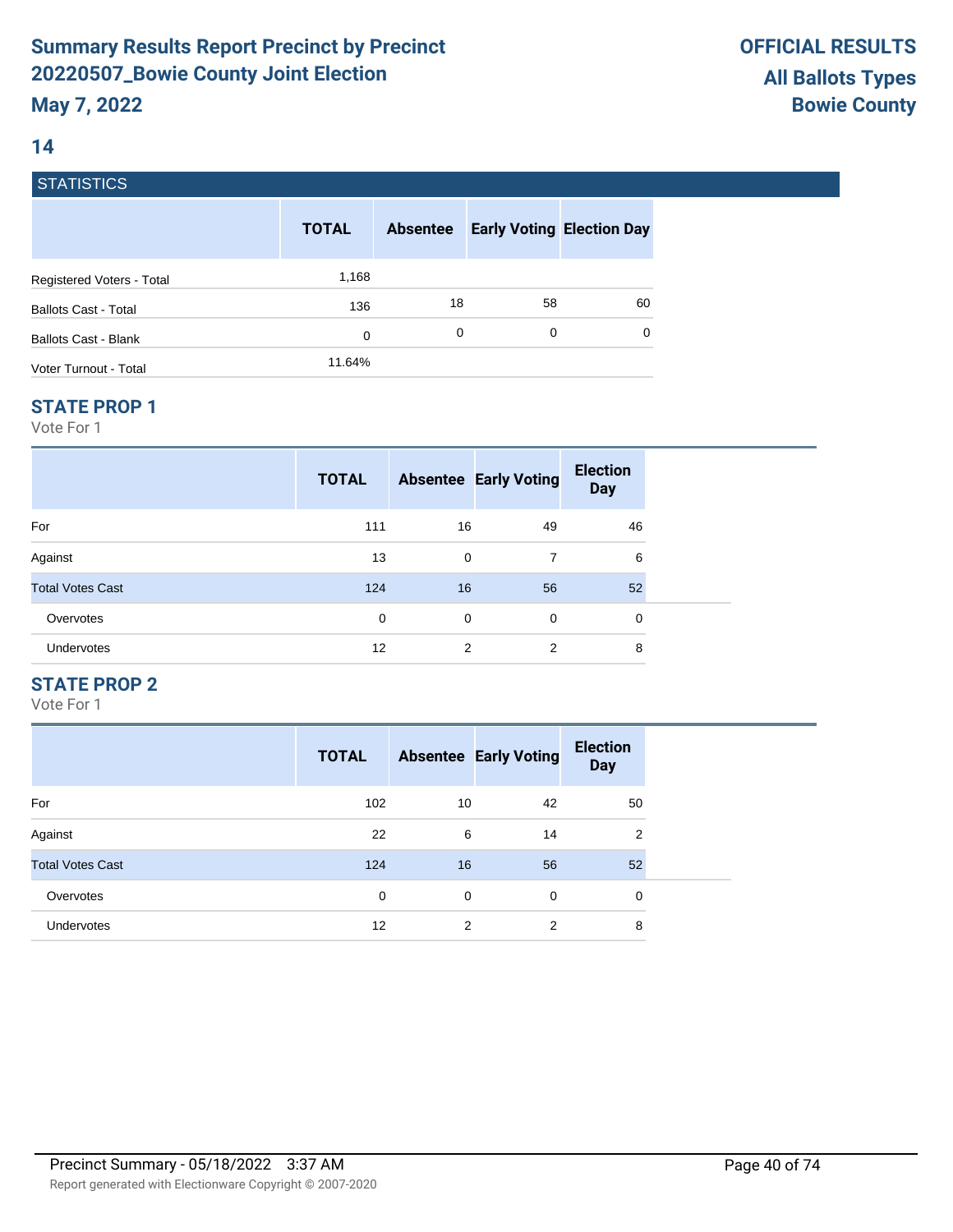# Summary Results Report Precinct by Precinct 20220507_Bowie County Joint Election

**May 7, 2022**

**OFFICIAL RESULTS**
**All Ballots Types**
**Bowie County**

## 14

### STATISTICS

| | TOTAL | Absentee | Early Voting | Election Day |
|---|---|---|---|---|
| Registered Voters - Total | 1,168 | | | |
| Ballots Cast - Total | 136 | 18 | 58 | 60 |
| Ballots Cast - Blank | 0 | 0 | 0 | 0 |
| Voter Turnout - Total | 11.64% | | | |

### STATE PROP 1

Vote For 1

| | TOTAL | Absentee | Early Voting | Election Day |
|---|---|---|---|---|
| For | 111 | 16 | 49 | 46 |
| Against | 13 | 0 | 7 | 6 |
| Total Votes Cast | 124 | 16 | 56 | 52 |
| Overvotes | 0 | 0 | 0 | 0 |
| Undervotes | 12 | 2 | 2 | 8 |

### STATE PROP 2

Vote For 1

| | TOTAL | Absentee | Early Voting | Election Day |
|---|---|---|---|---|
| For | 102 | 10 | 42 | 50 |
| Against | 22 | 6 | 14 | 2 |
| Total Votes Cast | 124 | 16 | 56 | 52 |
| Overvotes | 0 | 0 | 0 | 0 |
| Undervotes | 12 | 2 | 2 | 8 |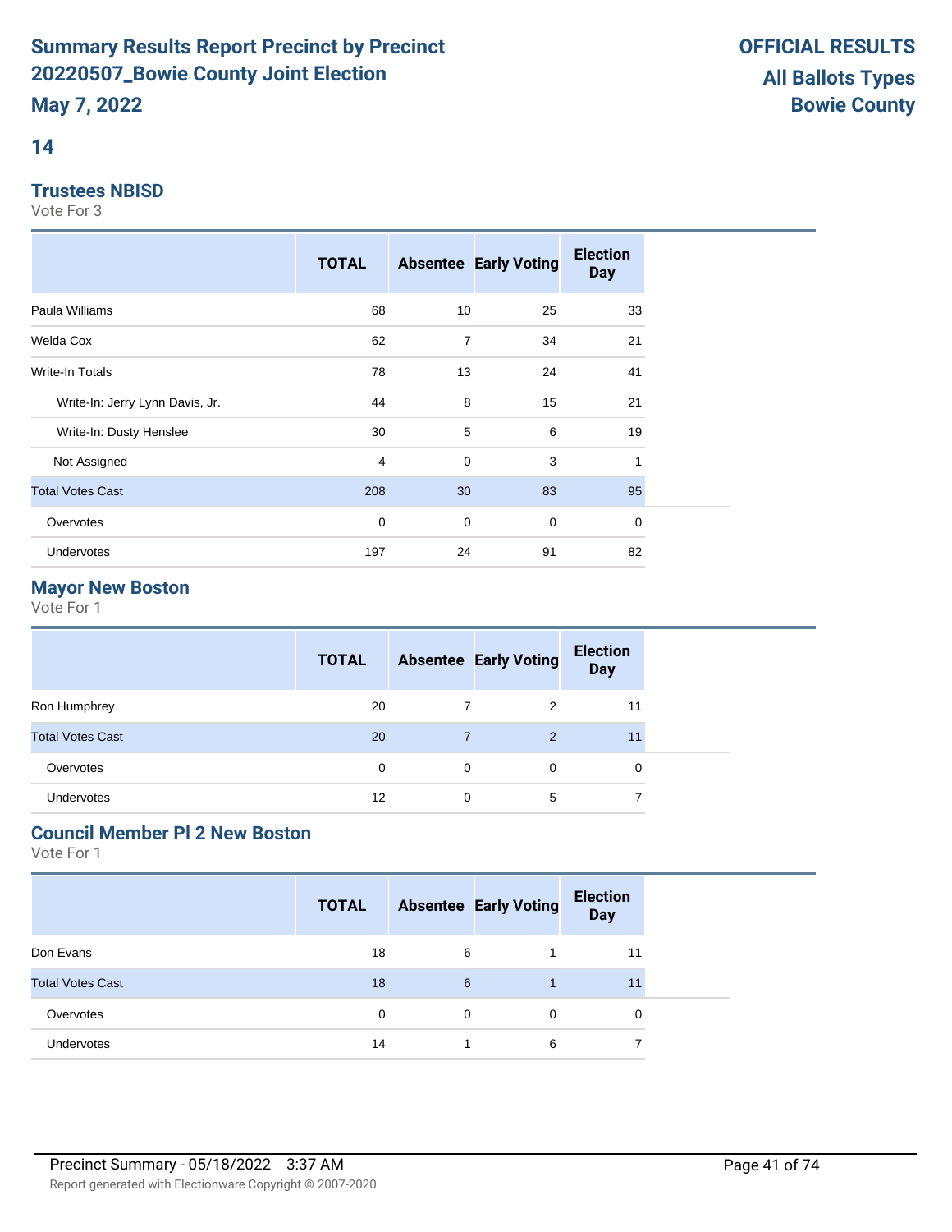# Summary Results Report Precinct by Precinct
# 20220507_Bowie County Joint Election
**May 7, 2022**

**OFFICIAL RESULTS**
**All Ballots Types**
**Bowie County**

## 14

### Trustees NBISD

Vote For 3

| | TOTAL | Absentee | Early Voting | Election Day |
|---|---|---|---|---|
| Paula Williams | 68 | 10 | 25 | 33 |
| Welda Cox | 62 | 7 | 34 | 21 |
| Write-In Totals | 78 | 13 | 24 | 41 |
| Write-In: Jerry Lynn Davis, Jr. | 44 | 8 | 15 | 21 |
| Write-In: Dusty Henslee | 30 | 5 | 6 | 19 |
| Not Assigned | 4 | 0 | 3 | 1 |
| Total Votes Cast | 208 | 30 | 83 | 95 |
| Overvotes | 0 | 0 | 0 | 0 |
| Undervotes | 197 | 24 | 91 | 82 |

### Mayor New Boston

Vote For 1

| | TOTAL | Absentee | Early Voting | Election Day |
|---|---|---|---|---|
| Ron Humphrey | 20 | 7 | 2 | 11 |
| Total Votes Cast | 20 | 7 | 2 | 11 |
| Overvotes | 0 | 0 | 0 | 0 |
| Undervotes | 12 | 0 | 5 | 7 |

### Council Member Pl 2 New Boston

Vote For 1

| | TOTAL | Absentee | Early Voting | Election Day |
|---|---|---|---|---|
| Don Evans | 18 | 6 | 1 | 11 |
| Total Votes Cast | 18 | 6 | 1 | 11 |
| Overvotes | 0 | 0 | 0 | 0 |
| Undervotes | 14 | 1 | 6 | 7 |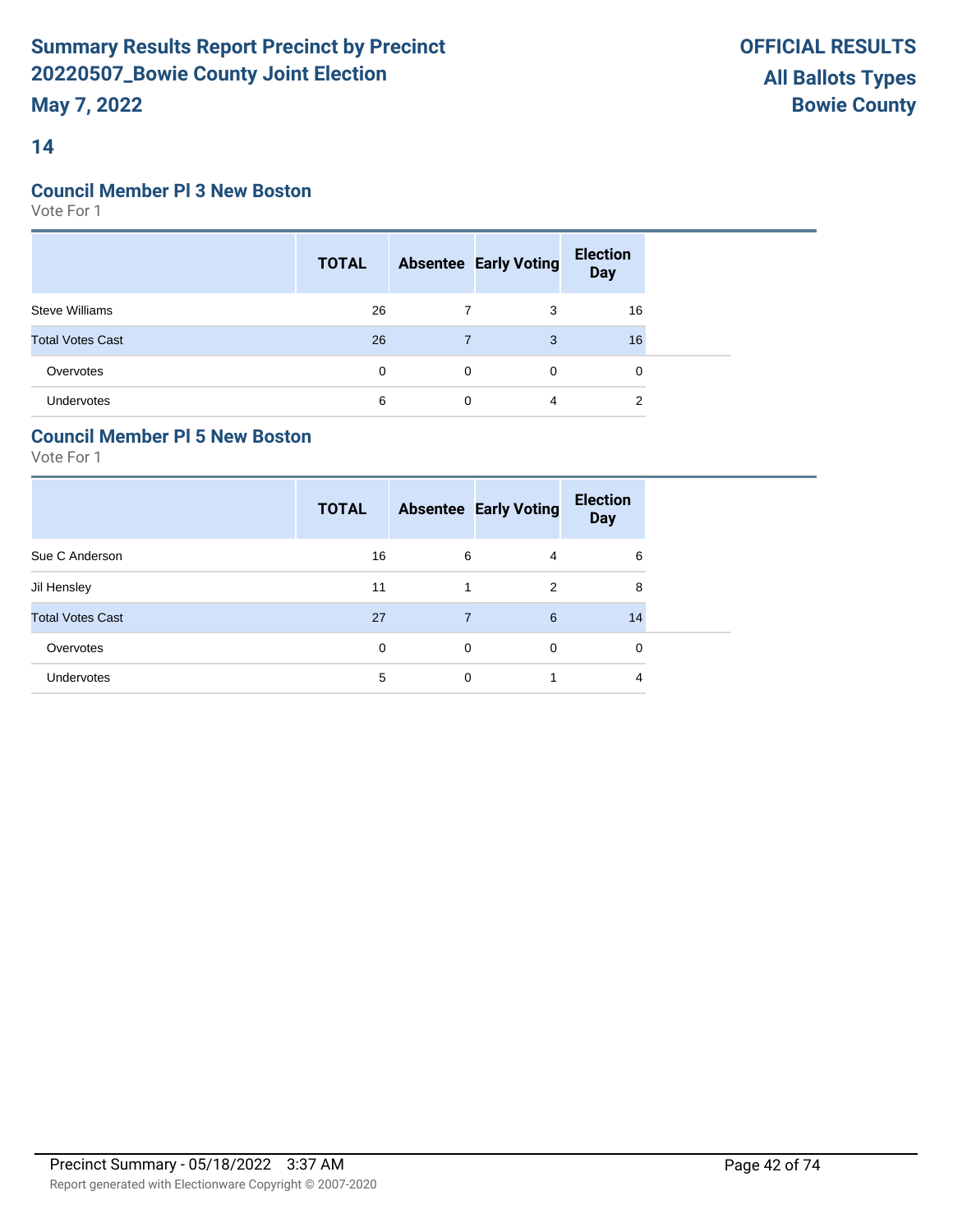# Summary Results Report Precinct by Precinct 20220507_Bowie County Joint Election

**May 7, 2022**

**OFFICIAL RESULTS**
**All Ballots Types**
**Bowie County**

## 14

### Council Member Pl 3 New Boston

Vote For 1

| | TOTAL | Absentee | Early Voting | Election Day |
|---|---|---|---|---|
| Steve Williams | 26 | 7 | 3 | 16 |
| Total Votes Cast | 26 | 7 | 3 | 16 |
| Overvotes | 0 | 0 | 0 | 0 |
| Undervotes | 6 | 0 | 4 | 2 |

### Council Member Pl 5 New Boston

Vote For 1

| | TOTAL | Absentee | Early Voting | Election Day |
|---|---|---|---|---|
| Sue C Anderson | 16 | 6 | 4 | 6 |
| Jil Hensley | 11 | 1 | 2 | 8 |
| Total Votes Cast | 27 | 7 | 6 | 14 |
| Overvotes | 0 | 0 | 0 | 0 |
| Undervotes | 5 | 0 | 1 | 4 |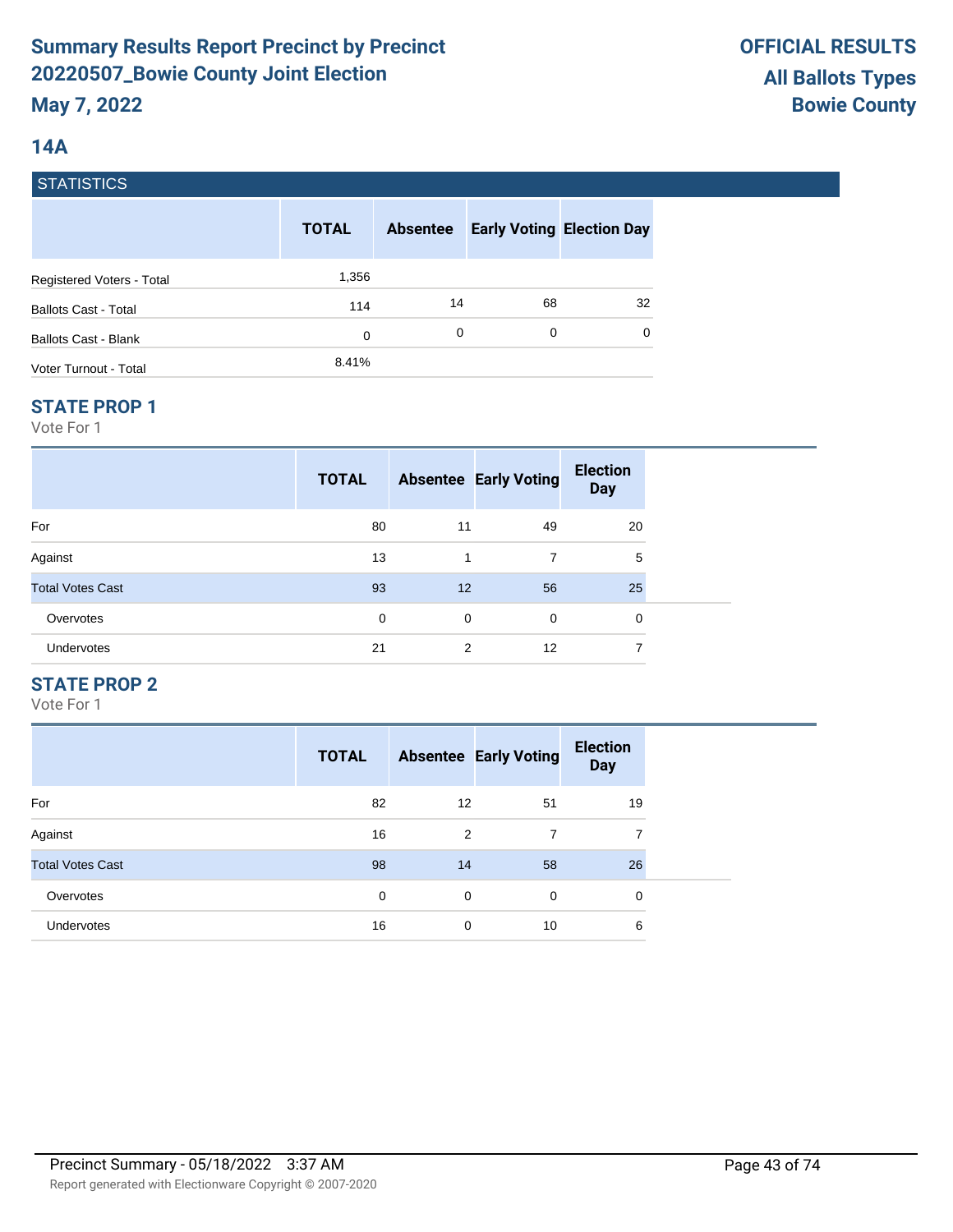# Summary Results Report Precinct by Precinct
# 20220507_Bowie County Joint Election
## May 7, 2022

**OFFICIAL RESULTS**
**All Ballots Types**
**Bowie County**

## 14A

### STATISTICS

| | TOTAL | Absentee | Early Voting | Election Day |
|---|---|---|---|---|
| Registered Voters - Total | 1,356 | | | |
| Ballots Cast - Total | 114 | 14 | 68 | 32 |
| Ballots Cast - Blank | 0 | 0 | 0 | 0 |
| Voter Turnout - Total | 8.41% | | | |

### STATE PROP 1

Vote For 1

| | TOTAL | Absentee | Early Voting | Election Day |
|---|---|---|---|---|
| For | 80 | 11 | 49 | 20 |
| Against | 13 | 1 | 7 | 5 |
| Total Votes Cast | 93 | 12 | 56 | 25 |
| Overvotes | 0 | 0 | 0 | 0 |
| Undervotes | 21 | 2 | 12 | 7 |

### STATE PROP 2

Vote For 1

| | TOTAL | Absentee | Early Voting | Election Day |
|---|---|---|---|---|
| For | 82 | 12 | 51 | 19 |
| Against | 16 | 2 | 7 | 7 |
| Total Votes Cast | 98 | 14 | 58 | 26 |
| Overvotes | 0 | 0 | 0 | 0 |
| Undervotes | 16 | 0 | 10 | 6 |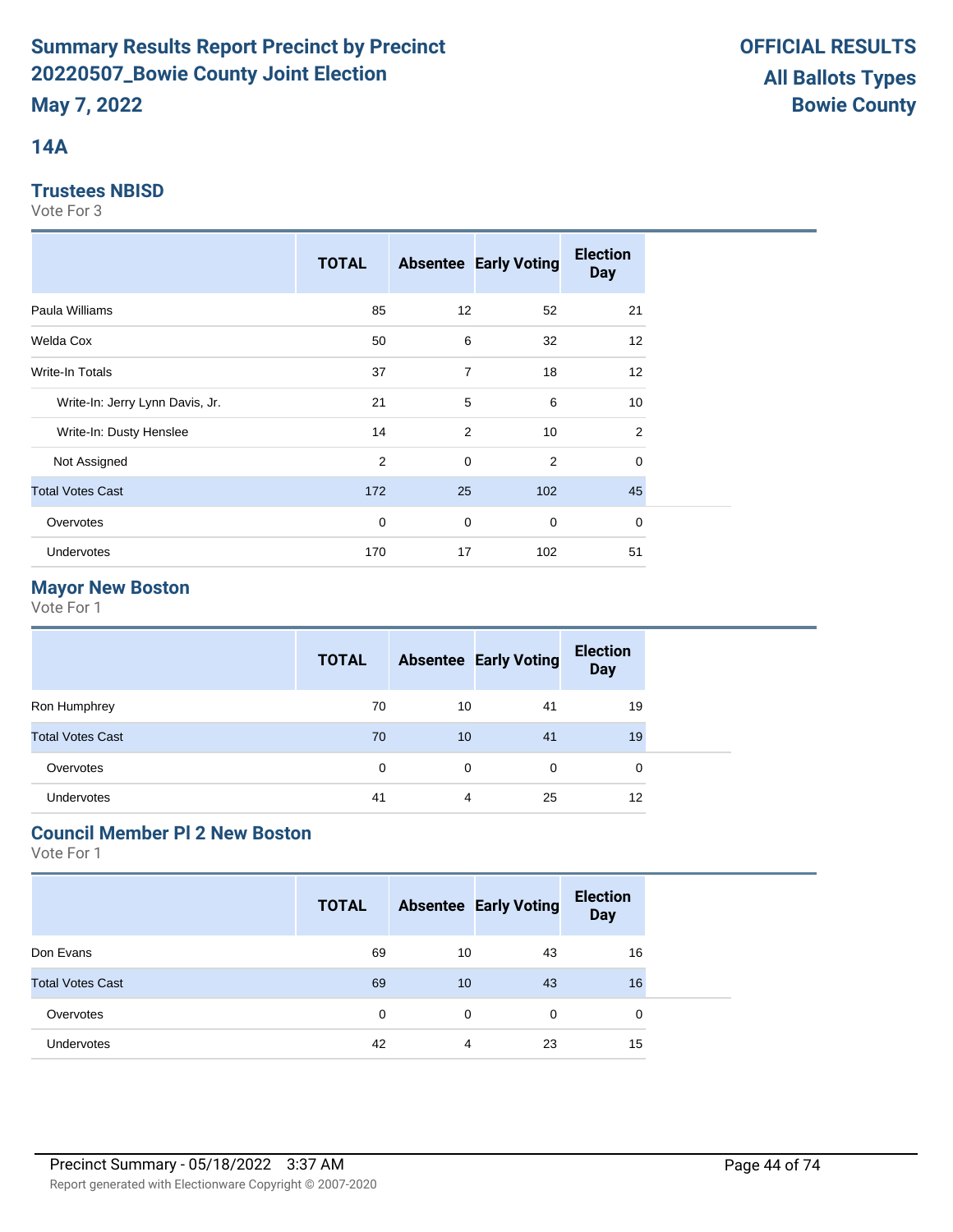# Summary Results Report Precinct by Precinct
# 20220507_Bowie County Joint Election
**May 7, 2022**

**OFFICIAL RESULTS**
**All Ballots Types**
**Bowie County**

## 14A

### Trustees NBISD
Vote For 3

| | TOTAL | Absentee | Early Voting | Election Day |
|---|---|---|---|---|
| Paula Williams | 85 | 12 | 52 | 21 |
| Welda Cox | 50 | 6 | 32 | 12 |
| Write-In Totals | 37 | 7 | 18 | 12 |
| Write-In: Jerry Lynn Davis, Jr. | 21 | 5 | 6 | 10 |
| Write-In: Dusty Henslee | 14 | 2 | 10 | 2 |
| Not Assigned | 2 | 0 | 2 | 0 |
| Total Votes Cast | 172 | 25 | 102 | 45 |
| Overvotes | 0 | 0 | 0 | 0 |
| Undervotes | 170 | 17 | 102 | 51 |

### Mayor New Boston
Vote For 1

| | TOTAL | Absentee | Early Voting | Election Day |
|---|---|---|---|---|
| Ron Humphrey | 70 | 10 | 41 | 19 |
| Total Votes Cast | 70 | 10 | 41 | 19 |
| Overvotes | 0 | 0 | 0 | 0 |
| Undervotes | 41 | 4 | 25 | 12 |

### Council Member Pl 2 New Boston
Vote For 1

| | TOTAL | Absentee | Early Voting | Election Day |
|---|---|---|---|---|
| Don Evans | 69 | 10 | 43 | 16 |
| Total Votes Cast | 69 | 10 | 43 | 16 |
| Overvotes | 0 | 0 | 0 | 0 |
| Undervotes | 42 | 4 | 23 | 15 |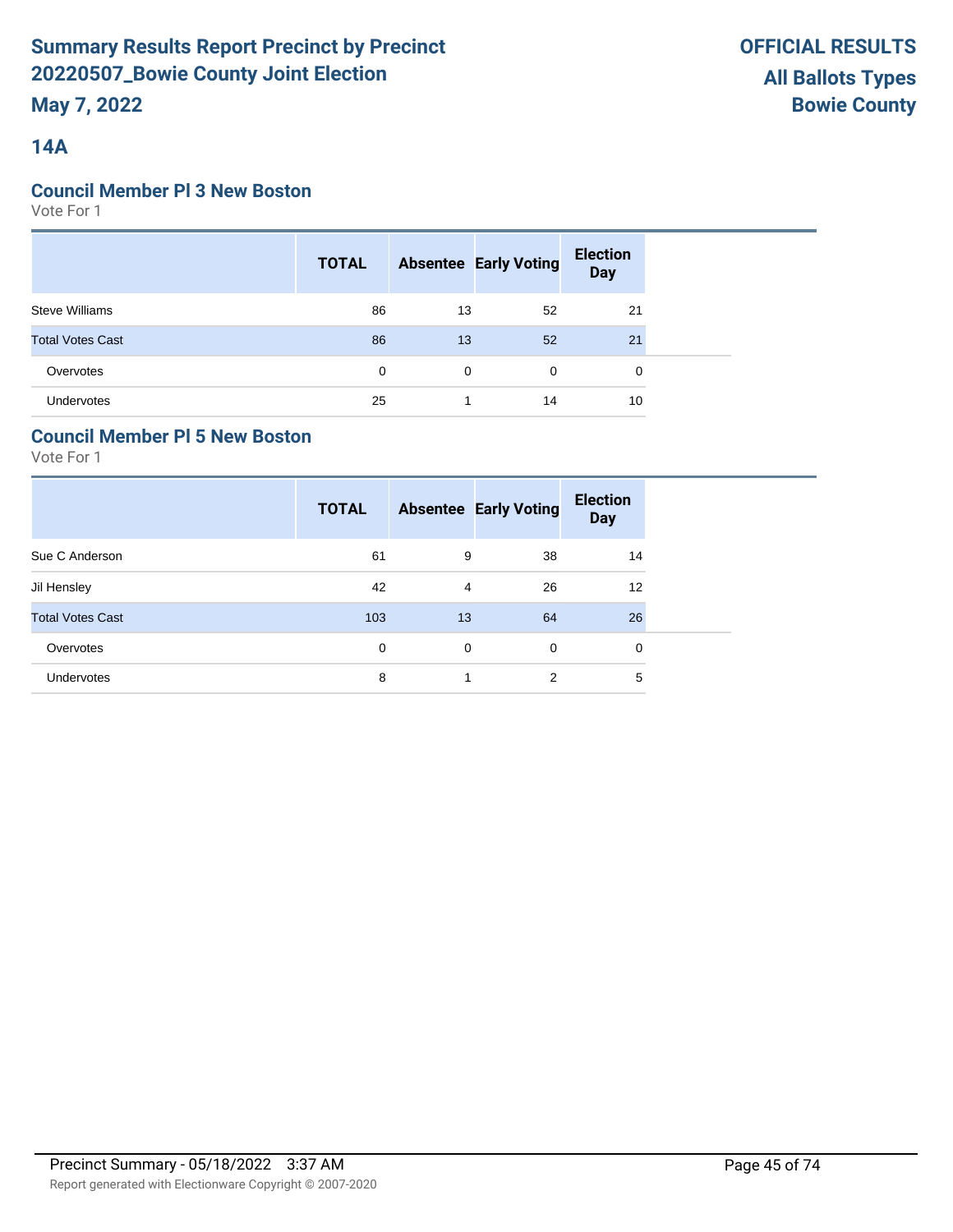# Summary Results Report Precinct by Precinct
# 20220507_Bowie County Joint Election
**May 7, 2022**

**OFFICIAL RESULTS**
**All Ballots Types**
**Bowie County**

## 14A

### Council Member Pl 3 New Boston

Vote For 1

| | TOTAL | Absentee | Early Voting | Election Day |
|---|---|---|---|---|
| Steve Williams | 86 | 13 | 52 | 21 |
| Total Votes Cast | 86 | 13 | 52 | 21 |
| Overvotes | 0 | 0 | 0 | 0 |
| Undervotes | 25 | 1 | 14 | 10 |

### Council Member Pl 5 New Boston

Vote For 1

| | TOTAL | Absentee | Early Voting | Election Day |
|---|---|---|---|---|
| Sue C Anderson | 61 | 9 | 38 | 14 |
| Jil Hensley | 42 | 4 | 26 | 12 |
| Total Votes Cast | 103 | 13 | 64 | 26 |
| Overvotes | 0 | 0 | 0 | 0 |
| Undervotes | 8 | 1 | 2 | 5 |

Precinct Summary - 05/18/2022 3:37 AM

Report generated with Electionware Copyright © 2007-2020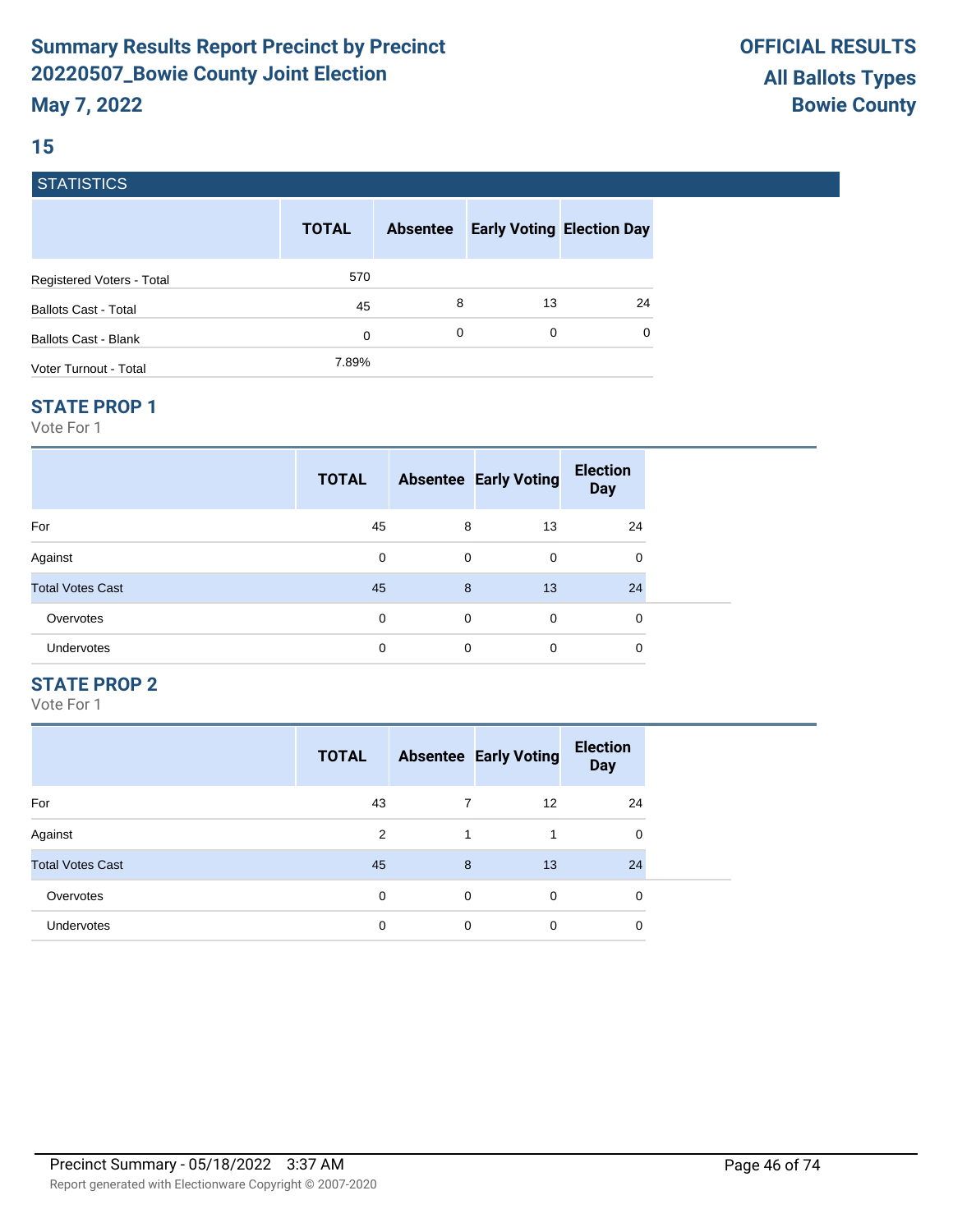# Summary Results Report Precinct by Precinct 20220507_Bowie County Joint Election

**May 7, 2022**

**OFFICIAL RESULTS**
**All Ballots Types**
**Bowie County**

## 15

### STATISTICS

| | TOTAL | Absentee | Early Voting | Election Day |
|---|---|---|---|---|
| Registered Voters - Total | 570 | | | |
| Ballots Cast - Total | 45 | 8 | 13 | 24 |
| Ballots Cast - Blank | 0 | 0 | 0 | 0 |
| Voter Turnout - Total | 7.89% | | | |

### STATE PROP 1

Vote For 1

| | TOTAL | Absentee | Early Voting | Election Day |
|---|---|---|---|---|
| For | 45 | 8 | 13 | 24 |
| Against | 0 | 0 | 0 | 0 |
| Total Votes Cast | 45 | 8 | 13 | 24 |
| Overvotes | 0 | 0 | 0 | 0 |
| Undervotes | 0 | 0 | 0 | 0 |

### STATE PROP 2

Vote For 1

| | TOTAL | Absentee | Early Voting | Election Day |
|---|---|---|---|---|
| For | 43 | 7 | 12 | 24 |
| Against | 2 | 1 | 1 | 0 |
| Total Votes Cast | 45 | 8 | 13 | 24 |
| Overvotes | 0 | 0 | 0 | 0 |
| Undervotes | 0 | 0 | 0 | 0 |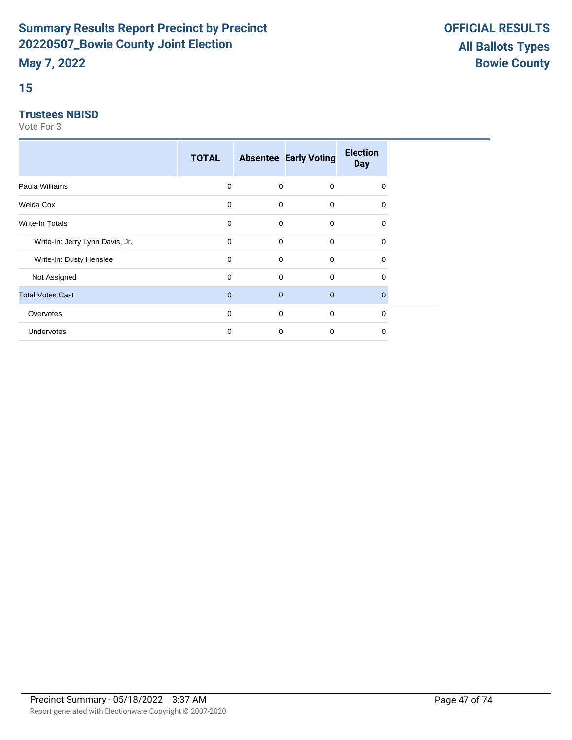## 15

### Trustees NBISD

Vote For 3

| | TOTAL | Absentee | Early Voting | Election Day |
|---|---|---|---|---|
| Paula Williams | 0 | 0 | 0 | 0 |
| Welda Cox | 0 | 0 | 0 | 0 |
| Write-In Totals | 0 | 0 | 0 | 0 |
| Write-In: Jerry Lynn Davis, Jr. | 0 | 0 | 0 | 0 |
| Write-In: Dusty Henslee | 0 | 0 | 0 | 0 |
| Not Assigned | 0 | 0 | 0 | 0 |
| Total Votes Cast | 0 | 0 | 0 | 0 |
| Overvotes | 0 | 0 | 0 | 0 |
| Undervotes | 0 | 0 | 0 | 0 |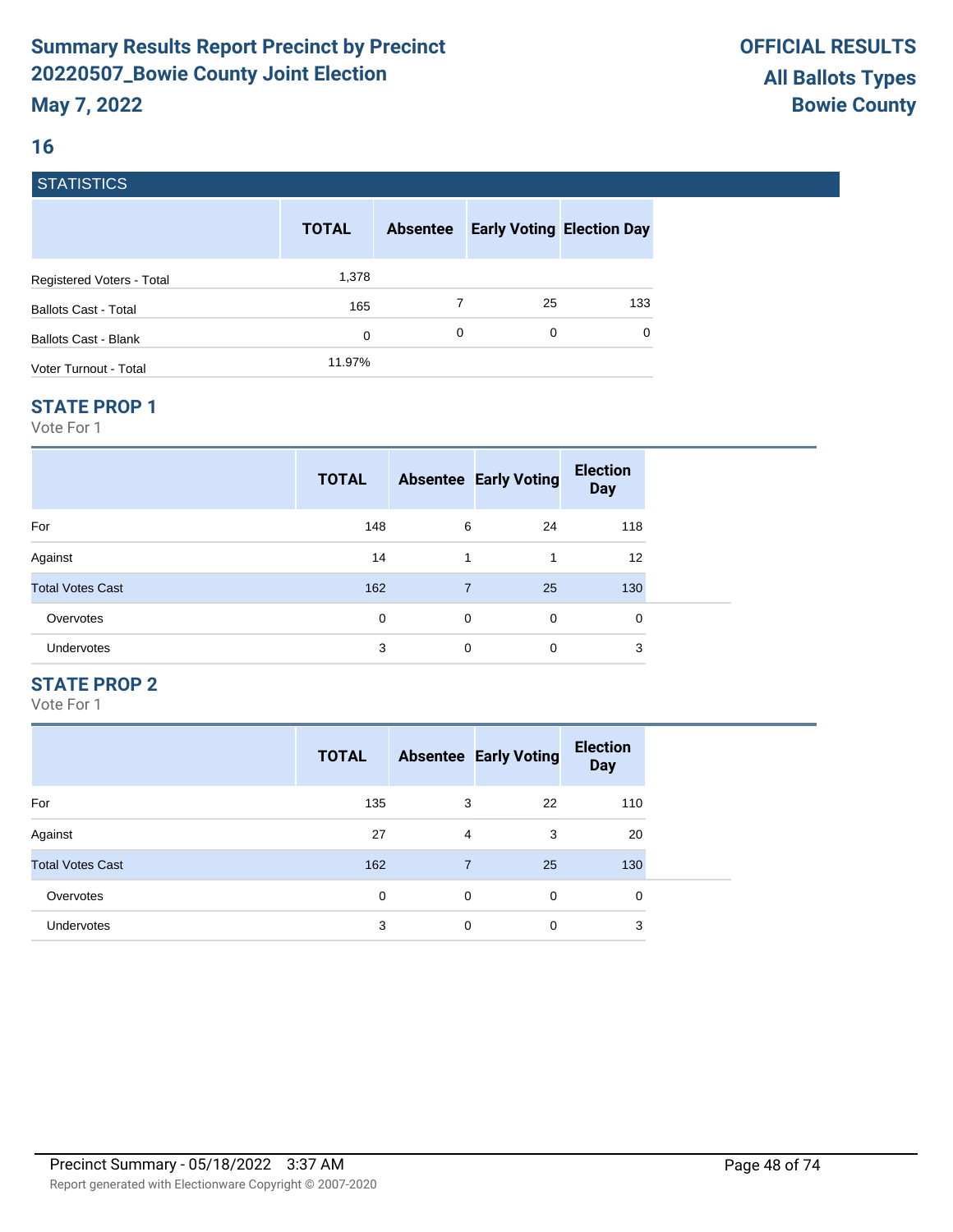# Summary Results Report Precinct by Precinct
# 20220507_Bowie County Joint Election
# May 7, 2022

**OFFICIAL RESULTS**
**All Ballots Types**
**Bowie County**

## 16

### STATISTICS

| | TOTAL | Absentee | Early Voting | Election Day |
|---|---|---|---|---|
| Registered Voters - Total | 1,378 | | | |
| Ballots Cast - Total | 165 | 7 | 25 | 133 |
| Ballots Cast - Blank | 0 | 0 | 0 | 0 |
| Voter Turnout - Total | 11.97% | | | |

### STATE PROP 1

Vote For 1

| | TOTAL | Absentee | Early Voting | Election Day |
|---|---|---|---|---|
| For | 148 | 6 | 24 | 118 |
| Against | 14 | 1 | 1 | 12 |
| Total Votes Cast | 162 | 7 | 25 | 130 |
| Overvotes | 0 | 0 | 0 | 0 |
| Undervotes | 3 | 0 | 0 | 3 |

### STATE PROP 2

Vote For 1

| | TOTAL | Absentee | Early Voting | Election Day |
|---|---|---|---|---|
| For | 135 | 3 | 22 | 110 |
| Against | 27 | 4 | 3 | 20 |
| Total Votes Cast | 162 | 7 | 25 | 130 |
| Overvotes | 0 | 0 | 0 | 0 |
| Undervotes | 3 | 0 | 0 | 3 |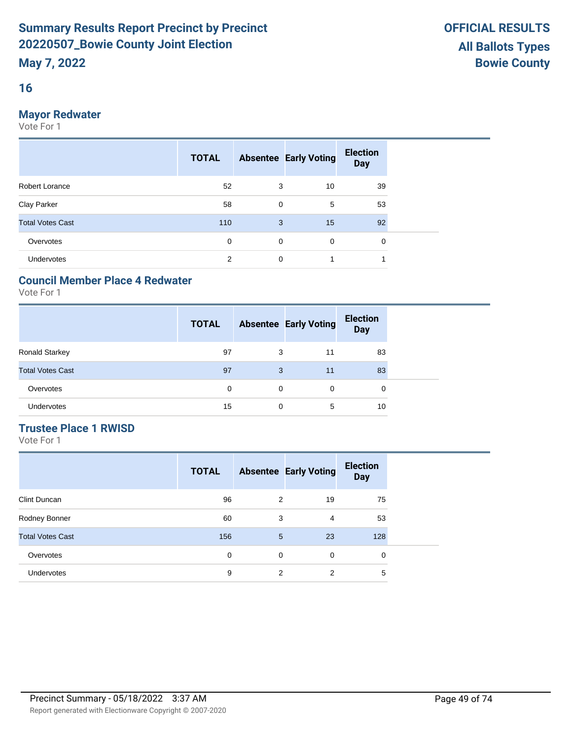# Summary Results Report Precinct by Precinct 20220507_Bowie County Joint Election

**May 7, 2022**

**OFFICIAL RESULTS**
**All Ballots Types**
**Bowie County**

## 16

### Mayor Redwater

Vote For 1

| | TOTAL | Absentee | Early Voting | Election Day |
|---|---|---|---|---|
| Robert Lorance | 52 | 3 | 10 | 39 |
| Clay Parker | 58 | 0 | 5 | 53 |
| Total Votes Cast | 110 | 3 | 15 | 92 |
| Overvotes | 0 | 0 | 0 | 0 |
| Undervotes | 2 | 0 | 1 | 1 |

### Council Member Place 4 Redwater

Vote For 1

| | TOTAL | Absentee | Early Voting | Election Day |
|---|---|---|---|---|
| Ronald Starkey | 97 | 3 | 11 | 83 |
| Total Votes Cast | 97 | 3 | 11 | 83 |
| Overvotes | 0 | 0 | 0 | 0 |
| Undervotes | 15 | 0 | 5 | 10 |

### Trustee Place 1 RWISD

Vote For 1

| | TOTAL | Absentee | Early Voting | Election Day |
|---|---|---|---|---|
| Clint Duncan | 96 | 2 | 19 | 75 |
| Rodney Bonner | 60 | 3 | 4 | 53 |
| Total Votes Cast | 156 | 5 | 23 | 128 |
| Overvotes | 0 | 0 | 0 | 0 |
| Undervotes | 9 | 2 | 2 | 5 |

Precinct Summary - 05/18/2022 3:37 AM

Report generated with Electionware Copyright © 2007-2020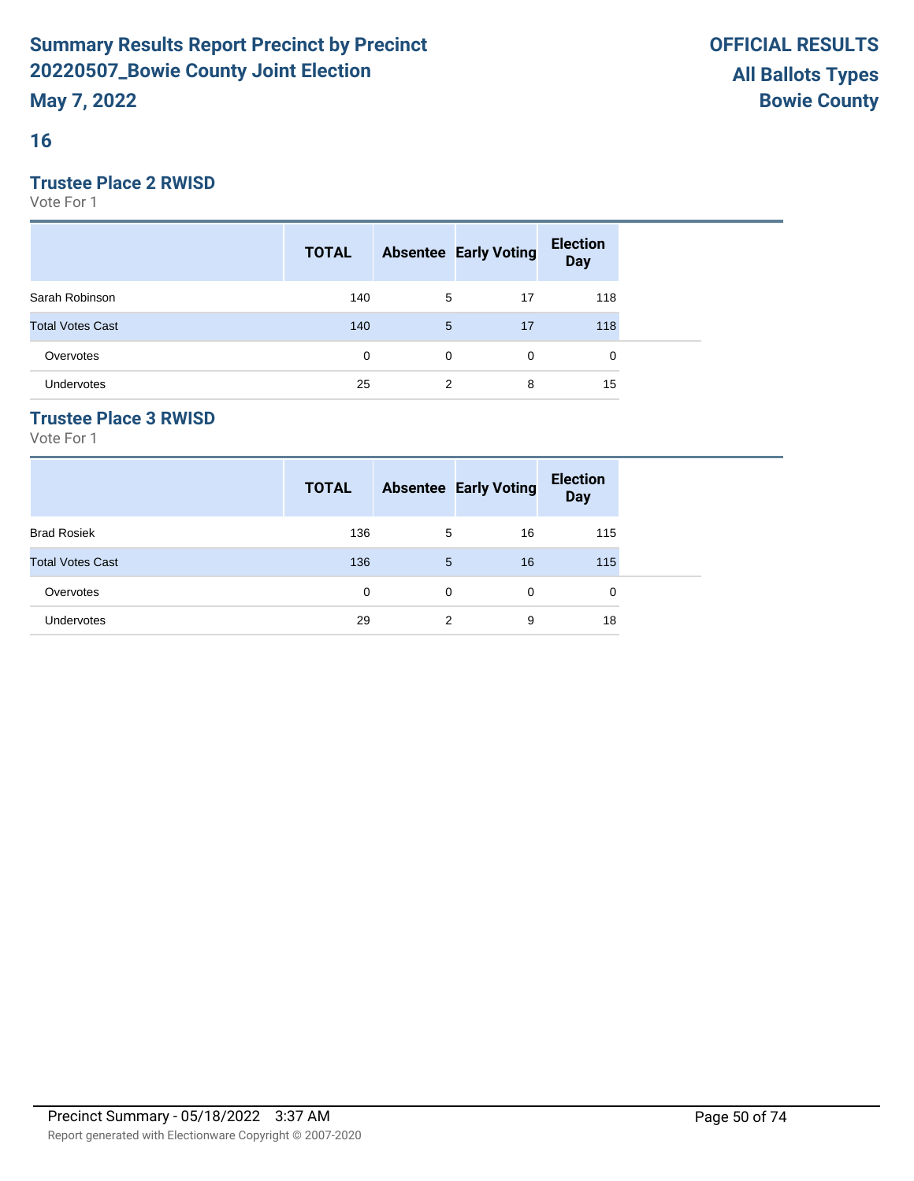# Summary Results Report Precinct by Precinct 20220507_Bowie County Joint Election

**May 7, 2022**

**OFFICIAL RESULTS**
**All Ballots Types**
**Bowie County**

## 16

### Trustee Place 2 RWISD

Vote For 1

| | TOTAL | Absentee | Early Voting | Election Day |
|---|---|---|---|---|
| Sarah Robinson | 140 | 5 | 17 | 118 |
| Total Votes Cast | 140 | 5 | 17 | 118 |
| Overvotes | 0 | 0 | 0 | 0 |
| Undervotes | 25 | 2 | 8 | 15 |

### Trustee Place 3 RWISD

Vote For 1

| | TOTAL | Absentee | Early Voting | Election Day |
|---|---|---|---|---|
| Brad Rosiek | 136 | 5 | 16 | 115 |
| Total Votes Cast | 136 | 5 | 16 | 115 |
| Overvotes | 0 | 0 | 0 | 0 |
| Undervotes | 29 | 2 | 9 | 18 |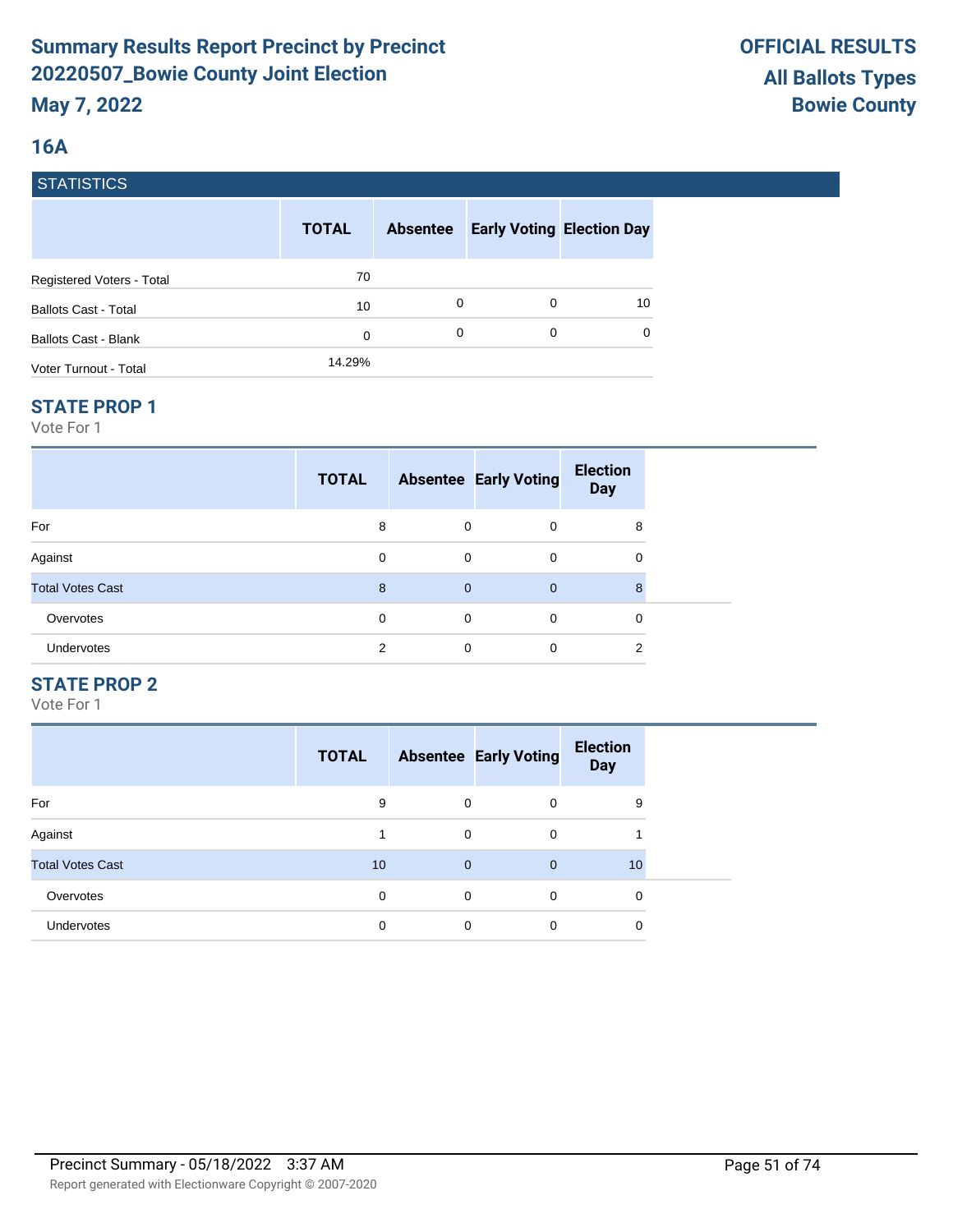# Summary Results Report Precinct by Precinct
# 20220507_Bowie County Joint Election
**May 7, 2022**

**OFFICIAL RESULTS**
**All Ballots Types**
**Bowie County**

## 16A

### STATISTICS

| | TOTAL | Absentee | Early Voting | Election Day |
|---|---|---|---|---|
| Registered Voters - Total | 70 | | | |
| Ballots Cast - Total | 10 | 0 | 0 | 10 |
| Ballots Cast - Blank | 0 | 0 | 0 | 0 |
| Voter Turnout - Total | 14.29% | | | |

### STATE PROP 1

Vote For 1

| | TOTAL | Absentee | Early Voting | Election Day |
|---|---|---|---|---|
| For | 8 | 0 | 0 | 8 |
| Against | 0 | 0 | 0 | 0 |
| Total Votes Cast | 8 | 0 | 0 | 8 |
| Overvotes | 0 | 0 | 0 | 0 |
| Undervotes | 2 | 0 | 0 | 2 |

### STATE PROP 2

Vote For 1

| | TOTAL | Absentee | Early Voting | Election Day |
|---|---|---|---|---|
| For | 9 | 0 | 0 | 9 |
| Against | 1 | 0 | 0 | 1 |
| Total Votes Cast | 10 | 0 | 0 | 10 |
| Overvotes | 0 | 0 | 0 | 0 |
| Undervotes | 0 | 0 | 0 | 0 |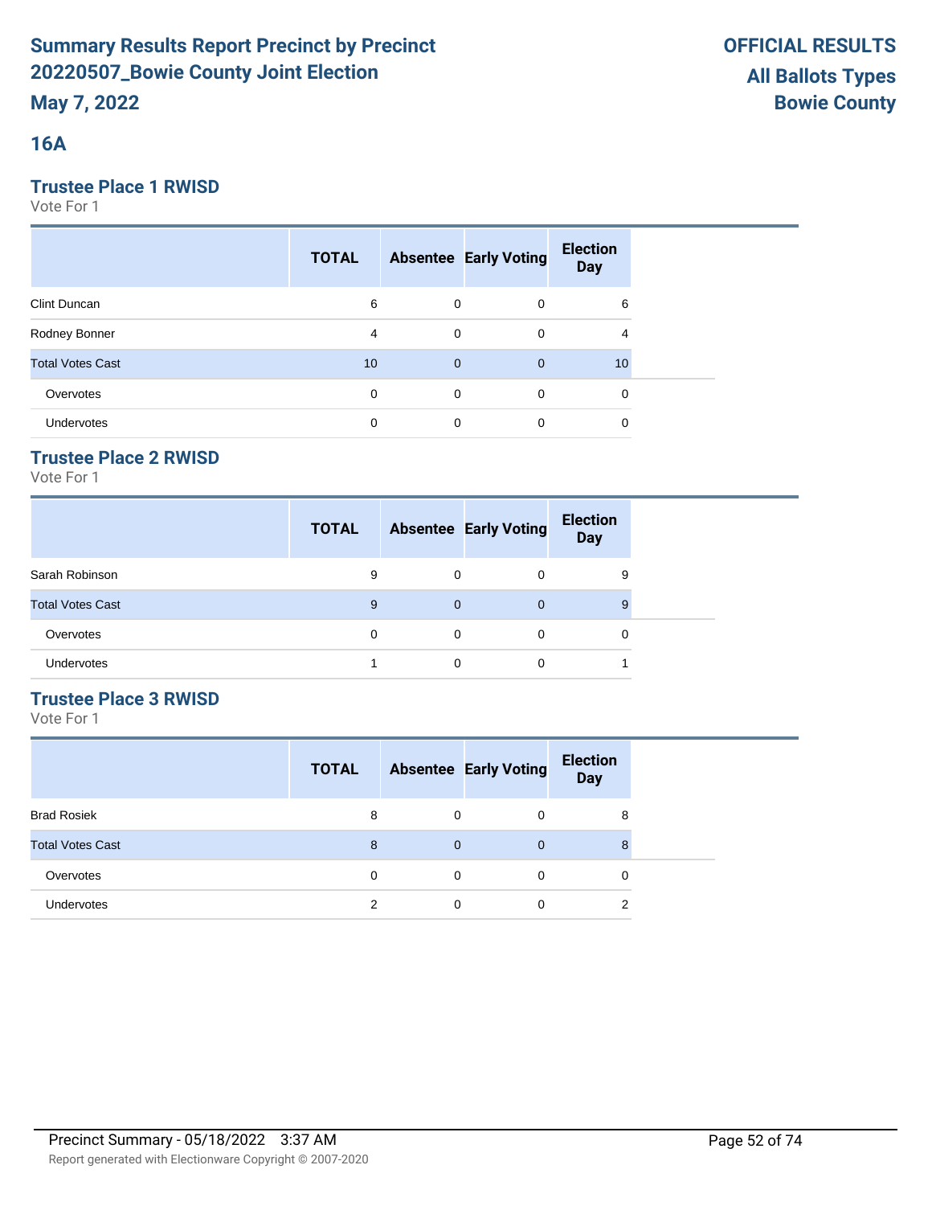# Summary Results Report Precinct by Precinct
# 20220507_Bowie County Joint Election
**May 7, 2022**

**OFFICIAL RESULTS**
**All Ballots Types**
**Bowie County**

## 16A

### Trustee Place 1 RWISD

Vote For 1

| | TOTAL | Absentee | Early Voting | Election Day |
|---|---|---|---|---|
| Clint Duncan | 6 | 0 | 0 | 6 |
| Rodney Bonner | 4 | 0 | 0 | 4 |
| Total Votes Cast | 10 | 0 | 0 | 10 |
| Overvotes | 0 | 0 | 0 | 0 |
| Undervotes | 0 | 0 | 0 | 0 |

### Trustee Place 2 RWISD

Vote For 1

| | TOTAL | Absentee | Early Voting | Election Day |
|---|---|---|---|---|
| Sarah Robinson | 9 | 0 | 0 | 9 |
| Total Votes Cast | 9 | 0 | 0 | 9 |
| Overvotes | 0 | 0 | 0 | 0 |
| Undervotes | 1 | 0 | 0 | 1 |

### Trustee Place 3 RWISD

Vote For 1

| | TOTAL | Absentee | Early Voting | Election Day |
|---|---|---|---|---|
| Brad Rosiek | 8 | 0 | 0 | 8 |
| Total Votes Cast | 8 | 0 | 0 | 8 |
| Overvotes | 0 | 0 | 0 | 0 |
| Undervotes | 2 | 0 | 0 | 2 |

Precinct Summary - 05/18/2022 3:37 AM

Report generated with Electionware Copyright © 2007-2020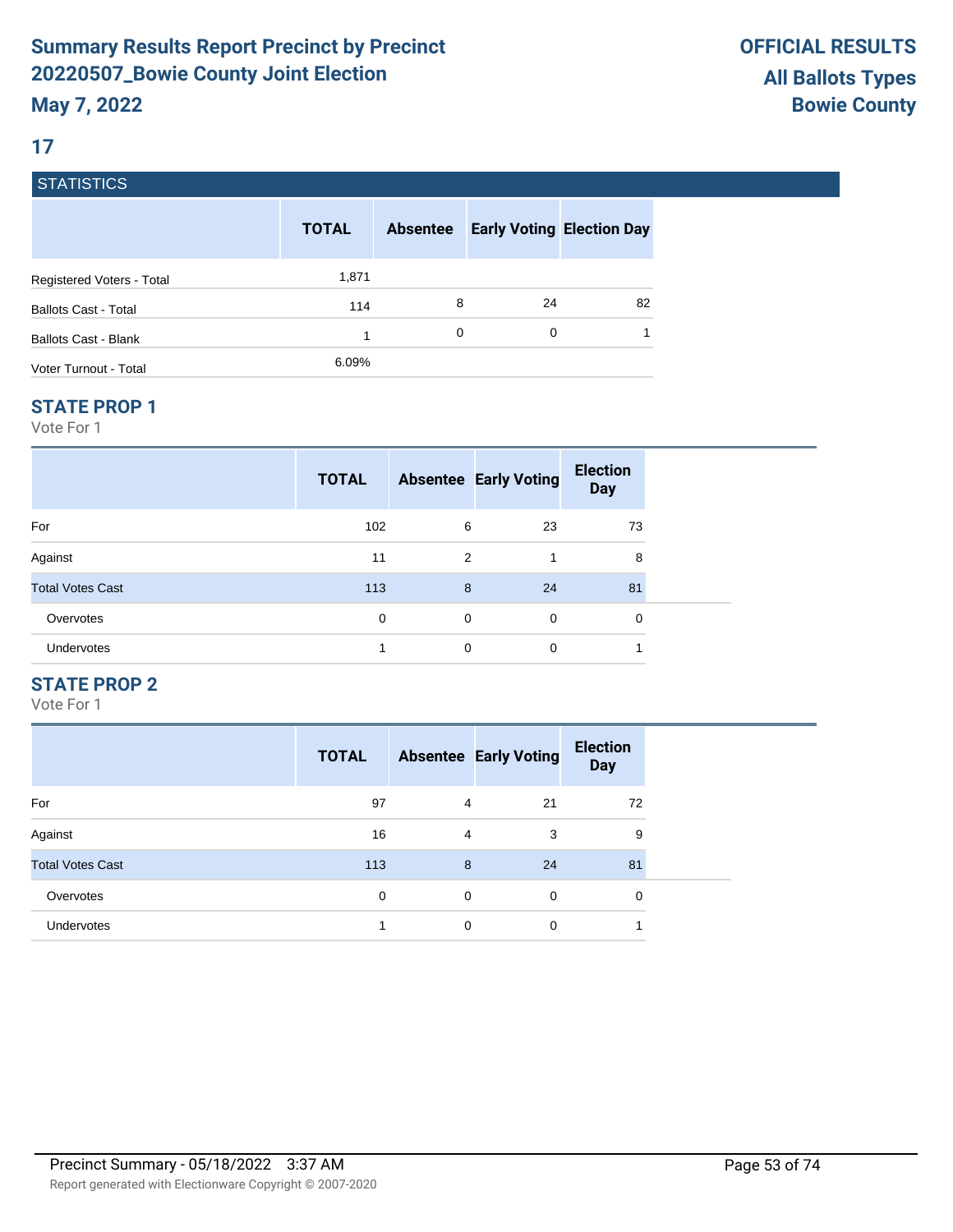# Summary Results Report Precinct by Precinct 20220507_Bowie County Joint Election

**May 7, 2022**

**OFFICIAL RESULTS**
**All Ballots Types**
**Bowie County**

## 17

### STATISTICS

| | TOTAL | Absentee | Early Voting | Election Day |
|---|---|---|---|---|
| Registered Voters - Total | 1,871 | | | |
| Ballots Cast - Total | 114 | 8 | 24 | 82 |
| Ballots Cast - Blank | 1 | 0 | 0 | 1 |
| Voter Turnout - Total | 6.09% | | | |

### STATE PROP 1

Vote For 1

| | TOTAL | Absentee | Early Voting | Election Day |
|---|---|---|---|---|
| For | 102 | 6 | 23 | 73 |
| Against | 11 | 2 | 1 | 8 |
| Total Votes Cast | 113 | 8 | 24 | 81 |
| Overvotes | 0 | 0 | 0 | 0 |
| Undervotes | 1 | 0 | 0 | 1 |

### STATE PROP 2

Vote For 1

| | TOTAL | Absentee | Early Voting | Election Day |
|---|---|---|---|---|
| For | 97 | 4 | 21 | 72 |
| Against | 16 | 4 | 3 | 9 |
| Total Votes Cast | 113 | 8 | 24 | 81 |
| Overvotes | 0 | 0 | 0 | 0 |
| Undervotes | 1 | 0 | 0 | 1 |

Precinct Summary - 05/18/2022 3:37 AM

Report generated with Electionware Copyright © 2007-2020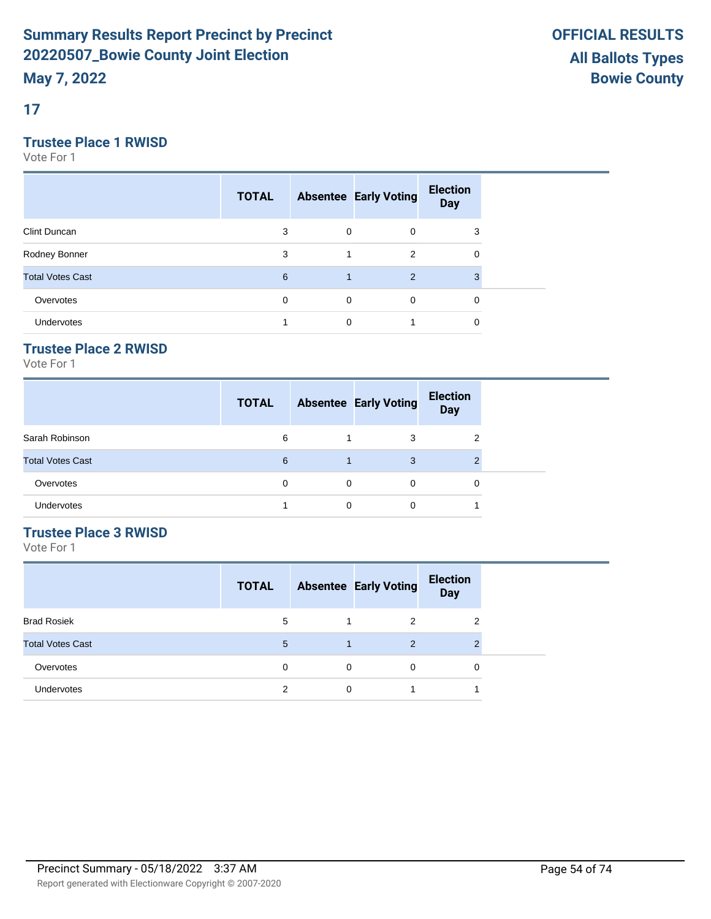# Summary Results Report Precinct by Precinct 20220507_Bowie County Joint Election

**May 7, 2022**

**OFFICIAL RESULTS**
**All Ballots Types**
**Bowie County**

## 17

### Trustee Place 1 RWISD

Vote For 1

| | TOTAL | Absentee | Early Voting | Election Day |
|---|---|---|---|---|
| Clint Duncan | 3 | 0 | 0 | 3 |
| Rodney Bonner | 3 | 1 | 2 | 0 |
| Total Votes Cast | 6 | 1 | 2 | 3 |
| Overvotes | 0 | 0 | 0 | 0 |
| Undervotes | 1 | 0 | 1 | 0 |

### Trustee Place 2 RWISD

Vote For 1

| | TOTAL | Absentee | Early Voting | Election Day |
|---|---|---|---|---|
| Sarah Robinson | 6 | 1 | 3 | 2 |
| Total Votes Cast | 6 | 1 | 3 | 2 |
| Overvotes | 0 | 0 | 0 | 0 |
| Undervotes | 1 | 0 | 0 | 1 |

### Trustee Place 3 RWISD

Vote For 1

| | TOTAL | Absentee | Early Voting | Election Day |
|---|---|---|---|---|
| Brad Rosiek | 5 | 1 | 2 | 2 |
| Total Votes Cast | 5 | 1 | 2 | 2 |
| Overvotes | 0 | 0 | 0 | 0 |
| Undervotes | 2 | 0 | 1 | 1 |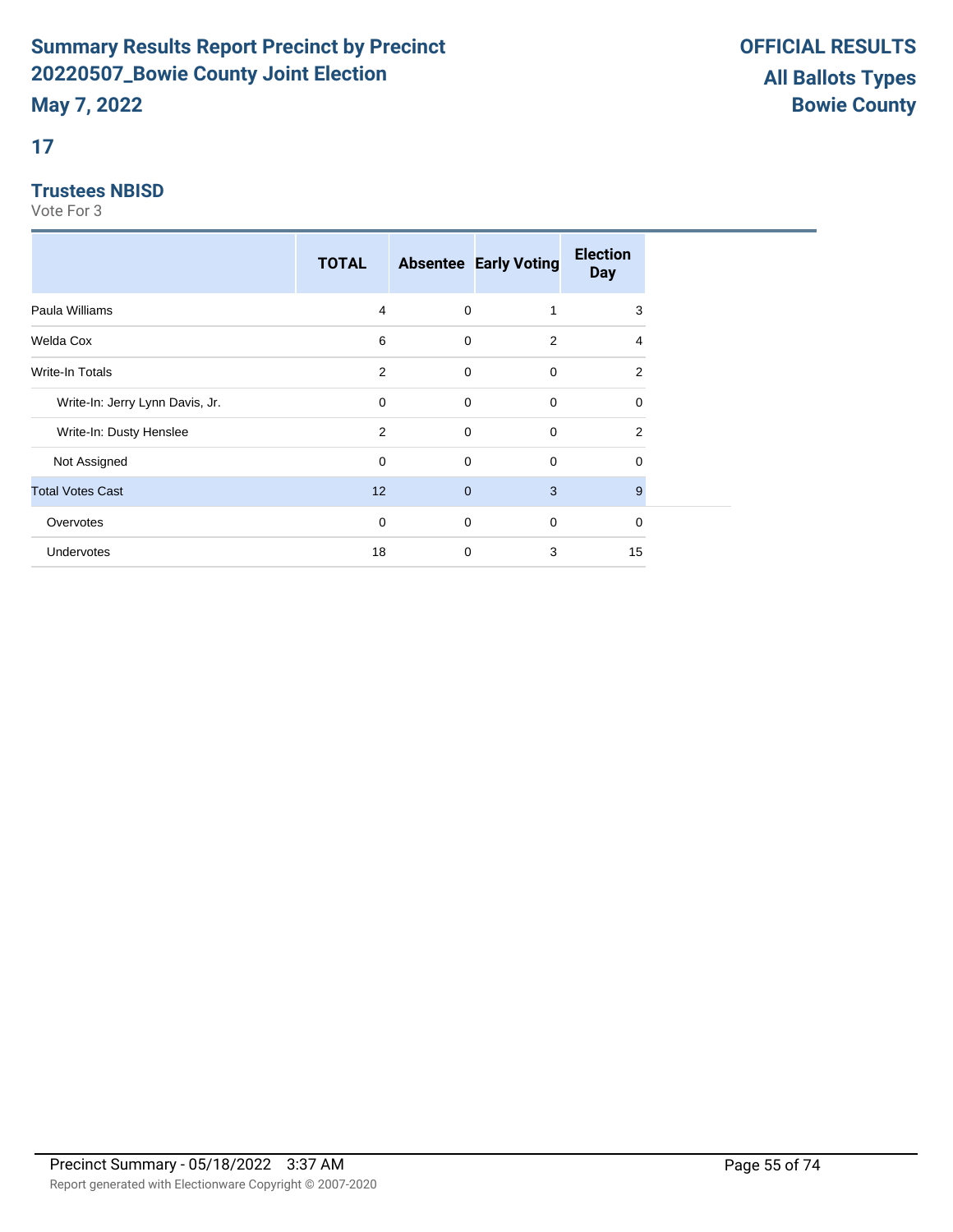# Summary Results Report Precinct by Precinct 20220507_Bowie County Joint Election

**May 7, 2022**

**OFFICIAL RESULTS**
**All Ballots Types**
**Bowie County**

## 17

### Trustees NBISD

Vote For 3

| | TOTAL | Absentee | Early Voting | Election Day |
|---|---|---|---|---|
| Paula Williams | 4 | 0 | 1 | 3 |
| Welda Cox | 6 | 0 | 2 | 4 |
| Write-In Totals | 2 | 0 | 0 | 2 |
| Write-In: Jerry Lynn Davis, Jr. | 0 | 0 | 0 | 0 |
| Write-In: Dusty Henslee | 2 | 0 | 0 | 2 |
| Not Assigned | 0 | 0 | 0 | 0 |
| Total Votes Cast | 12 | 0 | 3 | 9 |
| Overvotes | 0 | 0 | 0 | 0 |
| Undervotes | 18 | 0 | 3 | 15 |

Precinct Summary - 05/18/2022 3:37 AM

Report generated with Electionware Copyright © 2007-2020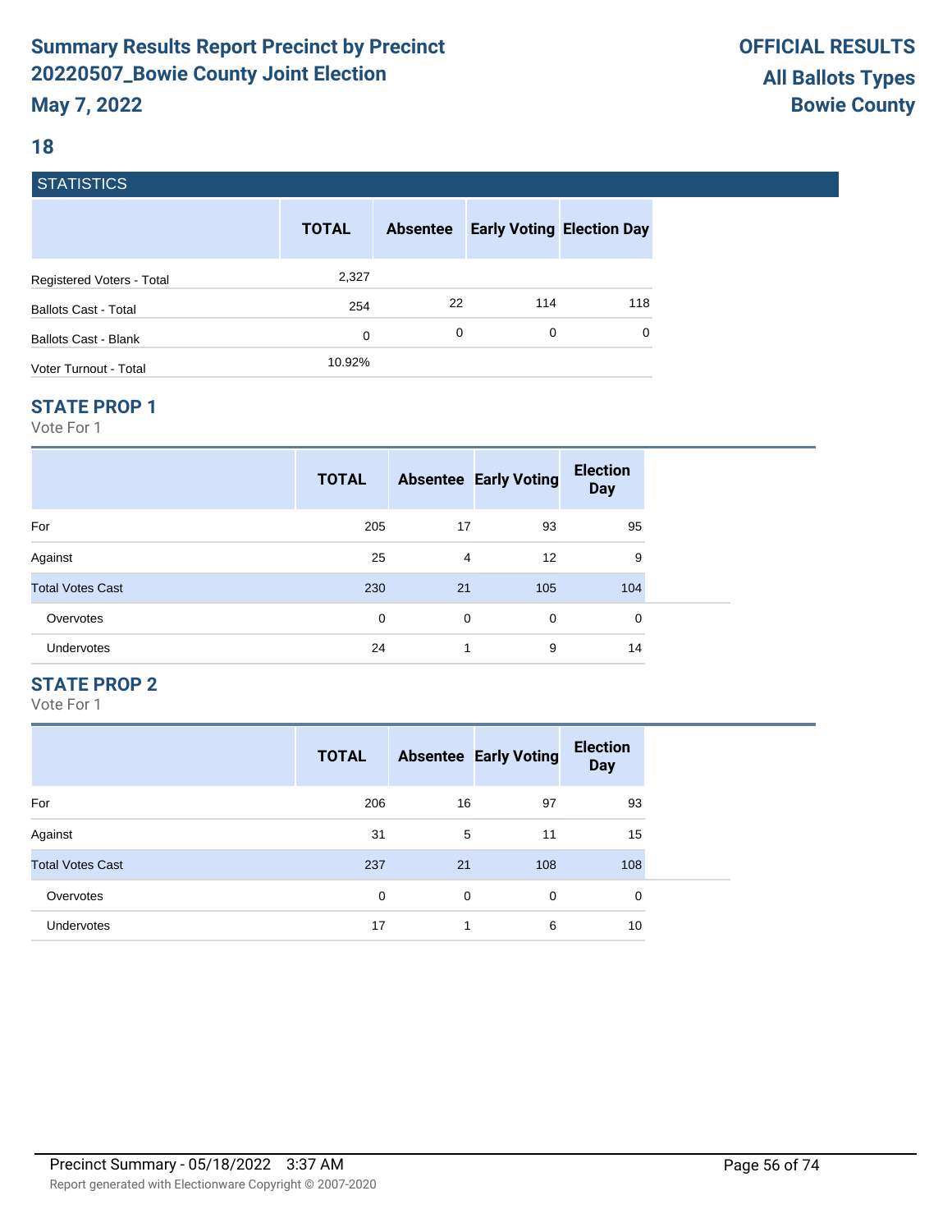# Summary Results Report Precinct by Precinct 20220507_Bowie County Joint Election

**May 7, 2022**

**OFFICIAL RESULTS**
**All Ballots Types**
**Bowie County**

## 18

### STATISTICS

| | TOTAL | Absentee | Early Voting | Election Day |
|---|---|---|---|---|
| Registered Voters - Total | 2,327 | | | |
| Ballots Cast - Total | 254 | 22 | 114 | 118 |
| Ballots Cast - Blank | 0 | 0 | 0 | 0 |
| Voter Turnout - Total | 10.92% | | | |

### STATE PROP 1

Vote For 1

| | TOTAL | Absentee | Early Voting | Election Day |
|---|---|---|---|---|
| For | 205 | 17 | 93 | 95 |
| Against | 25 | 4 | 12 | 9 |
| Total Votes Cast | 230 | 21 | 105 | 104 |
| Overvotes | 0 | 0 | 0 | 0 |
| Undervotes | 24 | 1 | 9 | 14 |

### STATE PROP 2

Vote For 1

| | TOTAL | Absentee | Early Voting | Election Day |
|---|---|---|---|---|
| For | 206 | 16 | 97 | 93 |
| Against | 31 | 5 | 11 | 15 |
| Total Votes Cast | 237 | 21 | 108 | 108 |
| Overvotes | 0 | 0 | 0 | 0 |
| Undervotes | 17 | 1 | 6 | 10 |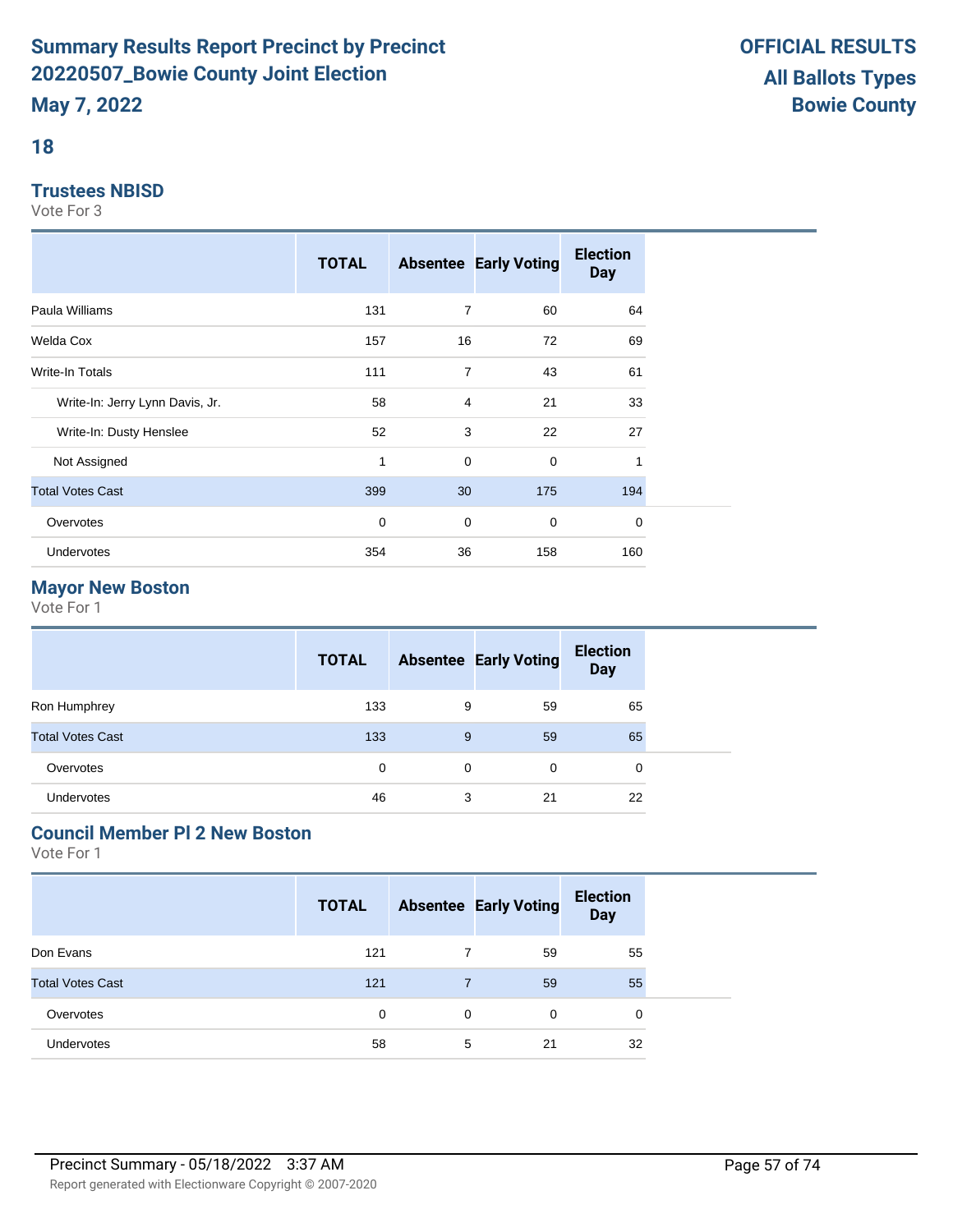# Summary Results Report Precinct by Precinct 20220507_Bowie County Joint Election

**May 7, 2022**

**OFFICIAL RESULTS**
**All Ballots Types**
**Bowie County**

## 18

### Trustees NBISD

Vote For 3

| | TOTAL | Absentee | Early Voting | Election Day |
|---|---|---|---|---|
| Paula Williams | 131 | 7 | 60 | 64 |
| Welda Cox | 157 | 16 | 72 | 69 |
| Write-In Totals | 111 | 7 | 43 | 61 |
| Write-In: Jerry Lynn Davis, Jr. | 58 | 4 | 21 | 33 |
| Write-In: Dusty Henslee | 52 | 3 | 22 | 27 |
| Not Assigned | 1 | 0 | 0 | 1 |
| Total Votes Cast | 399 | 30 | 175 | 194 |
| Overvotes | 0 | 0 | 0 | 0 |
| Undervotes | 354 | 36 | 158 | 160 |

### Mayor New Boston

Vote For 1

| | TOTAL | Absentee | Early Voting | Election Day |
|---|---|---|---|---|
| Ron Humphrey | 133 | 9 | 59 | 65 |
| Total Votes Cast | 133 | 9 | 59 | 65 |
| Overvotes | 0 | 0 | 0 | 0 |
| Undervotes | 46 | 3 | 21 | 22 |

### Council Member Pl 2 New Boston

Vote For 1

| | TOTAL | Absentee | Early Voting | Election Day |
|---|---|---|---|---|
| Don Evans | 121 | 7 | 59 | 55 |
| Total Votes Cast | 121 | 7 | 59 | 55 |
| Overvotes | 0 | 0 | 0 | 0 |
| Undervotes | 58 | 5 | 21 | 32 |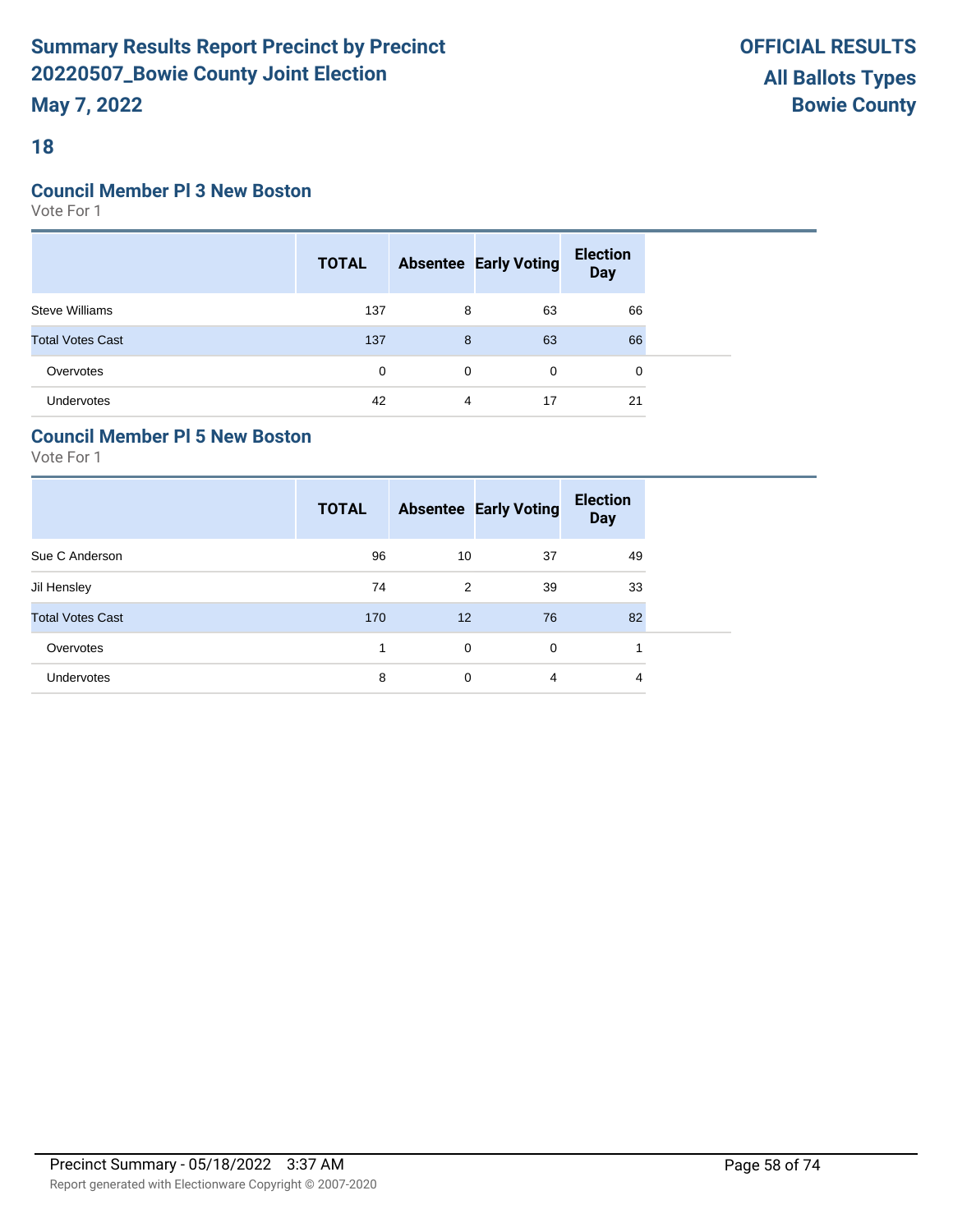## 18

### Council Member Pl 3 New Boston

Vote For 1

| | TOTAL | Absentee | Early Voting | Election Day |
|---|---|---|---|---|
| Steve Williams | 137 | 8 | 63 | 66 |
| Total Votes Cast | 137 | 8 | 63 | 66 |
| Overvotes | 0 | 0 | 0 | 0 |
| Undervotes | 42 | 4 | 17 | 21 |

### Council Member Pl 5 New Boston

Vote For 1

| | TOTAL | Absentee | Early Voting | Election Day |
|---|---|---|---|---|
| Sue C Anderson | 96 | 10 | 37 | 49 |
| Jil Hensley | 74 | 2 | 39 | 33 |
| Total Votes Cast | 170 | 12 | 76 | 82 |
| Overvotes | 1 | 0 | 0 | 1 |
| Undervotes | 8 | 0 | 4 | 4 |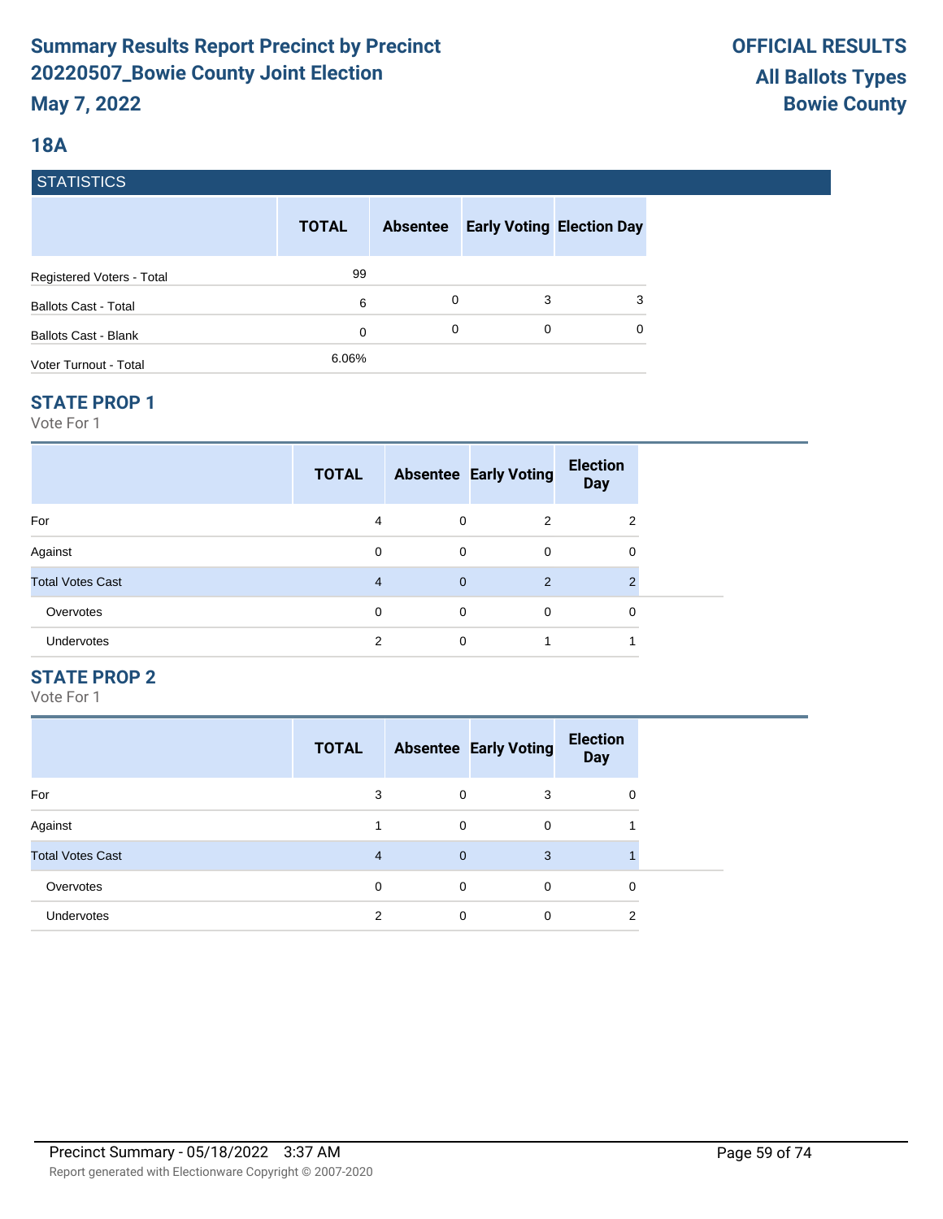# Summary Results Report Precinct by Precinct 20220507_Bowie County Joint Election

**May 7, 2022**

**OFFICIAL RESULTS**
**All Ballots Types**
**Bowie County**

## 18A

### STATISTICS

| | TOTAL | Absentee | Early Voting | Election Day |
|---|---|---|---|---|
| Registered Voters - Total | 99 | | | |
| Ballots Cast - Total | 6 | 0 | 3 | 3 |
| Ballots Cast - Blank | 0 | 0 | 0 | 0 |
| Voter Turnout - Total | 6.06% | | | |

### STATE PROP 1

Vote For 1

| | TOTAL | Absentee | Early Voting | Election Day |
|---|---|---|---|---|
| For | 4 | 0 | 2 | 2 |
| Against | 0 | 0 | 0 | 0 |
| Total Votes Cast | 4 | 0 | 2 | 2 |
| Overvotes | 0 | 0 | 0 | 0 |
| Undervotes | 2 | 0 | 1 | 1 |

### STATE PROP 2

Vote For 1

| | TOTAL | Absentee | Early Voting | Election Day |
|---|---|---|---|---|
| For | 3 | 0 | 3 | 0 |
| Against | 1 | 0 | 0 | 1 |
| Total Votes Cast | 4 | 0 | 3 | 1 |
| Overvotes | 0 | 0 | 0 | 0 |
| Undervotes | 2 | 0 | 0 | 2 |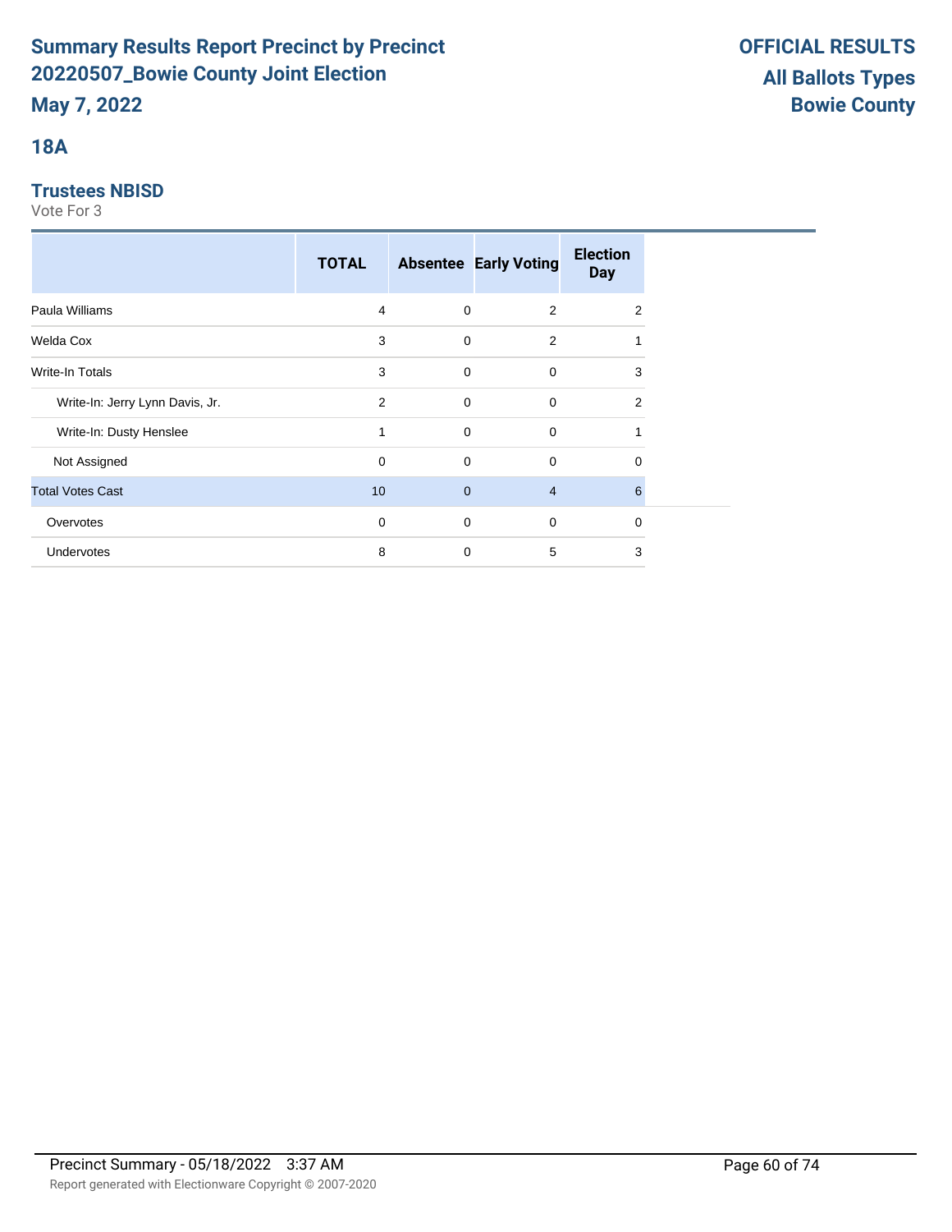# Summary Results Report Precinct by Precinct 20220507_Bowie County Joint Election

**May 7, 2022**

**OFFICIAL RESULTS**
**All Ballots Types**
**Bowie County**

## 18A

### Trustees NBISD

Vote For 3

| | TOTAL | Absentee | Early Voting | Election Day |
|---|---|---|---|---|
| Paula Williams | 4 | 0 | 2 | 2 |
| Welda Cox | 3 | 0 | 2 | 1 |
| Write-In Totals | 3 | 0 | 0 | 3 |
| Write-In: Jerry Lynn Davis, Jr. | 2 | 0 | 0 | 2 |
| Write-In: Dusty Henslee | 1 | 0 | 0 | 1 |
| Not Assigned | 0 | 0 | 0 | 0 |
| Total Votes Cast | 10 | 0 | 4 | 6 |
| Overvotes | 0 | 0 | 0 | 0 |
| Undervotes | 8 | 0 | 5 | 3 |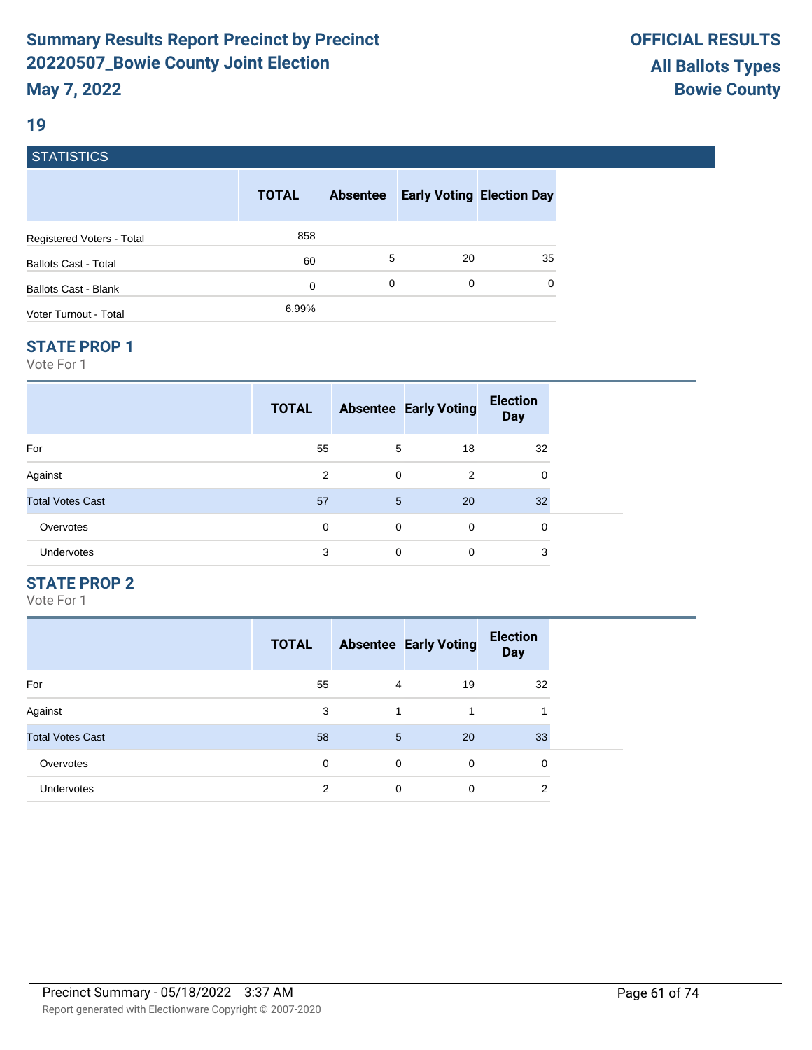# Summary Results Report Precinct by Precinct 20220507_Bowie County Joint Election

**May 7, 2022**

**OFFICIAL RESULTS**
**All Ballots Types**
**Bowie County**

## 19

### STATISTICS

| | TOTAL | Absentee | Early Voting | Election Day |
|---|---|---|---|---|
| Registered Voters - Total | 858 | | | |
| Ballots Cast - Total | 60 | 5 | 20 | 35 |
| Ballots Cast - Blank | 0 | 0 | 0 | 0 |
| Voter Turnout - Total | 6.99% | | | |

### STATE PROP 1

Vote For 1

| | TOTAL | Absentee | Early Voting | Election Day |
|---|---|---|---|---|
| For | 55 | 5 | 18 | 32 |
| Against | 2 | 0 | 2 | 0 |
| Total Votes Cast | 57 | 5 | 20 | 32 |
| Overvotes | 0 | 0 | 0 | 0 |
| Undervotes | 3 | 0 | 0 | 3 |

### STATE PROP 2

Vote For 1

| | TOTAL | Absentee | Early Voting | Election Day |
|---|---|---|---|---|
| For | 55 | 4 | 19 | 32 |
| Against | 3 | 1 | 1 | 1 |
| Total Votes Cast | 58 | 5 | 20 | 33 |
| Overvotes | 0 | 0 | 0 | 0 |
| Undervotes | 2 | 0 | 0 | 2 |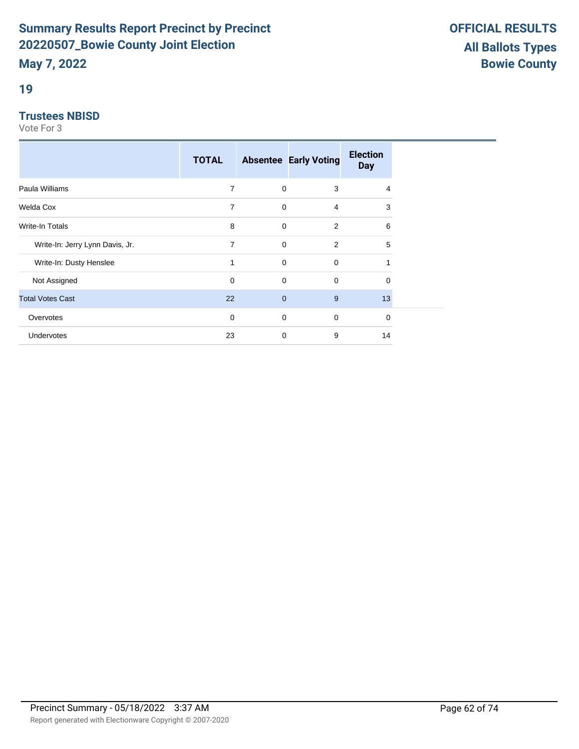# 19

## Trustees NBISD

Vote For 3

| | TOTAL | Absentee | Early Voting | Election Day |
|---|---|---|---|---|
| Paula Williams | 7 | 0 | 3 | 4 |
| Welda Cox | 7 | 0 | 4 | 3 |
| Write-In Totals | 8 | 0 | 2 | 6 |
| Write-In: Jerry Lynn Davis, Jr. | 7 | 0 | 2 | 5 |
| Write-In: Dusty Henslee | 1 | 0 | 0 | 1 |
| Not Assigned | 0 | 0 | 0 | 0 |
| Total Votes Cast | 22 | 0 | 9 | 13 |
| Overvotes | 0 | 0 | 0 | 0 |
| Undervotes | 23 | 0 | 9 | 14 |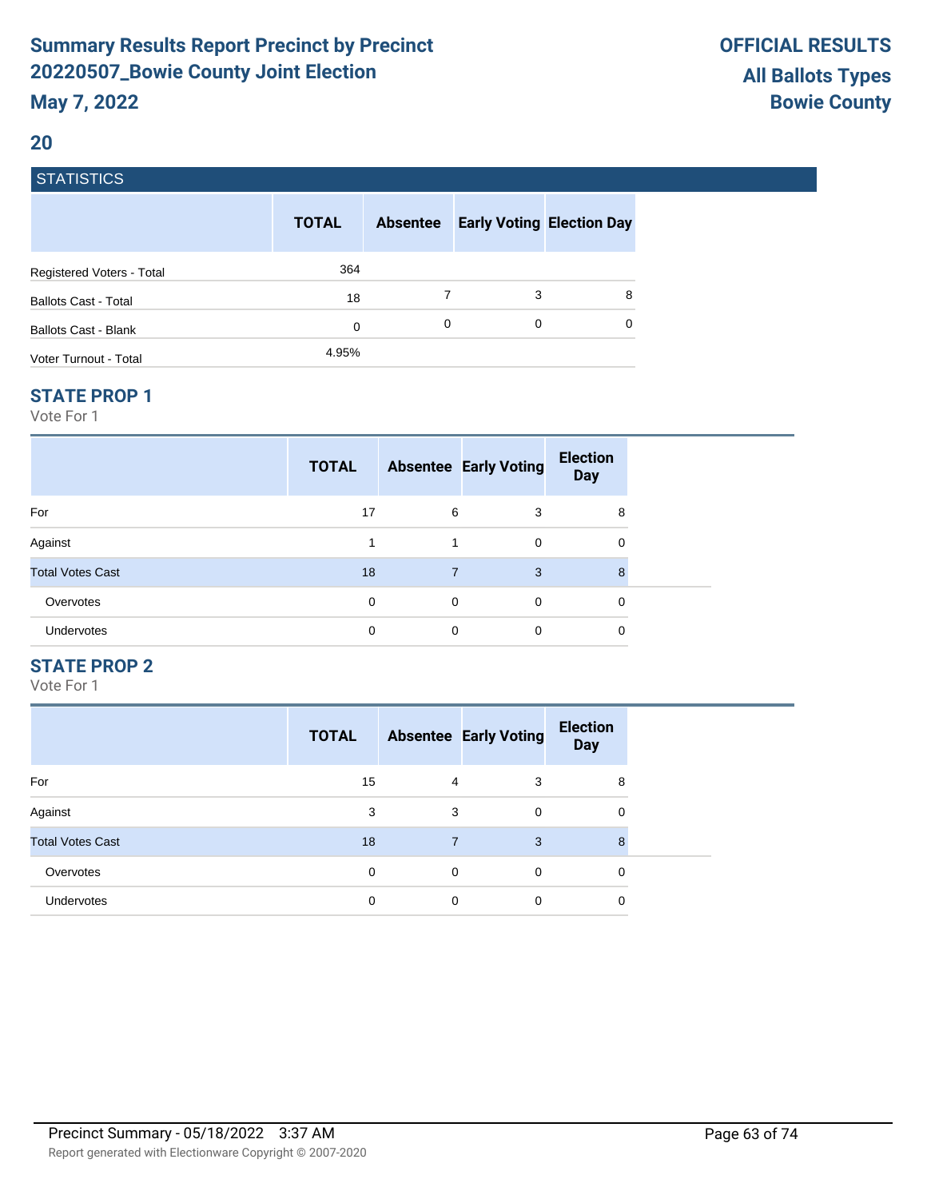# Summary Results Report Precinct by Precinct 20220507_Bowie County Joint Election

**May 7, 2022**

**OFFICIAL RESULTS**
**All Ballots Types**
**Bowie County**

## 20

### STATISTICS

| | TOTAL | Absentee | Early Voting | Election Day |
|---|---|---|---|---|
| Registered Voters - Total | 364 | | | |
| Ballots Cast - Total | 18 | 7 | 3 | 8 |
| Ballots Cast - Blank | 0 | 0 | 0 | 0 |
| Voter Turnout - Total | 4.95% | | | |

### STATE PROP 1

Vote For 1

| | TOTAL | Absentee | Early Voting | Election Day |
|---|---|---|---|---|
| For | 17 | 6 | 3 | 8 |
| Against | 1 | 1 | 0 | 0 |
| Total Votes Cast | 18 | 7 | 3 | 8 |
| Overvotes | 0 | 0 | 0 | 0 |
| Undervotes | 0 | 0 | 0 | 0 |

### STATE PROP 2

Vote For 1

| | TOTAL | Absentee | Early Voting | Election Day |
|---|---|---|---|---|
| For | 15 | 4 | 3 | 8 |
| Against | 3 | 3 | 0 | 0 |
| Total Votes Cast | 18 | 7 | 3 | 8 |
| Overvotes | 0 | 0 | 0 | 0 |
| Undervotes | 0 | 0 | 0 | 0 |

Precinct Summary - 05/18/2022 3:37 AM

Report generated with Electionware Copyright © 2007-2020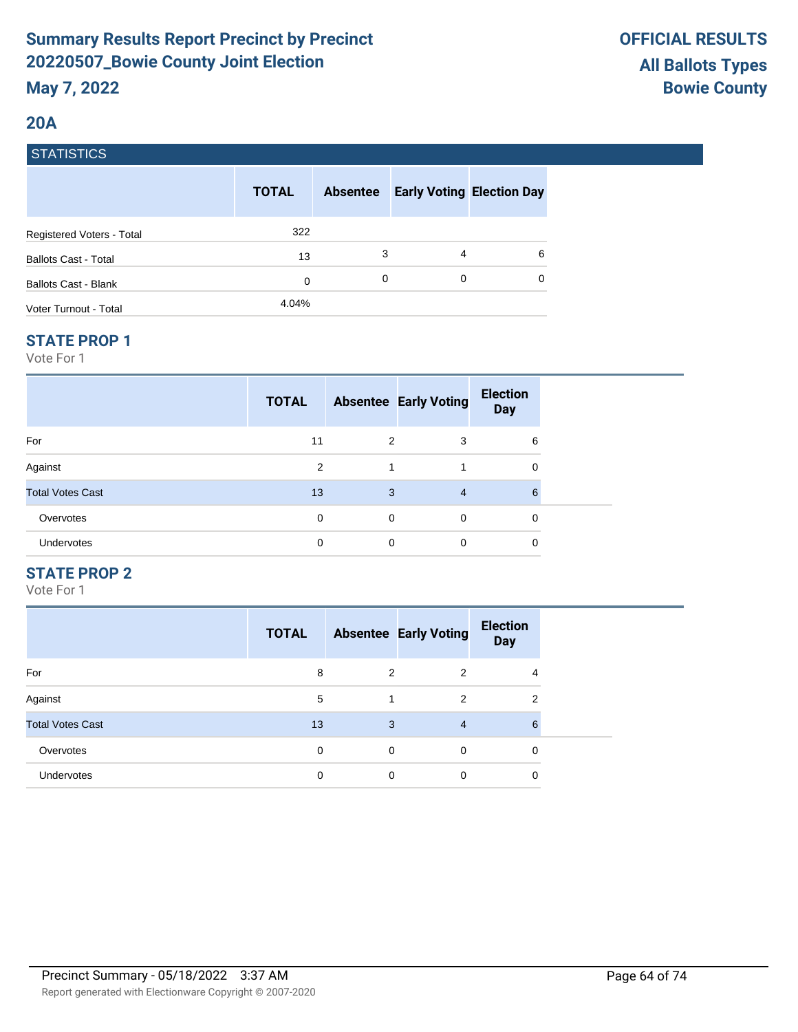# Summary Results Report Precinct by Precinct
# 20220507_Bowie County Joint Election
# May 7, 2022

**OFFICIAL RESULTS**
**All Ballots Types**
**Bowie County**

## 20A

### STATISTICS

| | TOTAL | Absentee | Early Voting | Election Day |
|---|---|---|---|---|
| Registered Voters - Total | 322 | | | |
| Ballots Cast - Total | 13 | 3 | 4 | 6 |
| Ballots Cast - Blank | 0 | 0 | 0 | 0 |
| Voter Turnout - Total | 4.04% | | | |

### STATE PROP 1

Vote For 1

| | TOTAL | Absentee | Early Voting | Election Day |
|---|---|---|---|---|
| For | 11 | 2 | 3 | 6 |
| Against | 2 | 1 | 1 | 0 |
| Total Votes Cast | 13 | 3 | 4 | 6 |
| Overvotes | 0 | 0 | 0 | 0 |
| Undervotes | 0 | 0 | 0 | 0 |

### STATE PROP 2

Vote For 1

| | TOTAL | Absentee | Early Voting | Election Day |
|---|---|---|---|---|
| For | 8 | 2 | 2 | 4 |
| Against | 5 | 1 | 2 | 2 |
| Total Votes Cast | 13 | 3 | 4 | 6 |
| Overvotes | 0 | 0 | 0 | 0 |
| Undervotes | 0 | 0 | 0 | 0 |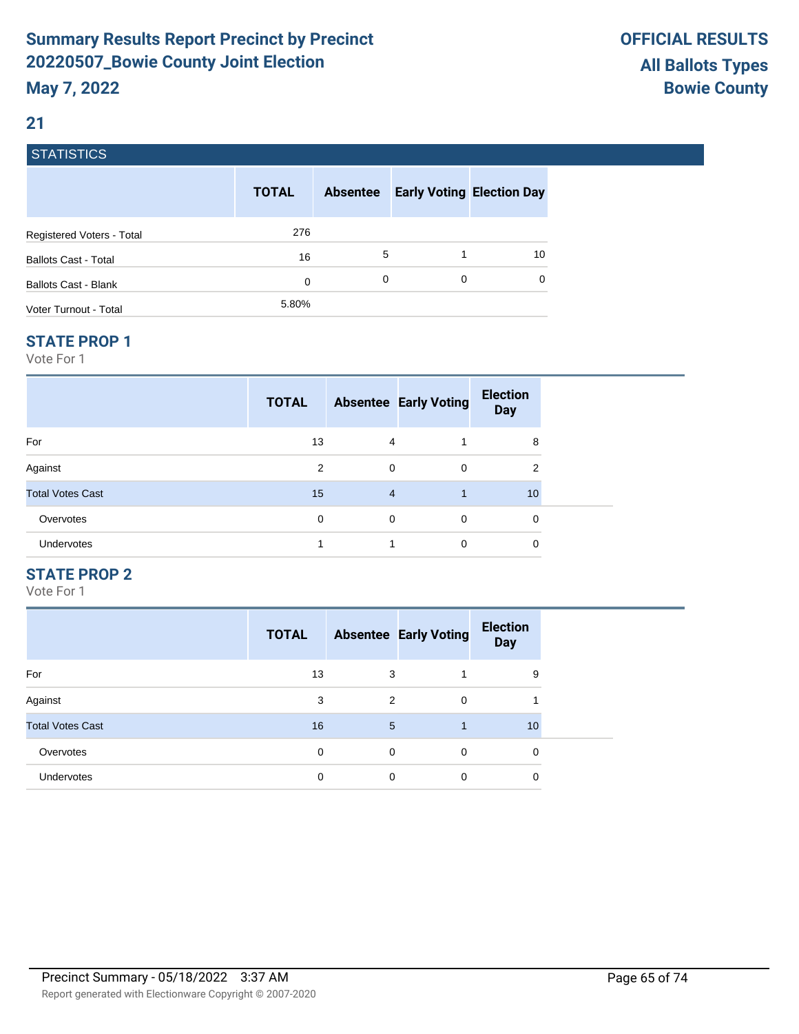# Summary Results Report Precinct by Precinct 20220507_Bowie County Joint Election

**May 7, 2022**

**OFFICIAL RESULTS**
**All Ballots Types**
**Bowie County**

## 21

### STATISTICS

| | TOTAL | Absentee | Early Voting | Election Day |
|---|---|---|---|---|
| Registered Voters - Total | 276 | | | |
| Ballots Cast - Total | 16 | 5 | 1 | 10 |
| Ballots Cast - Blank | 0 | 0 | 0 | 0 |
| Voter Turnout - Total | 5.80% | | | |

### STATE PROP 1

Vote For 1

| | TOTAL | Absentee | Early Voting | Election Day |
|---|---|---|---|---|
| For | 13 | 4 | 1 | 8 |
| Against | 2 | 0 | 0 | 2 |
| Total Votes Cast | 15 | 4 | 1 | 10 |
| Overvotes | 0 | 0 | 0 | 0 |
| Undervotes | 1 | 1 | 0 | 0 |

### STATE PROP 2

Vote For 1

| | TOTAL | Absentee | Early Voting | Election Day |
|---|---|---|---|---|
| For | 13 | 3 | 1 | 9 |
| Against | 3 | 2 | 0 | 1 |
| Total Votes Cast | 16 | 5 | 1 | 10 |
| Overvotes | 0 | 0 | 0 | 0 |
| Undervotes | 0 | 0 | 0 | 0 |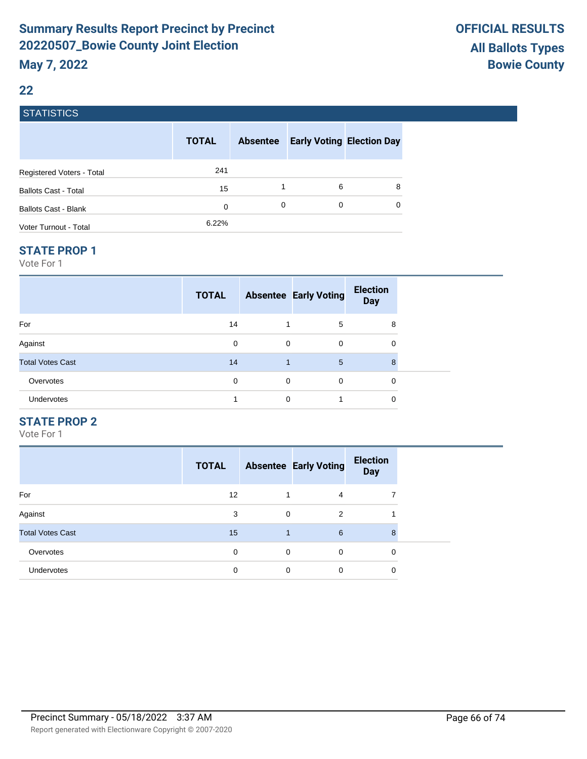# Summary Results Report Precinct by Precinct 20220507_Bowie County Joint Election

**May 7, 2022**

**OFFICIAL RESULTS**
**All Ballots Types**
**Bowie County**

## 22

### STATISTICS

| | TOTAL | Absentee | Early Voting | Election Day |
|---|---|---|---|---|
| Registered Voters - Total | 241 | | | |
| Ballots Cast - Total | 15 | 1 | 6 | 8 |
| Ballots Cast - Blank | 0 | 0 | 0 | 0 |
| Voter Turnout - Total | 6.22% | | | |

### STATE PROP 1

Vote For 1

| | TOTAL | Absentee | Early Voting | Election Day |
|---|---|---|---|---|
| For | 14 | 1 | 5 | 8 |
| Against | 0 | 0 | 0 | 0 |
| Total Votes Cast | 14 | 1 | 5 | 8 |
| Overvotes | 0 | 0 | 0 | 0 |
| Undervotes | 1 | 0 | 1 | 0 |

### STATE PROP 2

Vote For 1

| | TOTAL | Absentee | Early Voting | Election Day |
|---|---|---|---|---|
| For | 12 | 1 | 4 | 7 |
| Against | 3 | 0 | 2 | 1 |
| Total Votes Cast | 15 | 1 | 6 | 8 |
| Overvotes | 0 | 0 | 0 | 0 |
| Undervotes | 0 | 0 | 0 | 0 |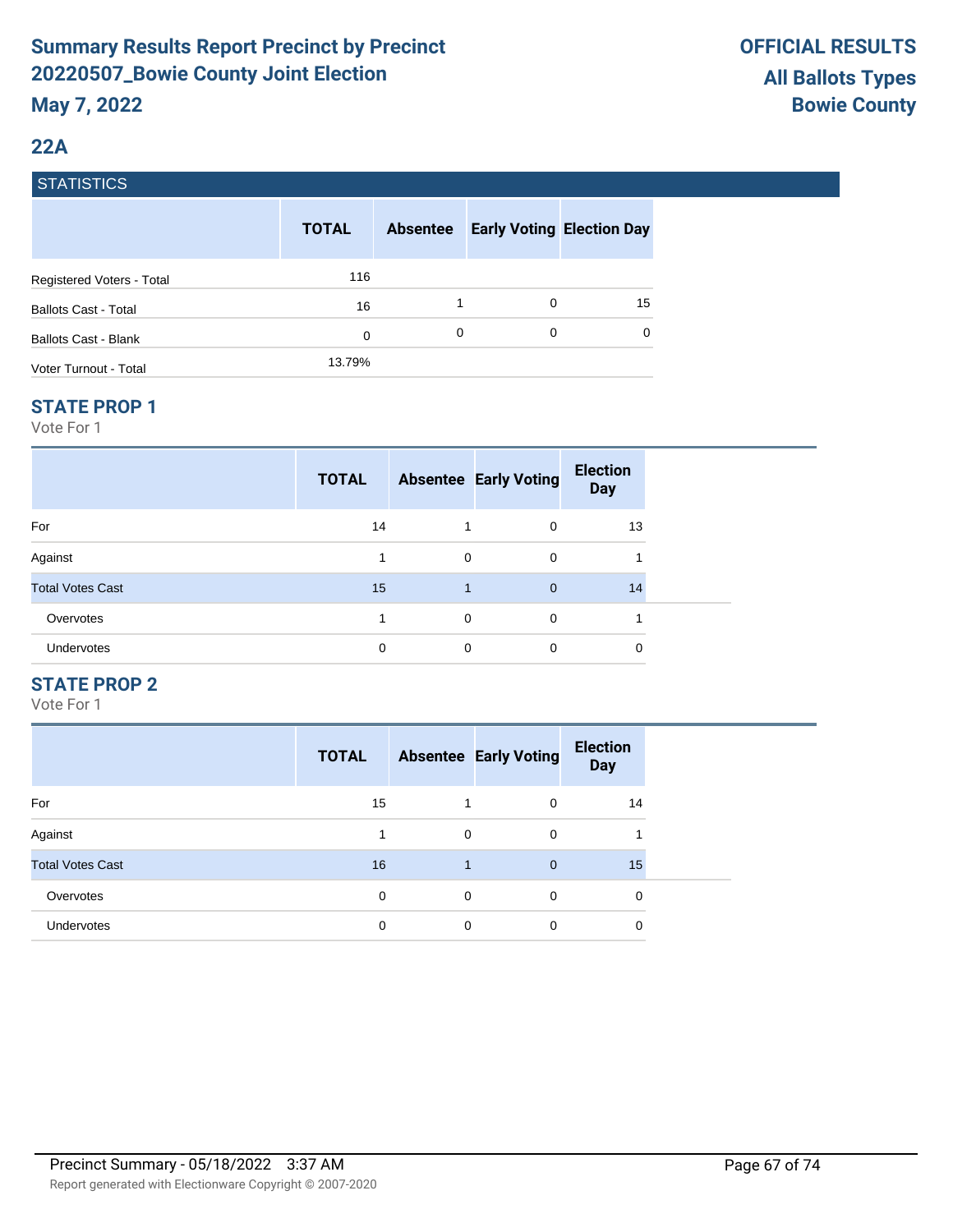# Summary Results Report Precinct by Precinct 20220507_Bowie County Joint Election

**May 7, 2022**

**OFFICIAL RESULTS**
**All Ballots Types**
**Bowie County**

## 22A

### STATISTICS

| | TOTAL | Absentee | Early Voting | Election Day |
|---|---|---|---|---|
| Registered Voters - Total | 116 | | | |
| Ballots Cast - Total | 16 | 1 | 0 | 15 |
| Ballots Cast - Blank | 0 | 0 | 0 | 0 |
| Voter Turnout - Total | 13.79% | | | |

### STATE PROP 1

Vote For 1

| | TOTAL | Absentee | Early Voting | Election Day |
|---|---|---|---|---|
| For | 14 | 1 | 0 | 13 |
| Against | 1 | 0 | 0 | 1 |
| Total Votes Cast | 15 | 1 | 0 | 14 |
| Overvotes | 1 | 0 | 0 | 1 |
| Undervotes | 0 | 0 | 0 | 0 |

### STATE PROP 2

Vote For 1

| | TOTAL | Absentee | Early Voting | Election Day |
|---|---|---|---|---|
| For | 15 | 1 | 0 | 14 |
| Against | 1 | 0 | 0 | 1 |
| Total Votes Cast | 16 | 1 | 0 | 15 |
| Overvotes | 0 | 0 | 0 | 0 |
| Undervotes | 0 | 0 | 0 | 0 |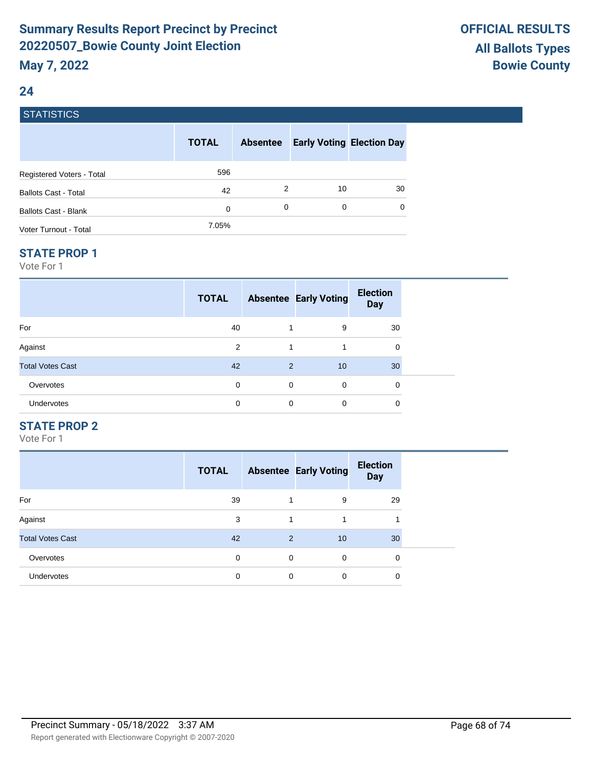# Summary Results Report Precinct by Precinct 20220507_Bowie County Joint Election

**May 7, 2022**

**OFFICIAL RESULTS**
**All Ballots Types**
**Bowie County**

## 24

### STATISTICS

| | TOTAL | Absentee | Early Voting | Election Day |
|---|---|---|---|---|
| Registered Voters - Total | 596 | | | |
| Ballots Cast - Total | 42 | 2 | 10 | 30 |
| Ballots Cast - Blank | 0 | 0 | 0 | 0 |
| Voter Turnout - Total | 7.05% | | | |

### STATE PROP 1

Vote For 1

| | TOTAL | Absentee | Early Voting | Election Day |
|---|---|---|---|---|
| For | 40 | 1 | 9 | 30 |
| Against | 2 | 1 | 1 | 0 |
| Total Votes Cast | 42 | 2 | 10 | 30 |
| Overvotes | 0 | 0 | 0 | 0 |
| Undervotes | 0 | 0 | 0 | 0 |

### STATE PROP 2

Vote For 1

| | TOTAL | Absentee | Early Voting | Election Day |
|---|---|---|---|---|
| For | 39 | 1 | 9 | 29 |
| Against | 3 | 1 | 1 | 1 |
| Total Votes Cast | 42 | 2 | 10 | 30 |
| Overvotes | 0 | 0 | 0 | 0 |
| Undervotes | 0 | 0 | 0 | 0 |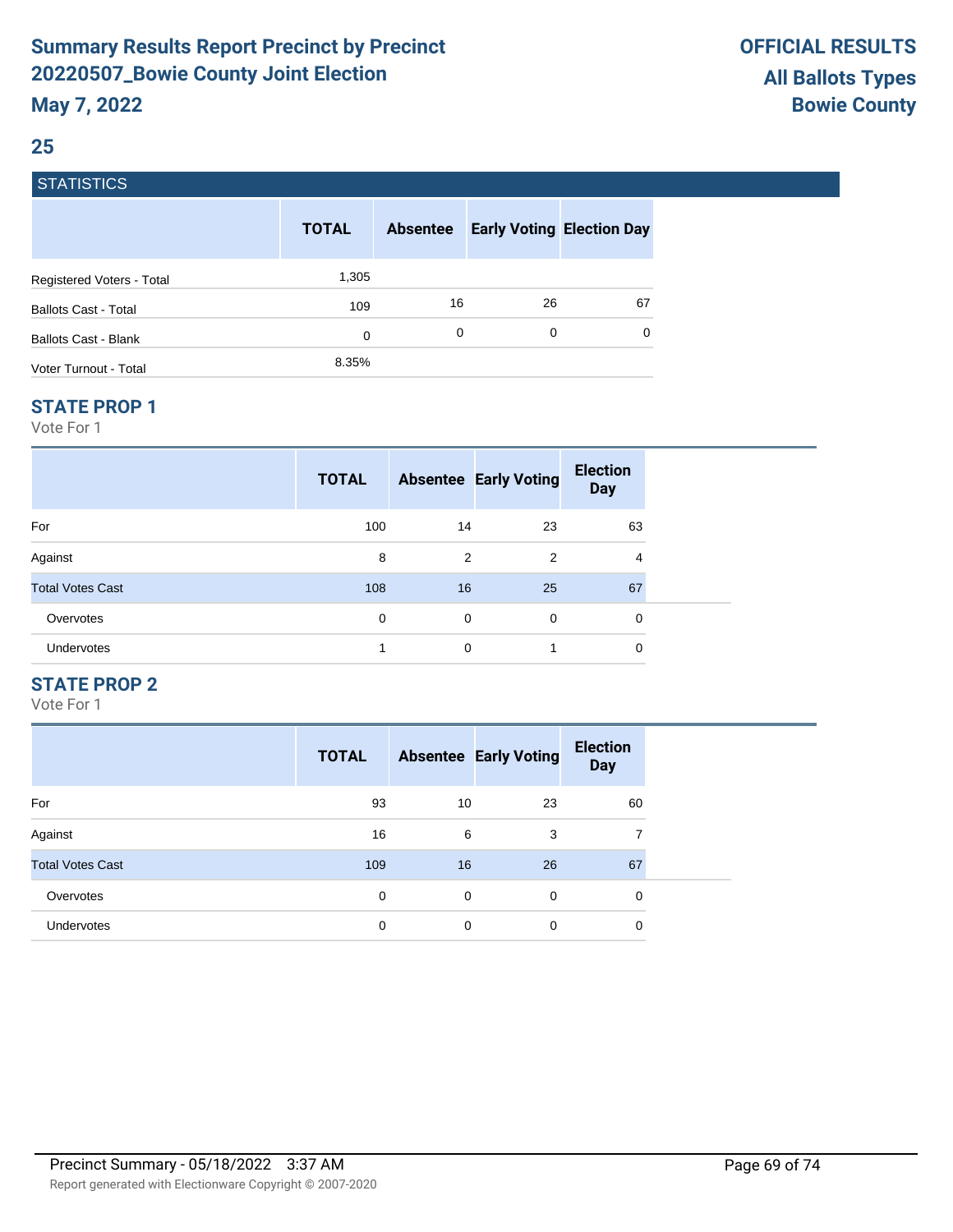# Summary Results Report Precinct by Precinct
# 20220507_Bowie County Joint Election
**May 7, 2022**

**OFFICIAL RESULTS**
**All Ballots Types**
**Bowie County**

## 25

### STATISTICS

| | TOTAL | Absentee | Early Voting | Election Day |
|---|---|---|---|---|
| Registered Voters - Total | 1,305 | | | |
| Ballots Cast - Total | 109 | 16 | 26 | 67 |
| Ballots Cast - Blank | 0 | 0 | 0 | 0 |
| Voter Turnout - Total | 8.35% | | | |

### STATE PROP 1

Vote For 1

| | TOTAL | Absentee | Early Voting | Election Day |
|---|---|---|---|---|
| For | 100 | 14 | 23 | 63 |
| Against | 8 | 2 | 2 | 4 |
| Total Votes Cast | 108 | 16 | 25 | 67 |
| Overvotes | 0 | 0 | 0 | 0 |
| Undervotes | 1 | 0 | 1 | 0 |

### STATE PROP 2

Vote For 1

| | TOTAL | Absentee | Early Voting | Election Day |
|---|---|---|---|---|
| For | 93 | 10 | 23 | 60 |
| Against | 16 | 6 | 3 | 7 |
| Total Votes Cast | 109 | 16 | 26 | 67 |
| Overvotes | 0 | 0 | 0 | 0 |
| Undervotes | 0 | 0 | 0 | 0 |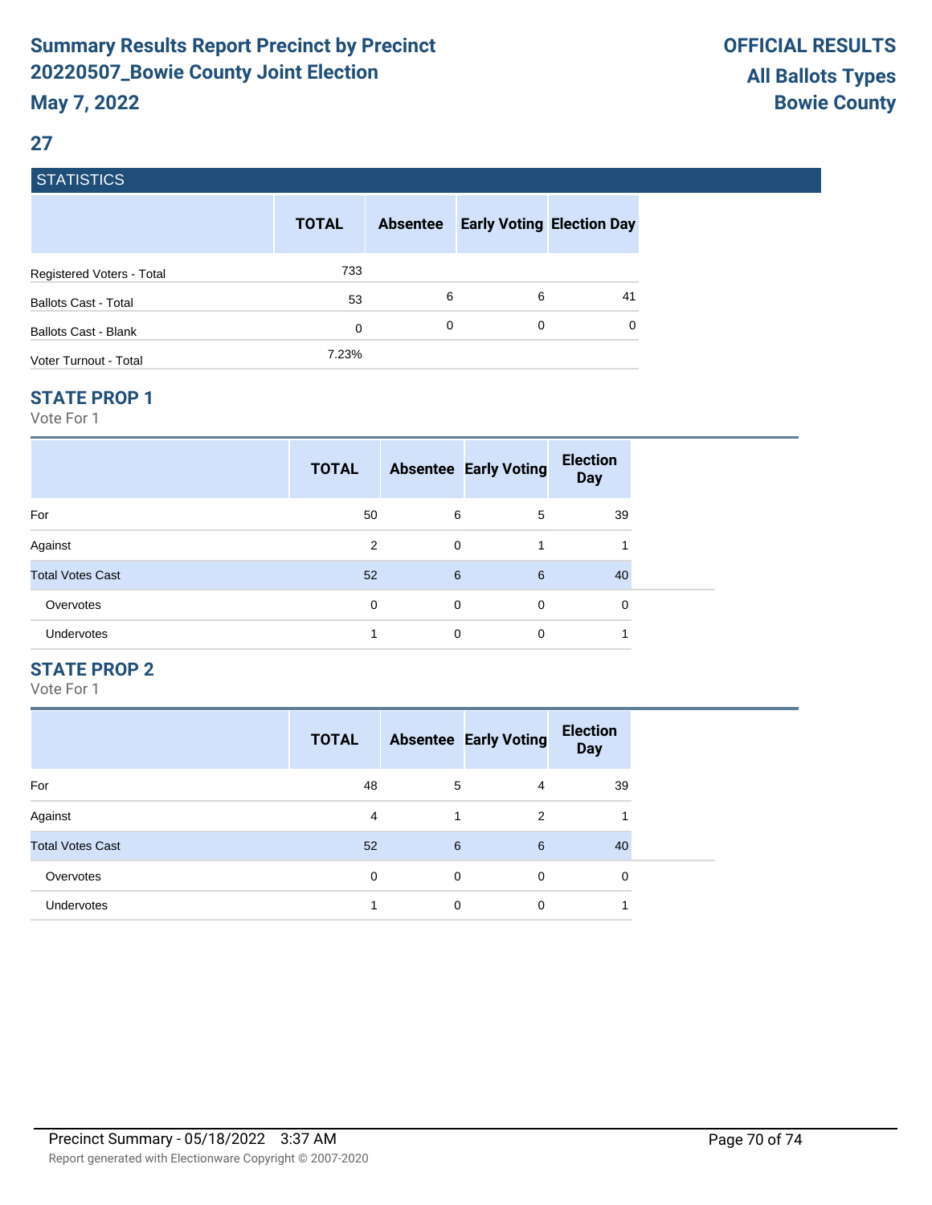# Summary Results Report Precinct by Precinct 20220507_Bowie County Joint Election

**May 7, 2022**

**OFFICIAL RESULTS**
**All Ballots Types**
**Bowie County**

## 27

### STATISTICS

| | TOTAL | Absentee | Early Voting | Election Day |
|---|---|---|---|---|
| Registered Voters - Total | 733 | | | |
| Ballots Cast - Total | 53 | 6 | 6 | 41 |
| Ballots Cast - Blank | 0 | 0 | 0 | 0 |
| Voter Turnout - Total | 7.23% | | | |

### STATE PROP 1

Vote For 1

| | TOTAL | Absentee | Early Voting | Election Day |
|---|---|---|---|---|
| For | 50 | 6 | 5 | 39 |
| Against | 2 | 0 | 1 | 1 |
| Total Votes Cast | 52 | 6 | 6 | 40 |
| Overvotes | 0 | 0 | 0 | 0 |
| Undervotes | 1 | 0 | 0 | 1 |

### STATE PROP 2

Vote For 1

| | TOTAL | Absentee | Early Voting | Election Day |
|---|---|---|---|---|
| For | 48 | 5 | 4 | 39 |
| Against | 4 | 1 | 2 | 1 |
| Total Votes Cast | 52 | 6 | 6 | 40 |
| Overvotes | 0 | 0 | 0 | 0 |
| Undervotes | 1 | 0 | 0 | 1 |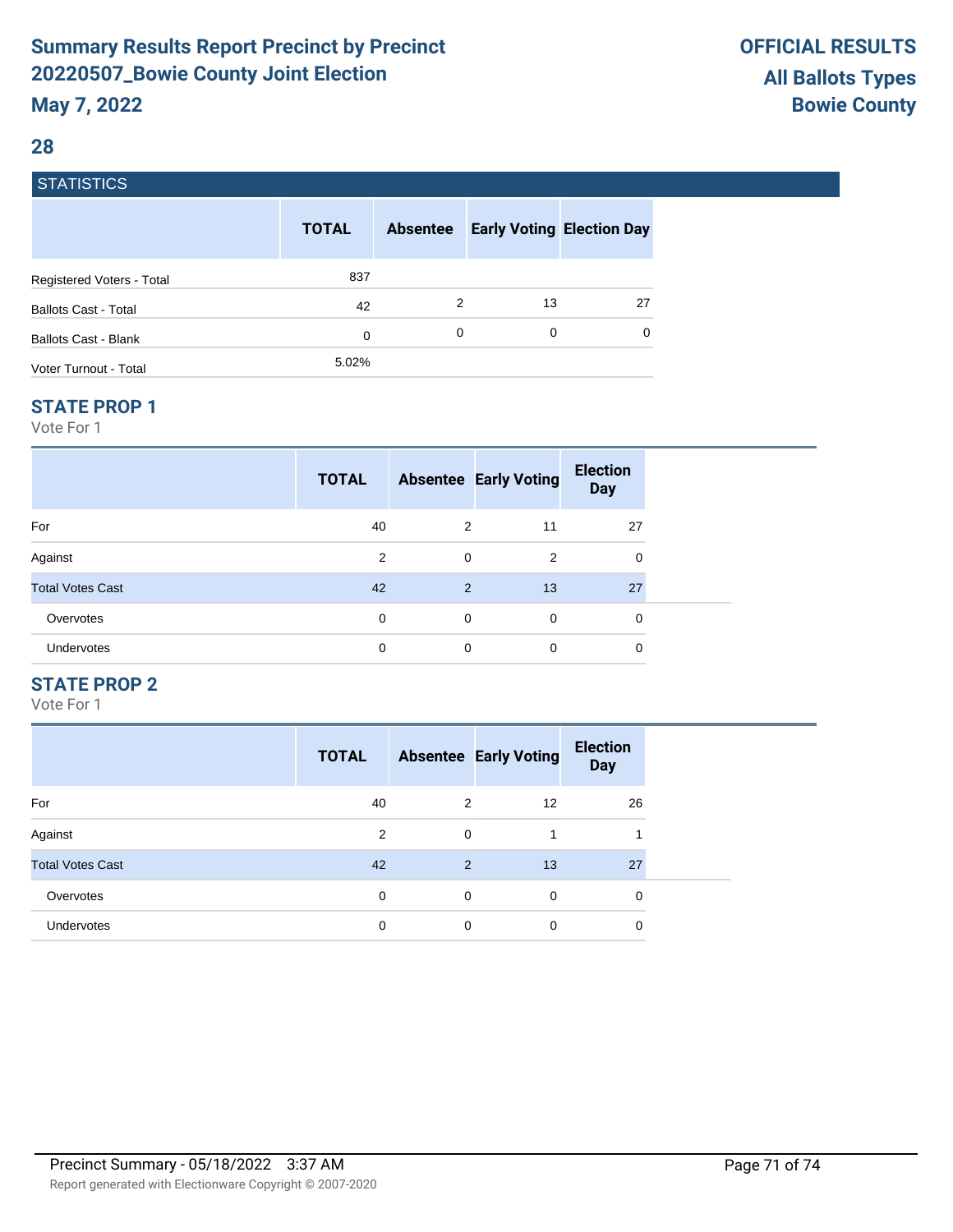# Summary Results Report Precinct by Precinct
# 20220507_Bowie County Joint Election
## May 7, 2022

**OFFICIAL RESULTS**
**All Ballots Types**
**Bowie County**

## 28

### STATISTICS

| | TOTAL | Absentee | Early Voting | Election Day |
|---|---|---|---|---|
| Registered Voters - Total | 837 | | | |
| Ballots Cast - Total | 42 | 2 | 13 | 27 |
| Ballots Cast - Blank | 0 | 0 | 0 | 0 |
| Voter Turnout - Total | 5.02% | | | |

### STATE PROP 1

Vote For 1

| | TOTAL | Absentee | Early Voting | Election Day |
|---|---|---|---|---|
| For | 40 | 2 | 11 | 27 |
| Against | 2 | 0 | 2 | 0 |
| Total Votes Cast | 42 | 2 | 13 | 27 |
| Overvotes | 0 | 0 | 0 | 0 |
| Undervotes | 0 | 0 | 0 | 0 |

### STATE PROP 2

Vote For 1

| | TOTAL | Absentee | Early Voting | Election Day |
|---|---|---|---|---|
| For | 40 | 2 | 12 | 26 |
| Against | 2 | 0 | 1 | 1 |
| Total Votes Cast | 42 | 2 | 13 | 27 |
| Overvotes | 0 | 0 | 0 | 0 |
| Undervotes | 0 | 0 | 0 | 0 |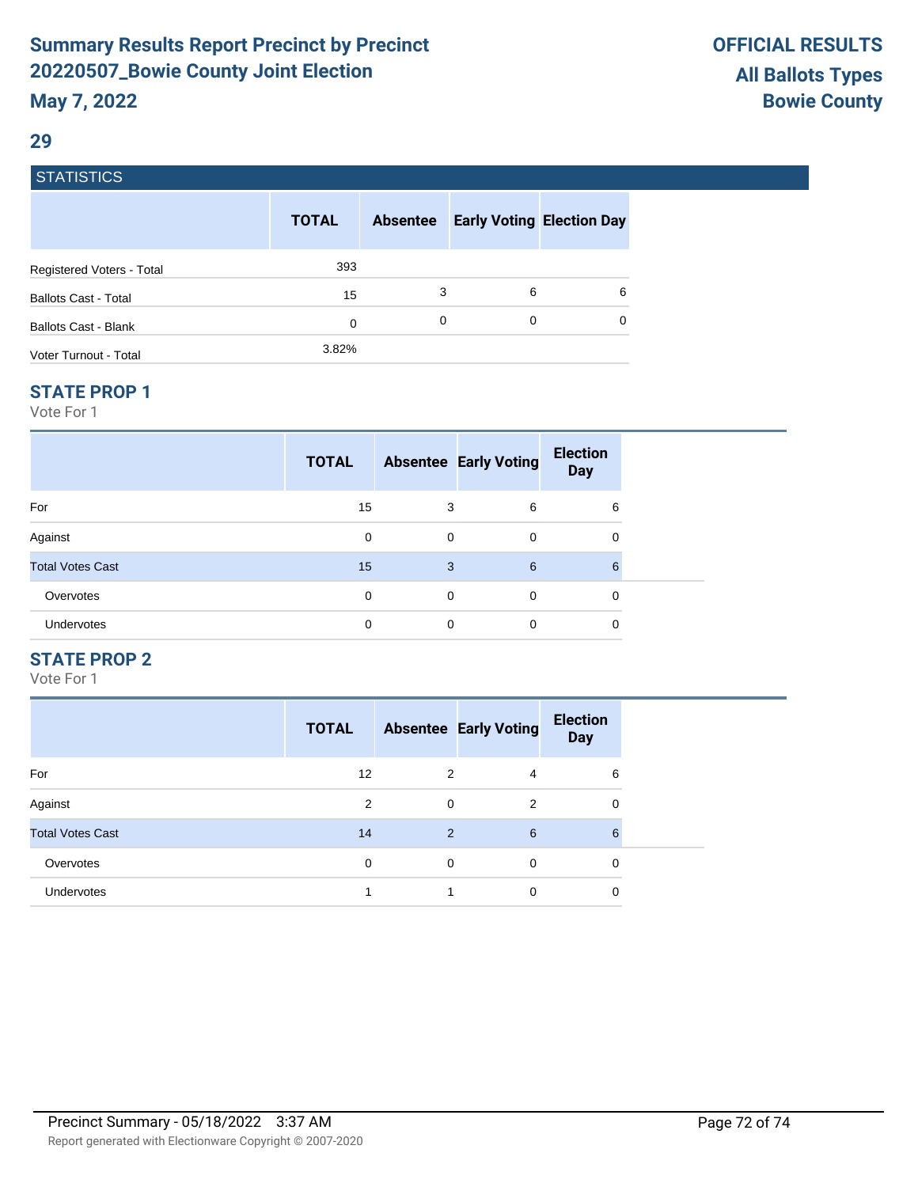# Summary Results Report Precinct by Precinct
## 20220507_Bowie County Joint Election
## May 7, 2022

**OFFICIAL RESULTS**
**All Ballots Types**
**Bowie County**

## 29

### STATISTICS

| | TOTAL | Absentee | Early Voting | Election Day |
|---|---|---|---|---|
| Registered Voters - Total | 393 | | | |
| Ballots Cast - Total | 15 | 3 | 6 | 6 |
| Ballots Cast - Blank | 0 | 0 | 0 | 0 |
| Voter Turnout - Total | 3.82% | | | |

### STATE PROP 1

Vote For 1

| | TOTAL | Absentee | Early Voting | Election Day |
|---|---|---|---|---|
| For | 15 | 3 | 6 | 6 |
| Against | 0 | 0 | 0 | 0 |
| Total Votes Cast | 15 | 3 | 6 | 6 |
| Overvotes | 0 | 0 | 0 | 0 |
| Undervotes | 0 | 0 | 0 | 0 |

### STATE PROP 2

Vote For 1

| | TOTAL | Absentee | Early Voting | Election Day |
|---|---|---|---|---|
| For | 12 | 2 | 4 | 6 |
| Against | 2 | 0 | 2 | 0 |
| Total Votes Cast | 14 | 2 | 6 | 6 |
| Overvotes | 0 | 0 | 0 | 0 |
| Undervotes | 1 | 1 | 0 | 0 |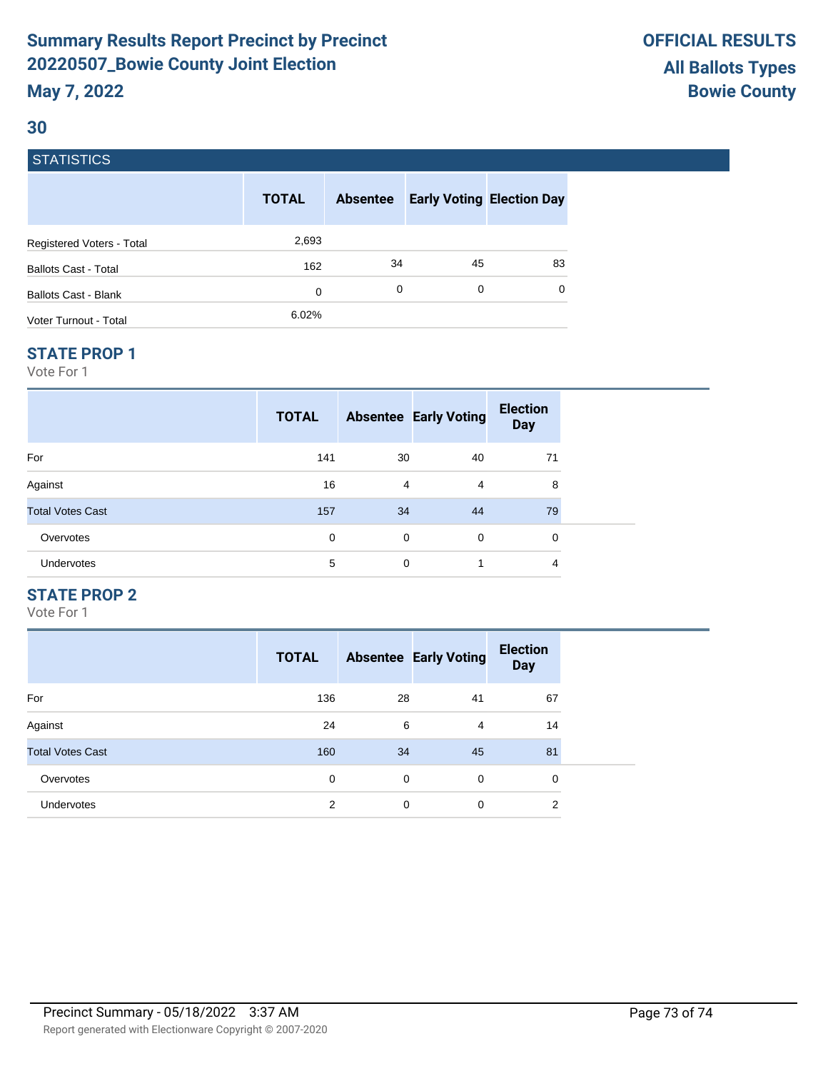## 30

### STATISTICS

| | TOTAL | Absentee | Early Voting | Election Day |
|---|---|---|---|---|
| Registered Voters - Total | 2,693 | | | |
| Ballots Cast - Total | 162 | 34 | 45 | 83 |
| Ballots Cast - Blank | 0 | 0 | 0 | 0 |
| Voter Turnout - Total | 6.02% | | | |

### STATE PROP 1

Vote For 1

| | TOTAL | Absentee | Early Voting | Election Day |
|---|---|---|---|---|
| For | 141 | 30 | 40 | 71 |
| Against | 16 | 4 | 4 | 8 |
| Total Votes Cast | 157 | 34 | 44 | 79 |
| Overvotes | 0 | 0 | 0 | 0 |
| Undervotes | 5 | 0 | 1 | 4 |

### STATE PROP 2

Vote For 1

| | TOTAL | Absentee | Early Voting | Election Day |
|---|---|---|---|---|
| For | 136 | 28 | 41 | 67 |
| Against | 24 | 6 | 4 | 14 |
| Total Votes Cast | 160 | 34 | 45 | 81 |
| Overvotes | 0 | 0 | 0 | 0 |
| Undervotes | 2 | 0 | 0 | 2 |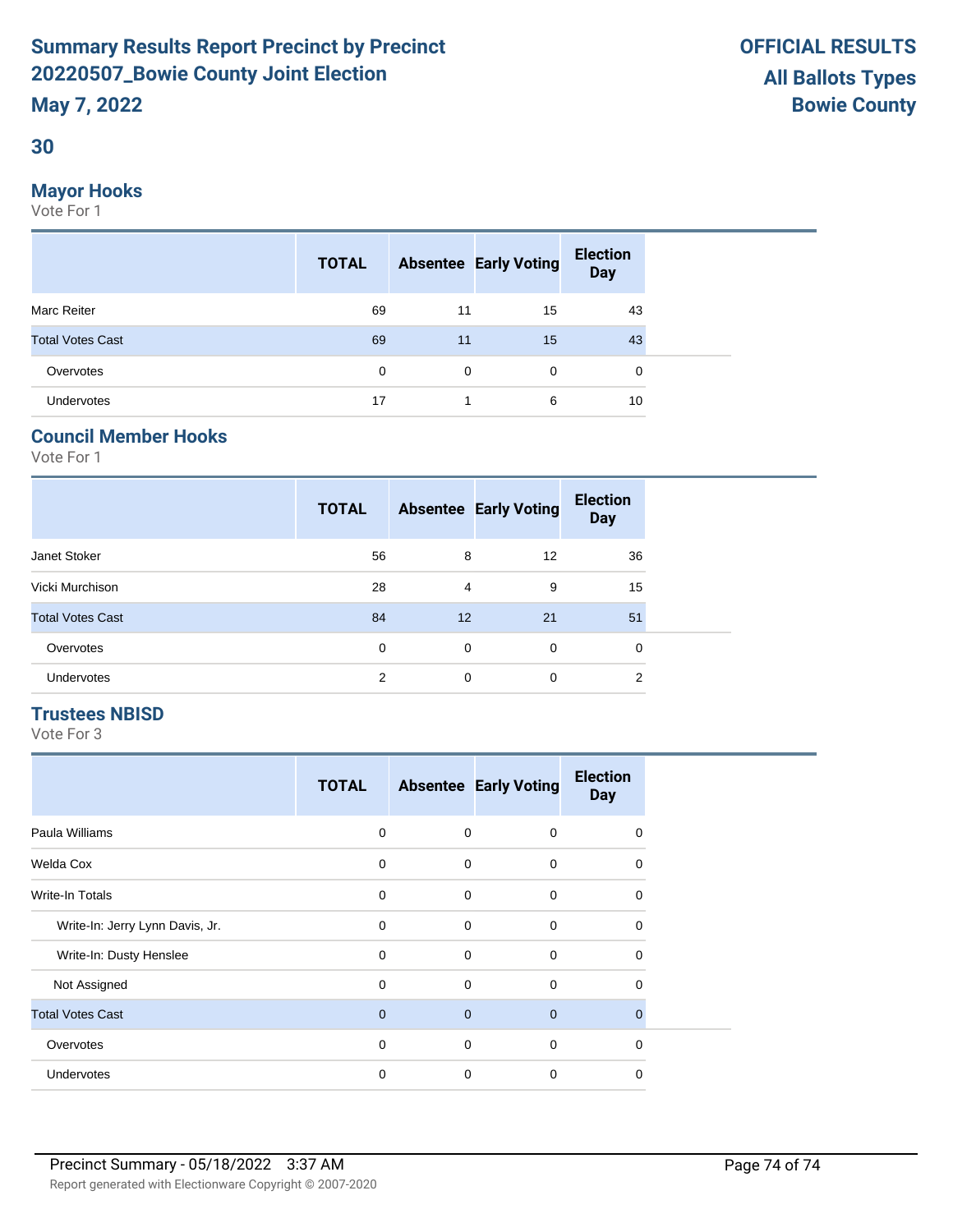# Summary Results Report Precinct by Precinct 20220507_Bowie County Joint Election

**May 7, 2022**

**OFFICIAL RESULTS**
**All Ballots Types**
**Bowie County**

## 30

### Mayor Hooks

Vote For 1

| | TOTAL | Absentee | Early Voting | Election Day |
|---|---|---|---|---|
| Marc Reiter | 69 | 11 | 15 | 43 |
| Total Votes Cast | 69 | 11 | 15 | 43 |
| Overvotes | 0 | 0 | 0 | 0 |
| Undervotes | 17 | 1 | 6 | 10 |

### Council Member Hooks

Vote For 1

| | TOTAL | Absentee | Early Voting | Election Day |
|---|---|---|---|---|
| Janet Stoker | 56 | 8 | 12 | 36 |
| Vicki Murchison | 28 | 4 | 9 | 15 |
| Total Votes Cast | 84 | 12 | 21 | 51 |
| Overvotes | 0 | 0 | 0 | 0 |
| Undervotes | 2 | 0 | 0 | 2 |

### Trustees NBISD

Vote For 3

| | TOTAL | Absentee | Early Voting | Election Day |
|---|---|---|---|---|
| Paula Williams | 0 | 0 | 0 | 0 |
| Welda Cox | 0 | 0 | 0 | 0 |
| Write-In Totals | 0 | 0 | 0 | 0 |
| Write-In: Jerry Lynn Davis, Jr. | 0 | 0 | 0 | 0 |
| Write-In: Dusty Henslee | 0 | 0 | 0 | 0 |
| Not Assigned | 0 | 0 | 0 | 0 |
| Total Votes Cast | 0 | 0 | 0 | 0 |
| Overvotes | 0 | 0 | 0 | 0 |
| Undervotes | 0 | 0 | 0 | 0 |